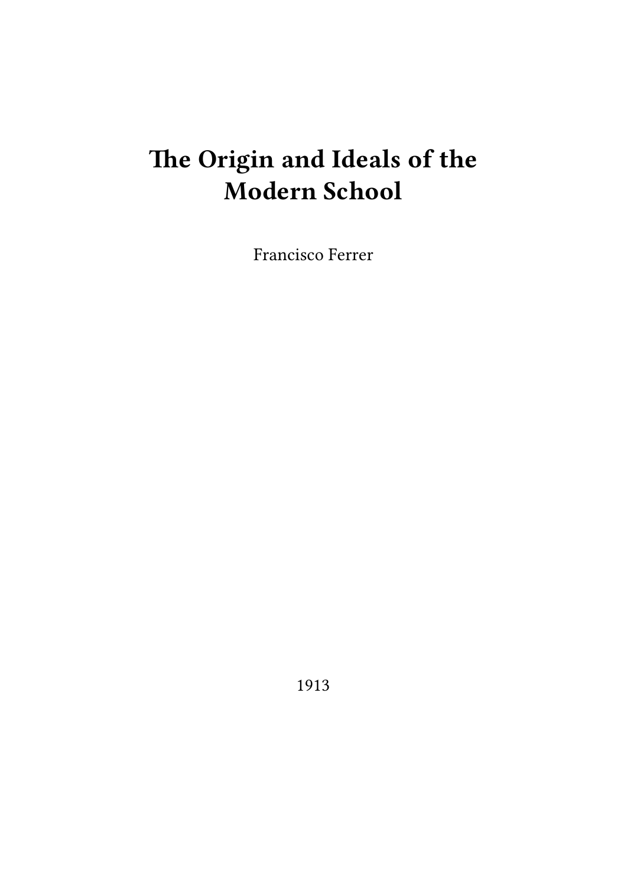# The Origin and Ideals of the Modern School

Francisco Ferrer

1913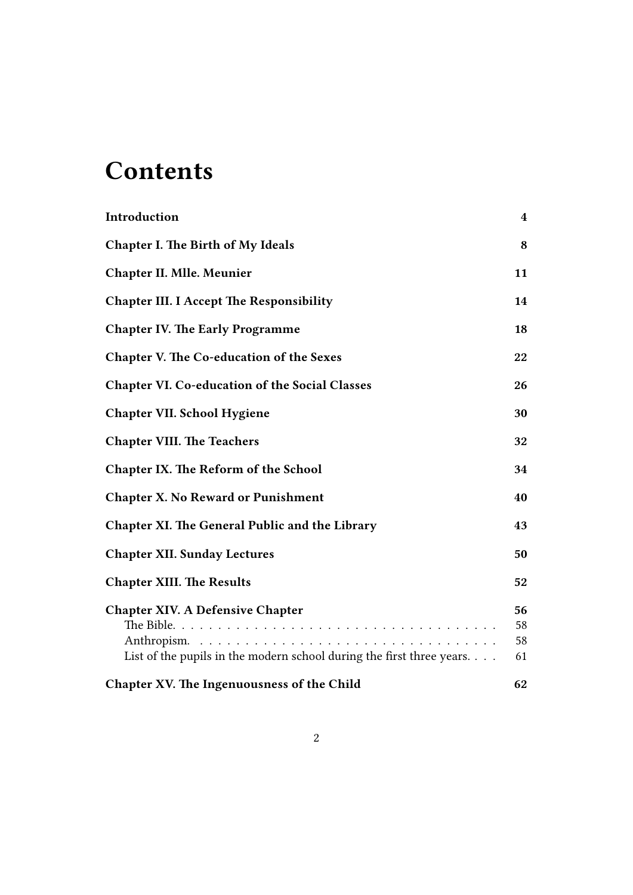# Contents

| | |
|---|---|
| **Introduction** | **4** |
| **Chapter I. The Birth of My Ideals** | **8** |
| **Chapter II. Mlle. Meunier** | **11** |
| **Chapter III. I Accept The Responsibility** | **14** |
| **Chapter IV. The Early Programme** | **18** |
| **Chapter V. The Co-education of the Sexes** | **22** |
| **Chapter VI. Co-education of the Social Classes** | **26** |
| **Chapter VII. School Hygiene** | **30** |
| **Chapter VIII. The Teachers** | **32** |
| **Chapter IX. The Reform of the School** | **34** |
| **Chapter X. No Reward or Punishment** | **40** |
| **Chapter XI. The General Public and the Library** | **43** |
| **Chapter XII. Sunday Lectures** | **50** |
| **Chapter XIII. The Results** | **52** |
| **Chapter XIV. A Defensive Chapter** | **56** |
| The Bible. | 58 |
| Anthropism. | 58 |
| List of the pupils in the modern school during the first three years. | 61 |
| **Chapter XV. The Ingenuousness of the Child** | **62** |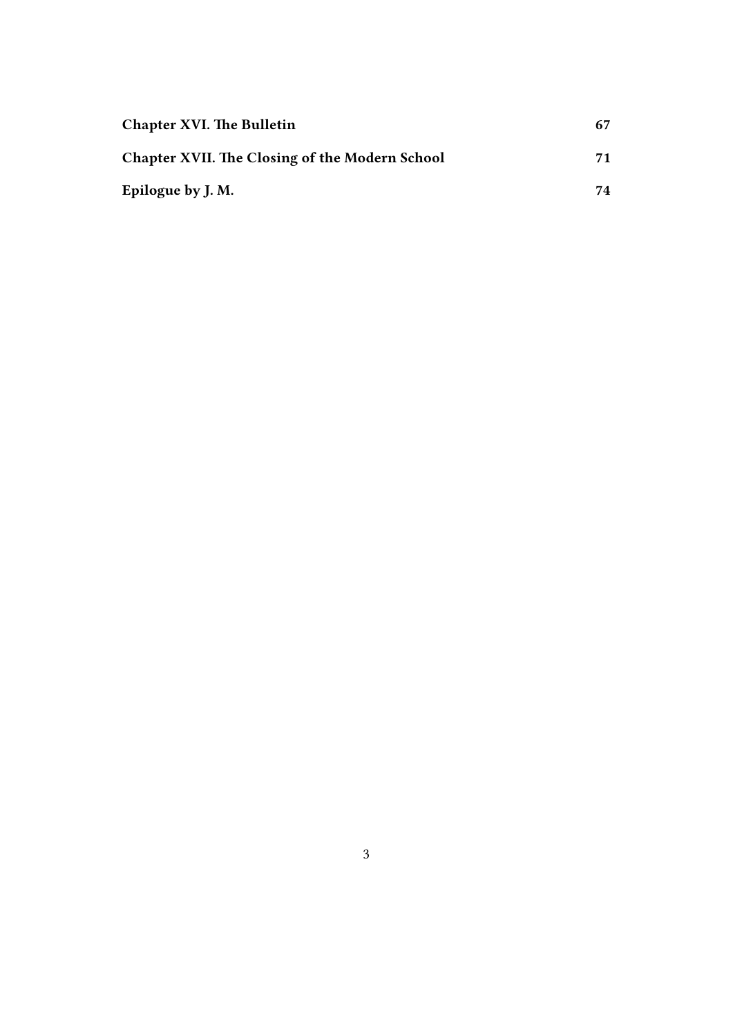**Chapter XVI. The Bulletin** 67

**Chapter XVII. The Closing of the Modern School** 71

**Epilogue by J. M.** 74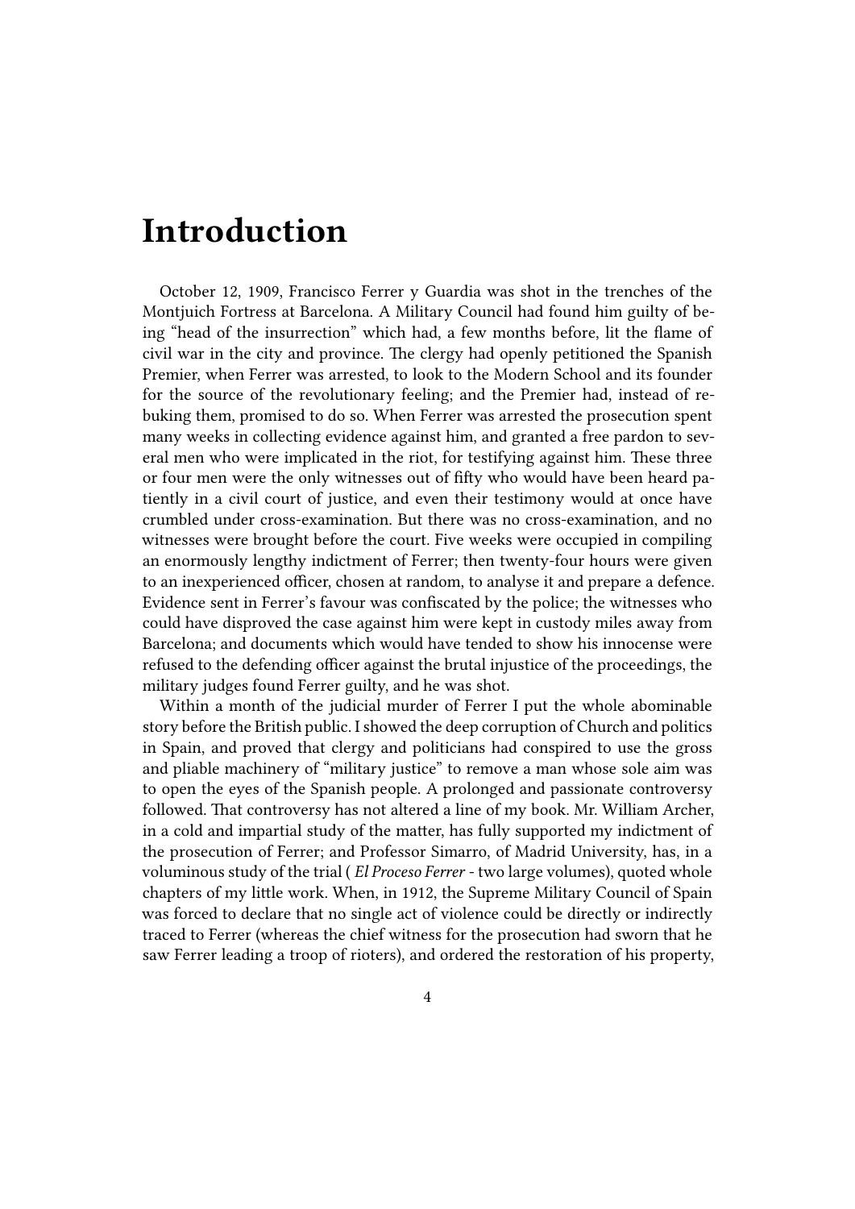# Introduction

October 12, 1909, Francisco Ferrer y Guardia was shot in the trenches of the Montjuich Fortress at Barcelona. A Military Council had found him guilty of being "head of the insurrection" which had, a few months before, lit the flame of civil war in the city and province. The clergy had openly petitioned the Spanish Premier, when Ferrer was arrested, to look to the Modern School and its founder for the source of the revolutionary feeling; and the Premier had, instead of rebuking them, promised to do so. When Ferrer was arrested the prosecution spent many weeks in collecting evidence against him, and granted a free pardon to several men who were implicated in the riot, for testifying against him. These three or four men were the only witnesses out of fifty who would have been heard patiently in a civil court of justice, and even their testimony would at once have crumbled under cross-examination. But there was no cross-examination, and no witnesses were brought before the court. Five weeks were occupied in compiling an enormously lengthy indictment of Ferrer; then twenty-four hours were given to an inexperienced officer, chosen at random, to analyse it and prepare a defence. Evidence sent in Ferrer's favour was confiscated by the police; the witnesses who could have disproved the case against him were kept in custody miles away from Barcelona; and documents which would have tended to show his innocense were refused to the defending officer against the brutal injustice of the proceedings, the military judges found Ferrer guilty, and he was shot.

Within a month of the judicial murder of Ferrer I put the whole abominable story before the British public. I showed the deep corruption of Church and politics in Spain, and proved that clergy and politicians had conspired to use the gross and pliable machinery of "military justice" to remove a man whose sole aim was to open the eyes of the Spanish people. A prolonged and passionate controversy followed. That controversy has not altered a line of my book. Mr. William Archer, in a cold and impartial study of the matter, has fully supported my indictment of the prosecution of Ferrer; and Professor Simarro, of Madrid University, has, in a voluminous study of the trial ( *El Proceso Ferrer* - two large volumes), quoted whole chapters of my little work. When, in 1912, the Supreme Military Council of Spain was forced to declare that no single act of violence could be directly or indirectly traced to Ferrer (whereas the chief witness for the prosecution had sworn that he saw Ferrer leading a troop of rioters), and ordered the restoration of his property,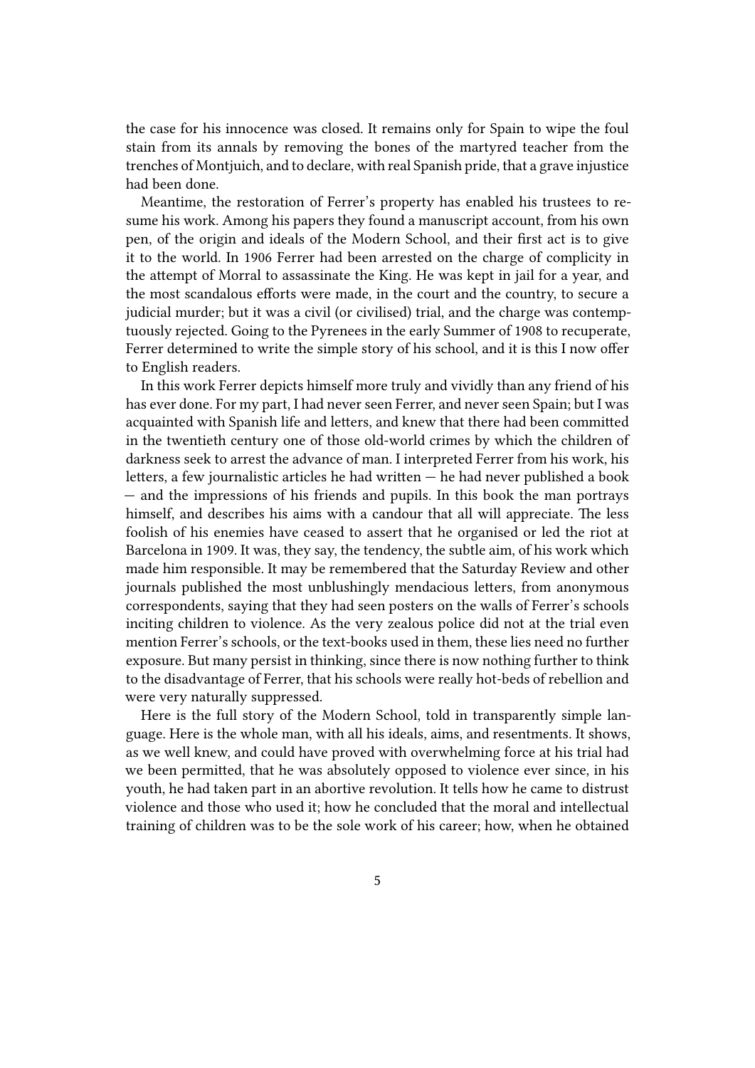the case for his innocence was closed. It remains only for Spain to wipe the foul stain from its annals by removing the bones of the martyred teacher from the trenches of Montjuich, and to declare, with real Spanish pride, that a grave injustice had been done.

Meantime, the restoration of Ferrer's property has enabled his trustees to resume his work. Among his papers they found a manuscript account, from his own pen, of the origin and ideals of the Modern School, and their first act is to give it to the world. In 1906 Ferrer had been arrested on the charge of complicity in the attempt of Morral to assassinate the King. He was kept in jail for a year, and the most scandalous efforts were made, in the court and the country, to secure a judicial murder; but it was a civil (or civilised) trial, and the charge was contemptuously rejected. Going to the Pyrenees in the early Summer of 1908 to recuperate, Ferrer determined to write the simple story of his school, and it is this I now offer to English readers.

In this work Ferrer depicts himself more truly and vividly than any friend of his has ever done. For my part, I had never seen Ferrer, and never seen Spain; but I was acquainted with Spanish life and letters, and knew that there had been committed in the twentieth century one of those old-world crimes by which the children of darkness seek to arrest the advance of man. I interpreted Ferrer from his work, his letters, a few journalistic articles he had written — he had never published a book — and the impressions of his friends and pupils. In this book the man portrays himself, and describes his aims with a candour that all will appreciate. The less foolish of his enemies have ceased to assert that he organised or led the riot at Barcelona in 1909. It was, they say, the tendency, the subtle aim, of his work which made him responsible. It may be remembered that the Saturday Review and other journals published the most unblushingly mendacious letters, from anonymous correspondents, saying that they had seen posters on the walls of Ferrer's schools inciting children to violence. As the very zealous police did not at the trial even mention Ferrer's schools, or the text-books used in them, these lies need no further exposure. But many persist in thinking, since there is now nothing further to think to the disadvantage of Ferrer, that his schools were really hot-beds of rebellion and were very naturally suppressed.

Here is the full story of the Modern School, told in transparently simple language. Here is the whole man, with all his ideals, aims, and resentments. It shows, as we well knew, and could have proved with overwhelming force at his trial had we been permitted, that he was absolutely opposed to violence ever since, in his youth, he had taken part in an abortive revolution. It tells how he came to distrust violence and those who used it; how he concluded that the moral and intellectual training of children was to be the sole work of his career; how, when he obtained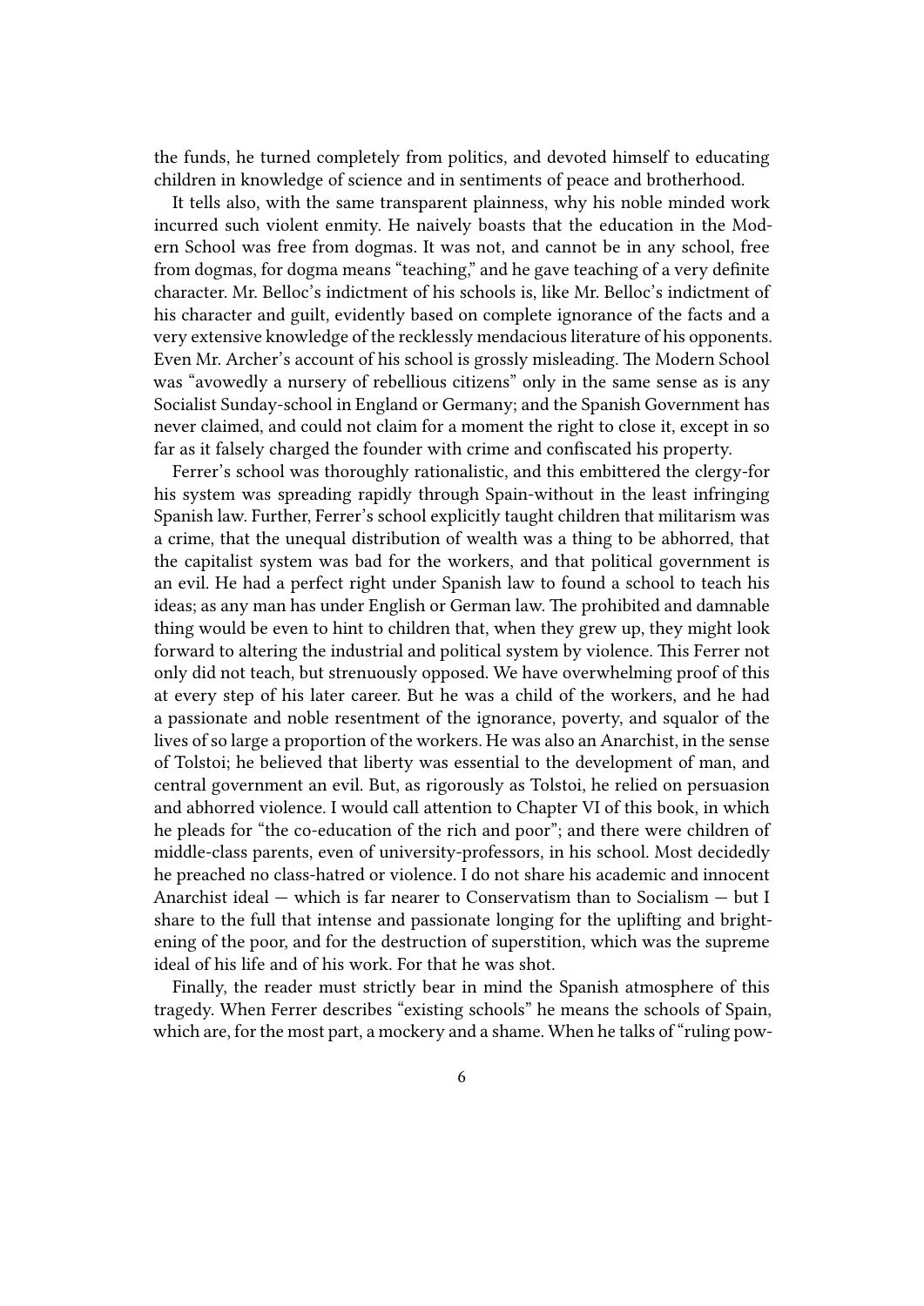the funds, he turned completely from politics, and devoted himself to educating children in knowledge of science and in sentiments of peace and brotherhood.

It tells also, with the same transparent plainness, why his noble minded work incurred such violent enmity. He naively boasts that the education in the Modern School was free from dogmas. It was not, and cannot be in any school, free from dogmas, for dogma means "teaching," and he gave teaching of a very definite character. Mr. Belloc's indictment of his schools is, like Mr. Belloc's indictment of his character and guilt, evidently based on complete ignorance of the facts and a very extensive knowledge of the recklessly mendacious literature of his opponents. Even Mr. Archer's account of his school is grossly misleading. The Modern School was "avowedly a nursery of rebellious citizens" only in the same sense as is any Socialist Sunday-school in England or Germany; and the Spanish Government has never claimed, and could not claim for a moment the right to close it, except in so far as it falsely charged the founder with crime and confiscated his property.

Ferrer's school was thoroughly rationalistic, and this embittered the clergy-for his system was spreading rapidly through Spain-without in the least infringing Spanish law. Further, Ferrer's school explicitly taught children that militarism was a crime, that the unequal distribution of wealth was a thing to be abhorred, that the capitalist system was bad for the workers, and that political government is an evil. He had a perfect right under Spanish law to found a school to teach his ideas; as any man has under English or German law. The prohibited and damnable thing would be even to hint to children that, when they grew up, they might look forward to altering the industrial and political system by violence. This Ferrer not only did not teach, but strenuously opposed. We have overwhelming proof of this at every step of his later career. But he was a child of the workers, and he had a passionate and noble resentment of the ignorance, poverty, and squalor of the lives of so large a proportion of the workers. He was also an Anarchist, in the sense of Tolstoi; he believed that liberty was essential to the development of man, and central government an evil. But, as rigorously as Tolstoi, he relied on persuasion and abhorred violence. I would call attention to Chapter VI of this book, in which he pleads for "the co-education of the rich and poor"; and there were children of middle-class parents, even of university-professors, in his school. Most decidedly he preached no class-hatred or violence. I do not share his academic and innocent Anarchist ideal — which is far nearer to Conservatism than to Socialism — but I share to the full that intense and passionate longing for the uplifting and brightening of the poor, and for the destruction of superstition, which was the supreme ideal of his life and of his work. For that he was shot.

Finally, the reader must strictly bear in mind the Spanish atmosphere of this tragedy. When Ferrer describes "existing schools" he means the schools of Spain, which are, for the most part, a mockery and a shame. When he talks of "ruling pow-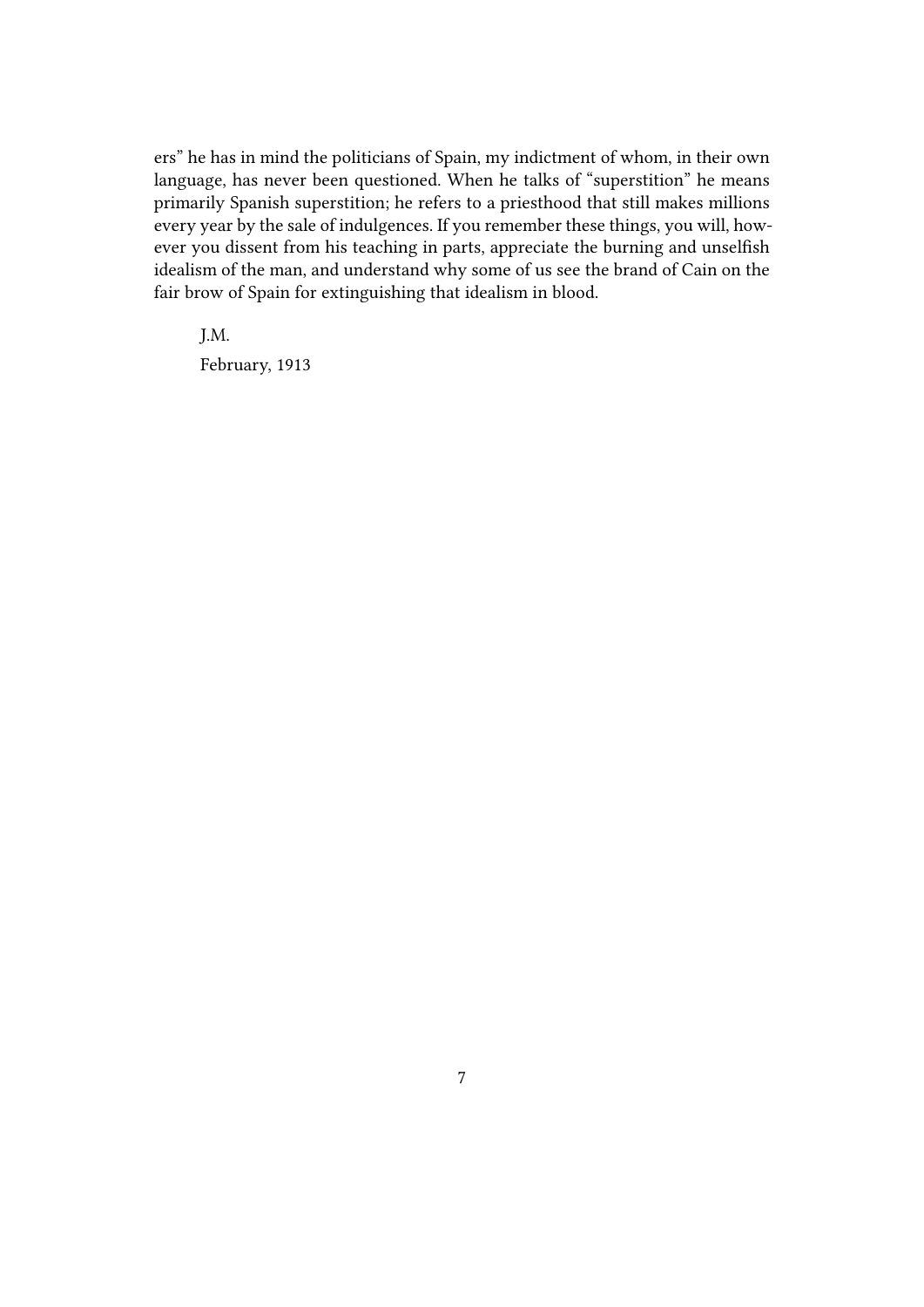ers" he has in mind the politicians of Spain, my indictment of whom, in their own language, has never been questioned. When he talks of "superstition" he means primarily Spanish superstition; he refers to a priesthood that still makes millions every year by the sale of indulgences. If you remember these things, you will, however you dissent from his teaching in parts, appreciate the burning and unselfish idealism of the man, and understand why some of us see the brand of Cain on the fair brow of Spain for extinguishing that idealism in blood.

J.M.

February, 1913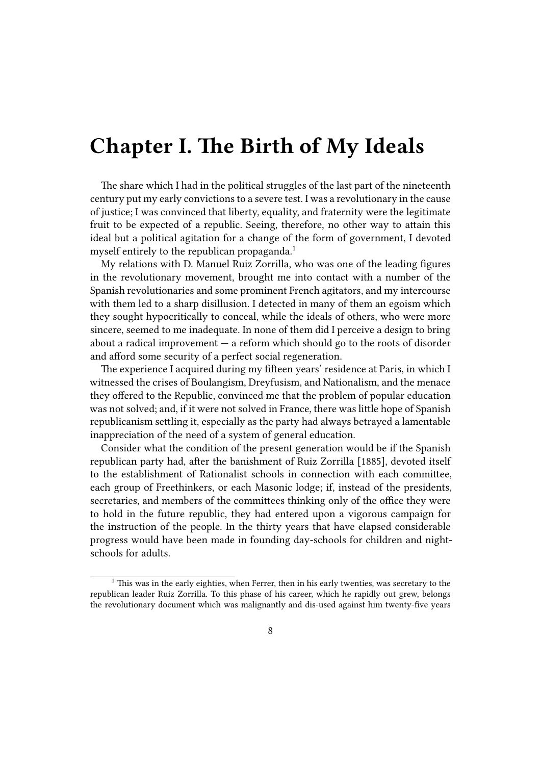# Chapter I. The Birth of My Ideals

The share which I had in the political struggles of the last part of the nineteenth century put my early convictions to a severe test. I was a revolutionary in the cause of justice; I was convinced that liberty, equality, and fraternity were the legitimate fruit to be expected of a republic. Seeing, therefore, no other way to attain this ideal but a political agitation for a change of the form of government, I devoted myself entirely to the republican propaganda.[1]

My relations with D. Manuel Ruiz Zorrilla, who was one of the leading figures in the revolutionary movement, brought me into contact with a number of the Spanish revolutionaries and some prominent French agitators, and my intercourse with them led to a sharp disillusion. I detected in many of them an egoism which they sought hypocritically to conceal, while the ideals of others, who were more sincere, seemed to me inadequate. In none of them did I perceive a design to bring about a radical improvement — a reform which should go to the roots of disorder and afford some security of a perfect social regeneration.

The experience I acquired during my fifteen years' residence at Paris, in which I witnessed the crises of Boulangism, Dreyfusism, and Nationalism, and the menace they offered to the Republic, convinced me that the problem of popular education was not solved; and, if it were not solved in France, there was little hope of Spanish republicanism settling it, especially as the party had always betrayed a lamentable inappreciation of the need of a system of general education.

Consider what the condition of the present generation would be if the Spanish republican party had, after the banishment of Ruiz Zorrilla [1885], devoted itself to the establishment of Rationalist schools in connection with each committee, each group of Freethinkers, or each Masonic lodge; if, instead of the presidents, secretaries, and members of the committees thinking only of the office they were to hold in the future republic, they had entered upon a vigorous campaign for the instruction of the people. In the thirty years that have elapsed considerable progress would have been made in founding day-schools for children and night-schools for adults.

[1] This was in the early eighties, when Ferrer, then in his early twenties, was secretary to the republican leader Ruiz Zorrilla. To this phase of his career, which he rapidly out grew, belongs the revolutionary document which was malignantly and dis-used against him twenty-five years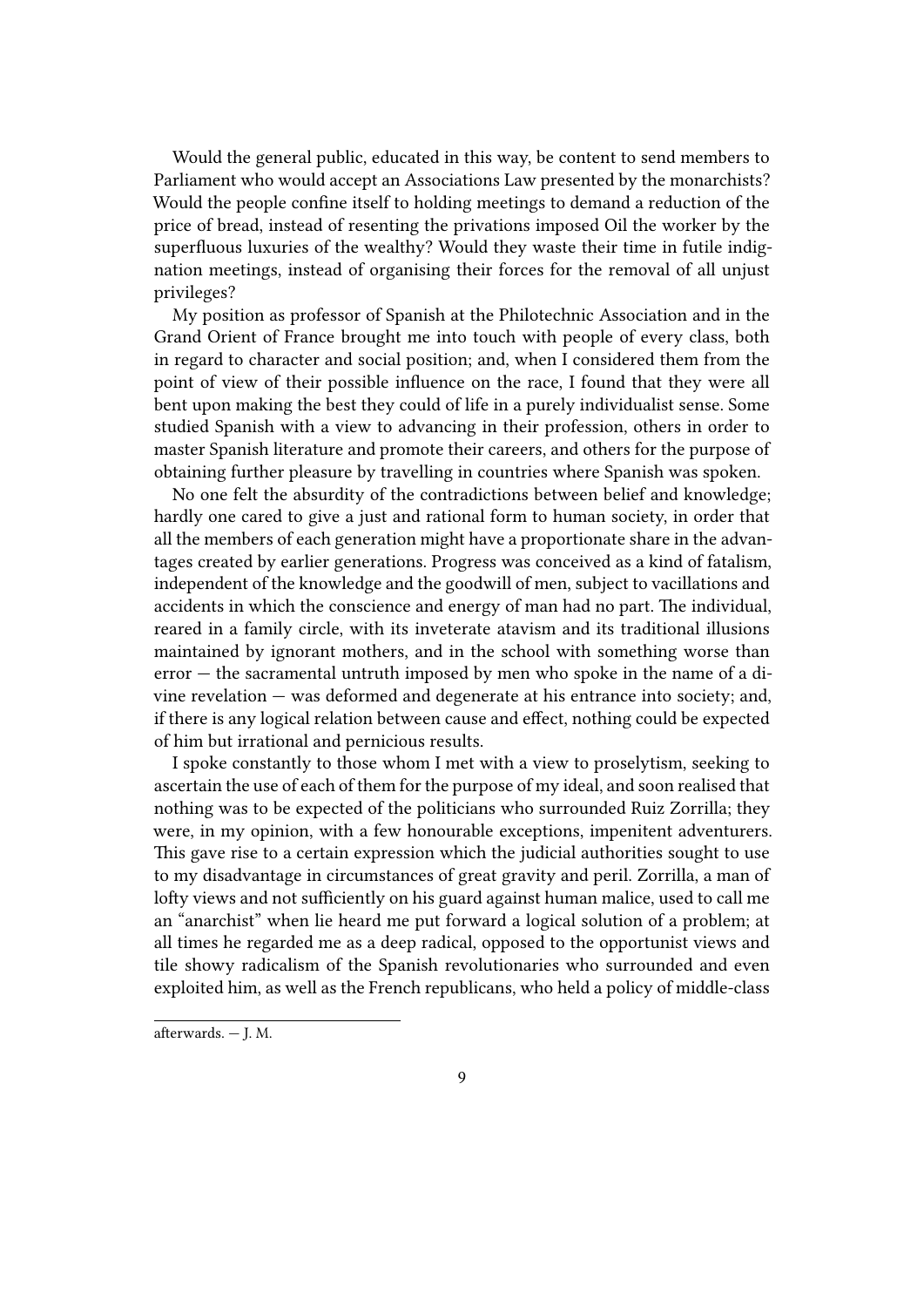Would the general public, educated in this way, be content to send members to Parliament who would accept an Associations Law presented by the monarchists? Would the people confine itself to holding meetings to demand a reduction of the price of bread, instead of resenting the privations imposed Oil the worker by the superfluous luxuries of the wealthy? Would they waste their time in futile indignation meetings, instead of organising their forces for the removal of all unjust privileges?

My position as professor of Spanish at the Philotechnic Association and in the Grand Orient of France brought me into touch with people of every class, both in regard to character and social position; and, when I considered them from the point of view of their possible influence on the race, I found that they were all bent upon making the best they could of life in a purely individualist sense. Some studied Spanish with a view to advancing in their profession, others in order to master Spanish literature and promote their careers, and others for the purpose of obtaining further pleasure by travelling in countries where Spanish was spoken.

No one felt the absurdity of the contradictions between belief and knowledge; hardly one cared to give a just and rational form to human society, in order that all the members of each generation might have a proportionate share in the advantages created by earlier generations. Progress was conceived as a kind of fatalism, independent of the knowledge and the goodwill of men, subject to vacillations and accidents in which the conscience and energy of man had no part. The individual, reared in a family circle, with its inveterate atavism and its traditional illusions maintained by ignorant mothers, and in the school with something worse than error — the sacramental untruth imposed by men who spoke in the name of a divine revelation — was deformed and degenerate at his entrance into society; and, if there is any logical relation between cause and effect, nothing could be expected of him but irrational and pernicious results.

I spoke constantly to those whom I met with a view to proselytism, seeking to ascertain the use of each of them for the purpose of my ideal, and soon realised that nothing was to be expected of the politicians who surrounded Ruiz Zorrilla; they were, in my opinion, with a few honourable exceptions, impenitent adventurers. This gave rise to a certain expression which the judicial authorities sought to use to my disadvantage in circumstances of great gravity and peril. Zorrilla, a man of lofty views and not sufficiently on his guard against human malice, used to call me an "anarchist" when lie heard me put forward a logical solution of a problem; at all times he regarded me as a deep radical, opposed to the opportunist views and tile showy radicalism of the Spanish revolutionaries who surrounded and even exploited him, as well as the French republicans, who held a policy of middle-class

afterwards. — J. M.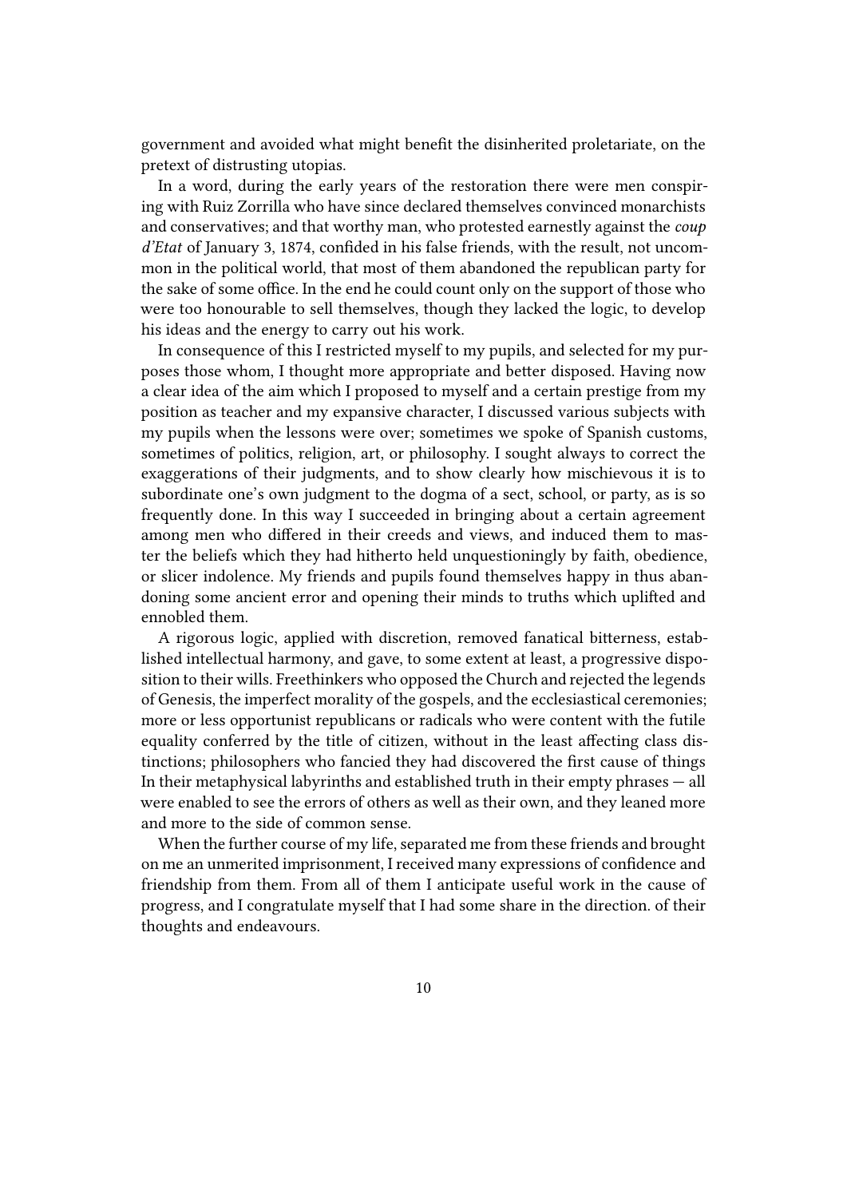government and avoided what might benefit the disinherited proletariate, on the pretext of distrusting utopias.

In a word, during the early years of the restoration there were men conspiring with Ruiz Zorrilla who have since declared themselves convinced monarchists and conservatives; and that worthy man, who protested earnestly against the *coup d'Etat* of January 3, 1874, confided in his false friends, with the result, not uncommon in the political world, that most of them abandoned the republican party for the sake of some office. In the end he could count only on the support of those who were too honourable to sell themselves, though they lacked the logic, to develop his ideas and the energy to carry out his work.

In consequence of this I restricted myself to my pupils, and selected for my purposes those whom, I thought more appropriate and better disposed. Having now a clear idea of the aim which I proposed to myself and a certain prestige from my position as teacher and my expansive character, I discussed various subjects with my pupils when the lessons were over; sometimes we spoke of Spanish customs, sometimes of politics, religion, art, or philosophy. I sought always to correct the exaggerations of their judgments, and to show clearly how mischievous it is to subordinate one's own judgment to the dogma of a sect, school, or party, as is so frequently done. In this way I succeeded in bringing about a certain agreement among men who differed in their creeds and views, and induced them to master the beliefs which they had hitherto held unquestioningly by faith, obedience, or slicer indolence. My friends and pupils found themselves happy in thus abandoning some ancient error and opening their minds to truths which uplifted and ennobled them.

A rigorous logic, applied with discretion, removed fanatical bitterness, established intellectual harmony, and gave, to some extent at least, a progressive disposition to their wills. Freethinkers who opposed the Church and rejected the legends of Genesis, the imperfect morality of the gospels, and the ecclesiastical ceremonies; more or less opportunist republicans or radicals who were content with the futile equality conferred by the title of citizen, without in the least affecting class distinctions; philosophers who fancied they had discovered the first cause of things In their metaphysical labyrinths and established truth in their empty phrases — all were enabled to see the errors of others as well as their own, and they leaned more and more to the side of common sense.

When the further course of my life, separated me from these friends and brought on me an unmerited imprisonment, I received many expressions of confidence and friendship from them. From all of them I anticipate useful work in the cause of progress, and I congratulate myself that I had some share in the direction. of their thoughts and endeavours.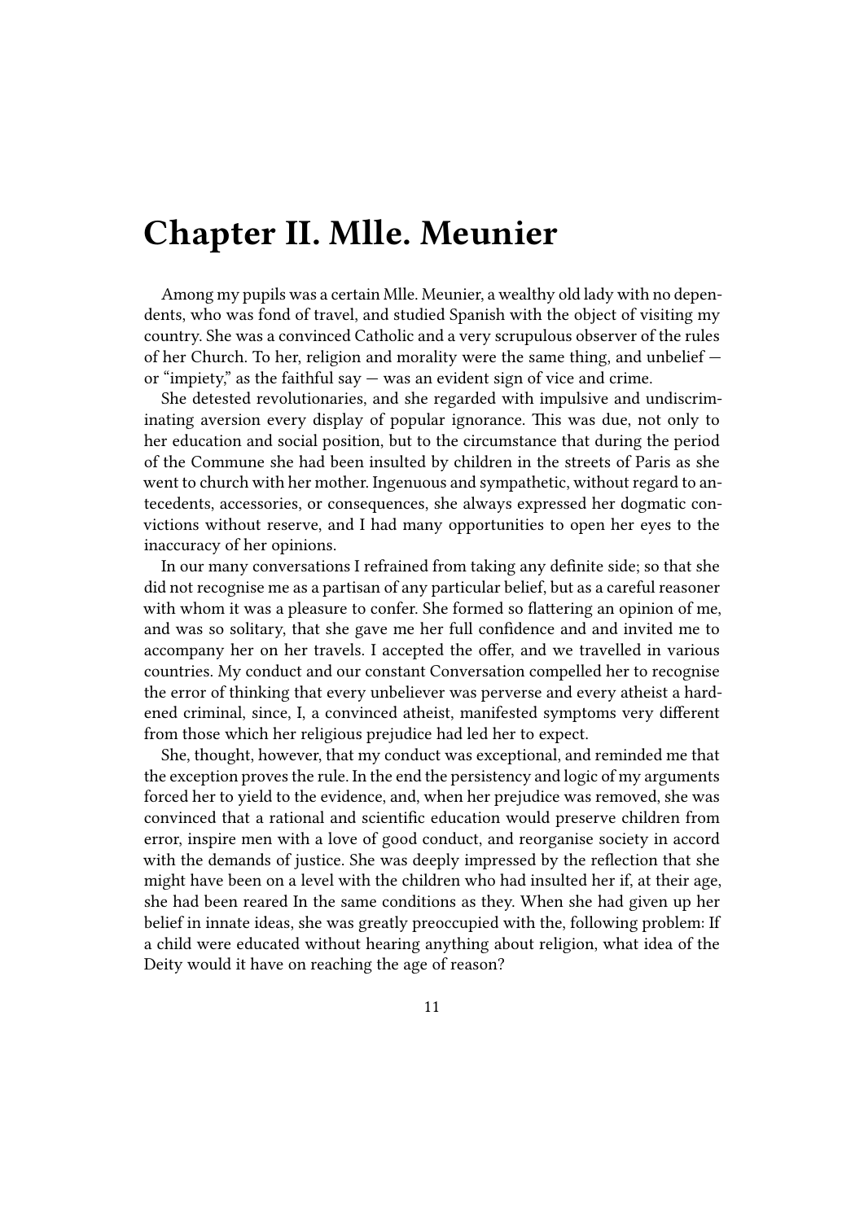# Chapter II. Mlle. Meunier

Among my pupils was a certain Mlle. Meunier, a wealthy old lady with no dependents, who was fond of travel, and studied Spanish with the object of visiting my country. She was a convinced Catholic and a very scrupulous observer of the rules of her Church. To her, religion and morality were the same thing, and unbelief — or "impiety," as the faithful say — was an evident sign of vice and crime.

She detested revolutionaries, and she regarded with impulsive and undiscriminating aversion every display of popular ignorance. This was due, not only to her education and social position, but to the circumstance that during the period of the Commune she had been insulted by children in the streets of Paris as she went to church with her mother. Ingenuous and sympathetic, without regard to antecedents, accessories, or consequences, she always expressed her dogmatic convictions without reserve, and I had many opportunities to open her eyes to the inaccuracy of her opinions.

In our many conversations I refrained from taking any definite side; so that she did not recognise me as a partisan of any particular belief, but as a careful reasoner with whom it was a pleasure to confer. She formed so flattering an opinion of me, and was so solitary, that she gave me her full confidence and and invited me to accompany her on her travels. I accepted the offer, and we travelled in various countries. My conduct and our constant Conversation compelled her to recognise the error of thinking that every unbeliever was perverse and every atheist a hardened criminal, since, I, a convinced atheist, manifested symptoms very different from those which her religious prejudice had led her to expect.

She, thought, however, that my conduct was exceptional, and reminded me that the exception proves the rule. In the end the persistency and logic of my arguments forced her to yield to the evidence, and, when her prejudice was removed, she was convinced that a rational and scientific education would preserve children from error, inspire men with a love of good conduct, and reorganise society in accord with the demands of justice. She was deeply impressed by the reflection that she might have been on a level with the children who had insulted her if, at their age, she had been reared In the same conditions as they. When she had given up her belief in innate ideas, she was greatly preoccupied with the, following problem: If a child were educated without hearing anything about religion, what idea of the Deity would it have on reaching the age of reason?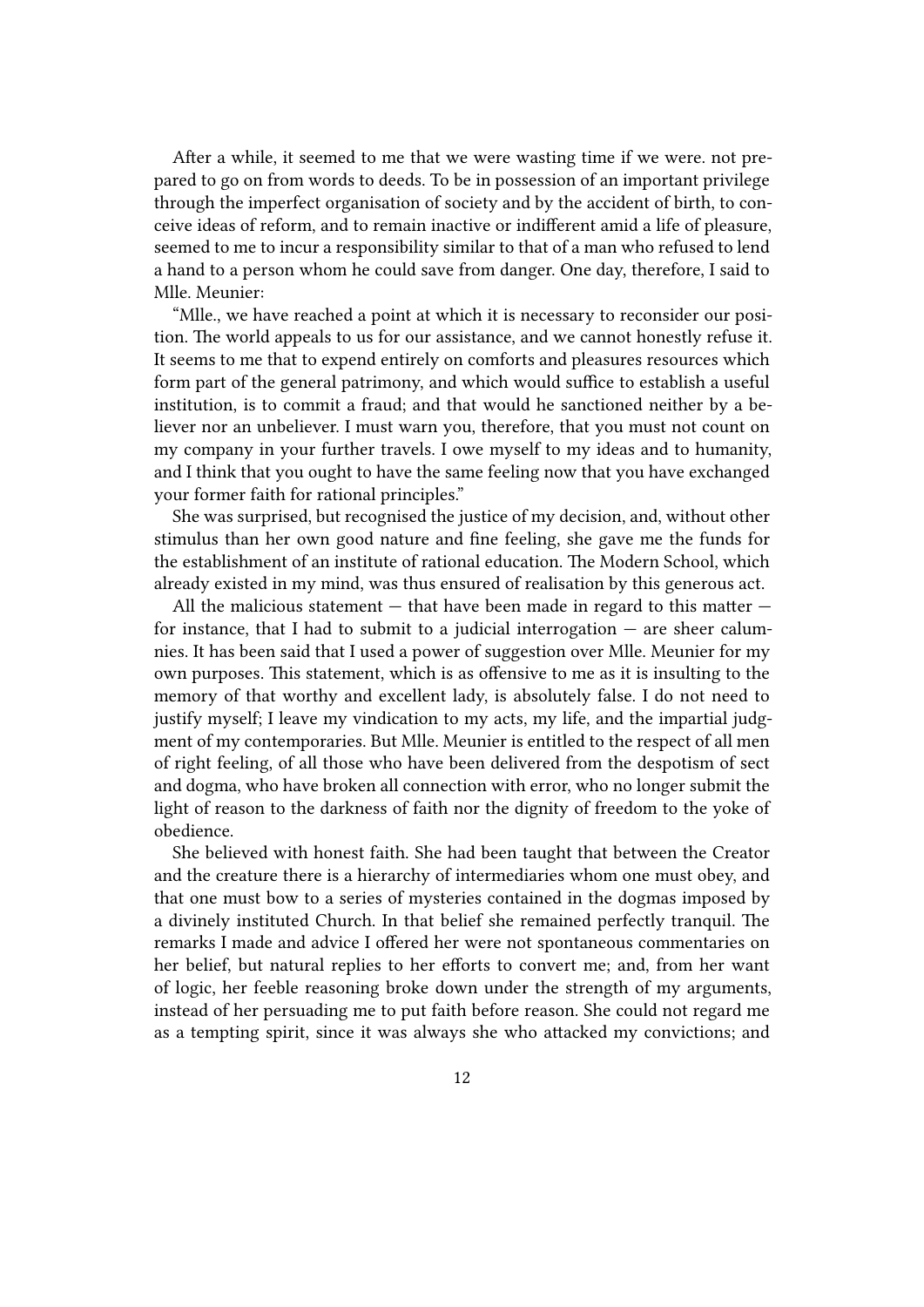After a while, it seemed to me that we were wasting time if we were. not prepared to go on from words to deeds. To be in possession of an important privilege through the imperfect organisation of society and by the accident of birth, to conceive ideas of reform, and to remain inactive or indifferent amid a life of pleasure, seemed to me to incur a responsibility similar to that of a man who refused to lend a hand to a person whom he could save from danger. One day, therefore, I said to Mlle. Meunier:

"Mlle., we have reached a point at which it is necessary to reconsider our position. The world appeals to us for our assistance, and we cannot honestly refuse it. It seems to me that to expend entirely on comforts and pleasures resources which form part of the general patrimony, and which would suffice to establish a useful institution, is to commit a fraud; and that would he sanctioned neither by a believer nor an unbeliever. I must warn you, therefore, that you must not count on my company in your further travels. I owe myself to my ideas and to humanity, and I think that you ought to have the same feeling now that you have exchanged your former faith for rational principles."

She was surprised, but recognised the justice of my decision, and, without other stimulus than her own good nature and fine feeling, she gave me the funds for the establishment of an institute of rational education. The Modern School, which already existed in my mind, was thus ensured of realisation by this generous act.

All the malicious statement — that have been made in regard to this matter — for instance, that I had to submit to a judicial interrogation — are sheer calumnies. It has been said that I used a power of suggestion over Mlle. Meunier for my own purposes. This statement, which is as offensive to me as it is insulting to the memory of that worthy and excellent lady, is absolutely false. I do not need to justify myself; I leave my vindication to my acts, my life, and the impartial judgment of my contemporaries. But Mlle. Meunier is entitled to the respect of all men of right feeling, of all those who have been delivered from the despotism of sect and dogma, who have broken all connection with error, who no longer submit the light of reason to the darkness of faith nor the dignity of freedom to the yoke of obedience.

She believed with honest faith. She had been taught that between the Creator and the creature there is a hierarchy of intermediaries whom one must obey, and that one must bow to a series of mysteries contained in the dogmas imposed by a divinely instituted Church. In that belief she remained perfectly tranquil. The remarks I made and advice I offered her were not spontaneous commentaries on her belief, but natural replies to her efforts to convert me; and, from her want of logic, her feeble reasoning broke down under the strength of my arguments, instead of her persuading me to put faith before reason. She could not regard me as a tempting spirit, since it was always she who attacked my convictions; and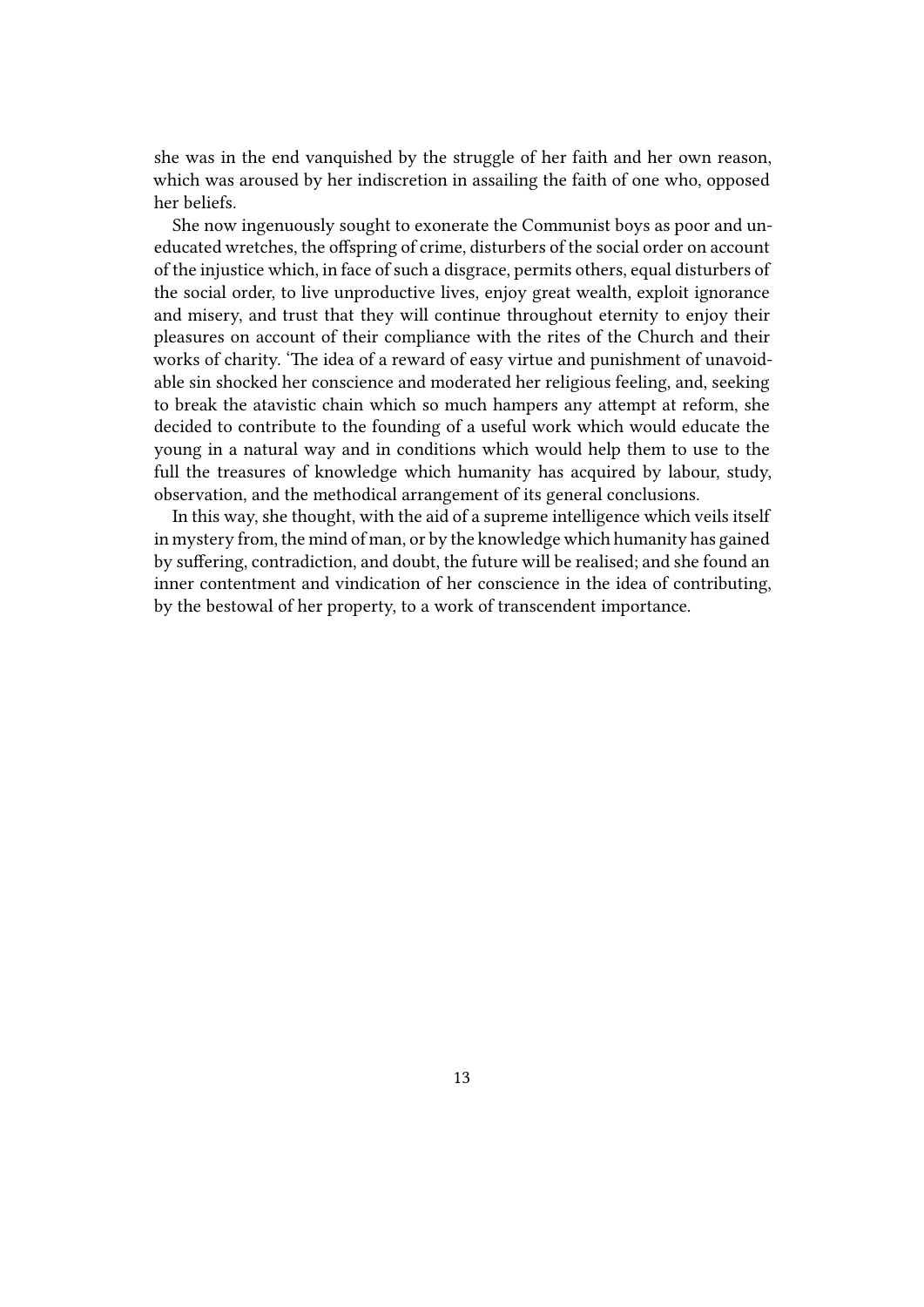she was in the end vanquished by the struggle of her faith and her own reason, which was aroused by her indiscretion in assailing the faith of one who, opposed her beliefs.

She now ingenuously sought to exonerate the Communist boys as poor and uneducated wretches, the offspring of crime, disturbers of the social order on account of the injustice which, in face of such a disgrace, permits others, equal disturbers of the social order, to live unproductive lives, enjoy great wealth, exploit ignorance and misery, and trust that they will continue throughout eternity to enjoy their pleasures on account of their compliance with the rites of the Church and their works of charity. 'The idea of a reward of easy virtue and punishment of unavoidable sin shocked her conscience and moderated her religious feeling, and, seeking to break the atavistic chain which so much hampers any attempt at reform, she decided to contribute to the founding of a useful work which would educate the young in a natural way and in conditions which would help them to use to the full the treasures of knowledge which humanity has acquired by labour, study, observation, and the methodical arrangement of its general conclusions.

In this way, she thought, with the aid of a supreme intelligence which veils itself in mystery from, the mind of man, or by the knowledge which humanity has gained by suffering, contradiction, and doubt, the future will be realised; and she found an inner contentment and vindication of her conscience in the idea of contributing, by the bestowal of her property, to a work of transcendent importance.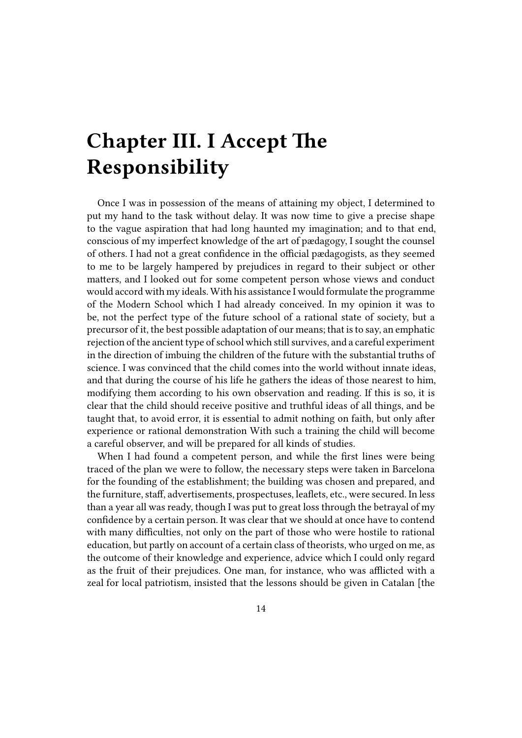# Chapter III. I Accept The Responsibility

Once I was in possession of the means of attaining my object, I determined to put my hand to the task without delay. It was now time to give a precise shape to the vague aspiration that had long haunted my imagination; and to that end, conscious of my imperfect knowledge of the art of pædagogy, I sought the counsel of others. I had not a great confidence in the official pædagogists, as they seemed to me to be largely hampered by prejudices in regard to their subject or other matters, and I looked out for some competent person whose views and conduct would accord with my ideals. With his assistance I would formulate the programme of the Modern School which I had already conceived. In my opinion it was to be, not the perfect type of the future school of a rational state of society, but a precursor of it, the best possible adaptation of our means; that is to say, an emphatic rejection of the ancient type of school which still survives, and a careful experiment in the direction of imbuing the children of the future with the substantial truths of science. I was convinced that the child comes into the world without innate ideas, and that during the course of his life he gathers the ideas of those nearest to him, modifying them according to his own observation and reading. If this is so, it is clear that the child should receive positive and truthful ideas of all things, and be taught that, to avoid error, it is essential to admit nothing on faith, but only after experience or rational demonstration With such a training the child will become a careful observer, and will be prepared for all kinds of studies.

When I had found a competent person, and while the first lines were being traced of the plan we were to follow, the necessary steps were taken in Barcelona for the founding of the establishment; the building was chosen and prepared, and the furniture, staff, advertisements, prospectuses, leaflets, etc., were secured. In less than a year all was ready, though I was put to great loss through the betrayal of my confidence by a certain person. It was clear that we should at once have to contend with many difficulties, not only on the part of those who were hostile to rational education, but partly on account of a certain class of theorists, who urged on me, as the outcome of their knowledge and experience, advice which I could only regard as the fruit of their prejudices. One man, for instance, who was afflicted with a zeal for local patriotism, insisted that the lessons should be given in Catalan [the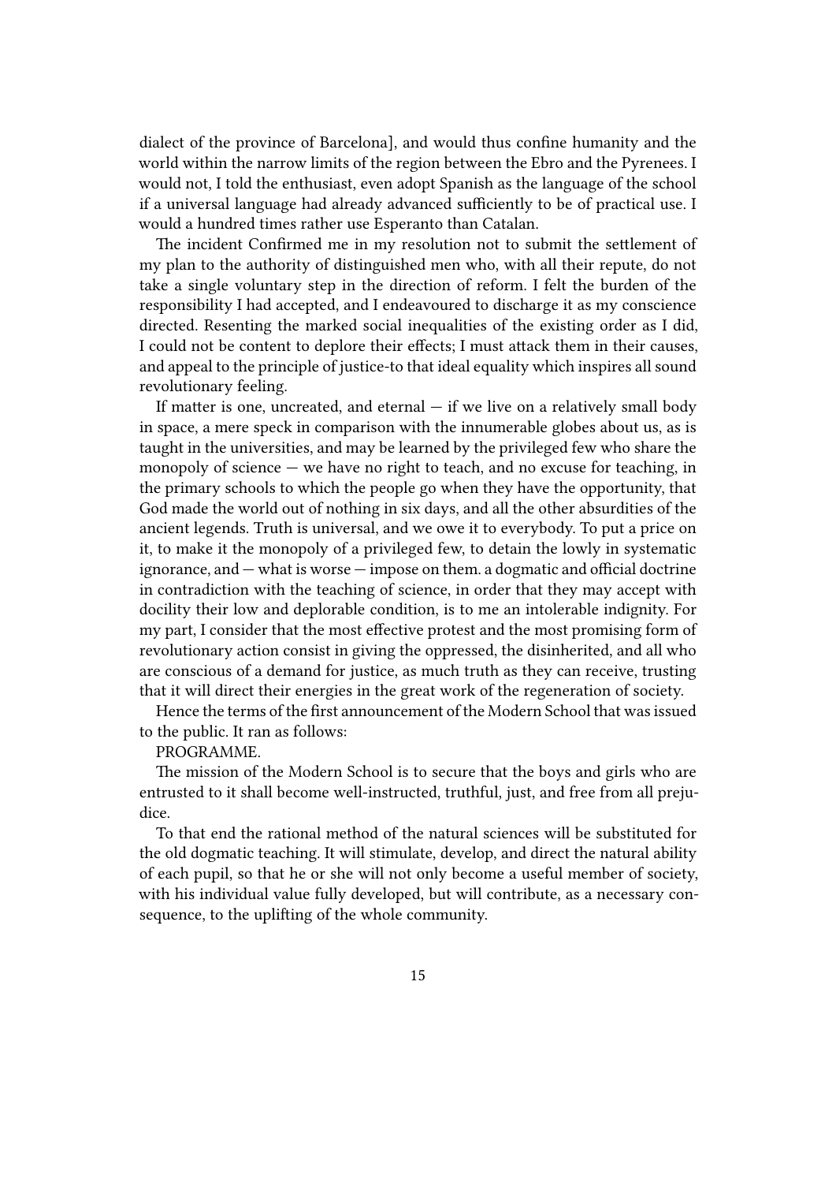dialect of the province of Barcelona], and would thus confine humanity and the world within the narrow limits of the region between the Ebro and the Pyrenees. I would not, I told the enthusiast, even adopt Spanish as the language of the school if a universal language had already advanced sufficiently to be of practical use. I would a hundred times rather use Esperanto than Catalan.

The incident Confirmed me in my resolution not to submit the settlement of my plan to the authority of distinguished men who, with all their repute, do not take a single voluntary step in the direction of reform. I felt the burden of the responsibility I had accepted, and I endeavoured to discharge it as my conscience directed. Resenting the marked social inequalities of the existing order as I did, I could not be content to deplore their effects; I must attack them in their causes, and appeal to the principle of justice-to that ideal equality which inspires all sound revolutionary feeling.

If matter is one, uncreated, and eternal — if we live on a relatively small body in space, a mere speck in comparison with the innumerable globes about us, as is taught in the universities, and may be learned by the privileged few who share the monopoly of science — we have no right to teach, and no excuse for teaching, in the primary schools to which the people go when they have the opportunity, that God made the world out of nothing in six days, and all the other absurdities of the ancient legends. Truth is universal, and we owe it to everybody. To put a price on it, to make it the monopoly of a privileged few, to detain the lowly in systematic ignorance, and — what is worse — impose on them. a dogmatic and official doctrine in contradiction with the teaching of science, in order that they may accept with docility their low and deplorable condition, is to me an intolerable indignity. For my part, I consider that the most effective protest and the most promising form of revolutionary action consist in giving the oppressed, the disinherited, and all who are conscious of a demand for justice, as much truth as they can receive, trusting that it will direct their energies in the great work of the regeneration of society.

Hence the terms of the first announcement of the Modern School that was issued to the public. It ran as follows:

PROGRAMME.

The mission of the Modern School is to secure that the boys and girls who are entrusted to it shall become well-instructed, truthful, just, and free from all prejudice.

To that end the rational method of the natural sciences will be substituted for the old dogmatic teaching. It will stimulate, develop, and direct the natural ability of each pupil, so that he or she will not only become a useful member of society, with his individual value fully developed, but will contribute, as a necessary consequence, to the uplifting of the whole community.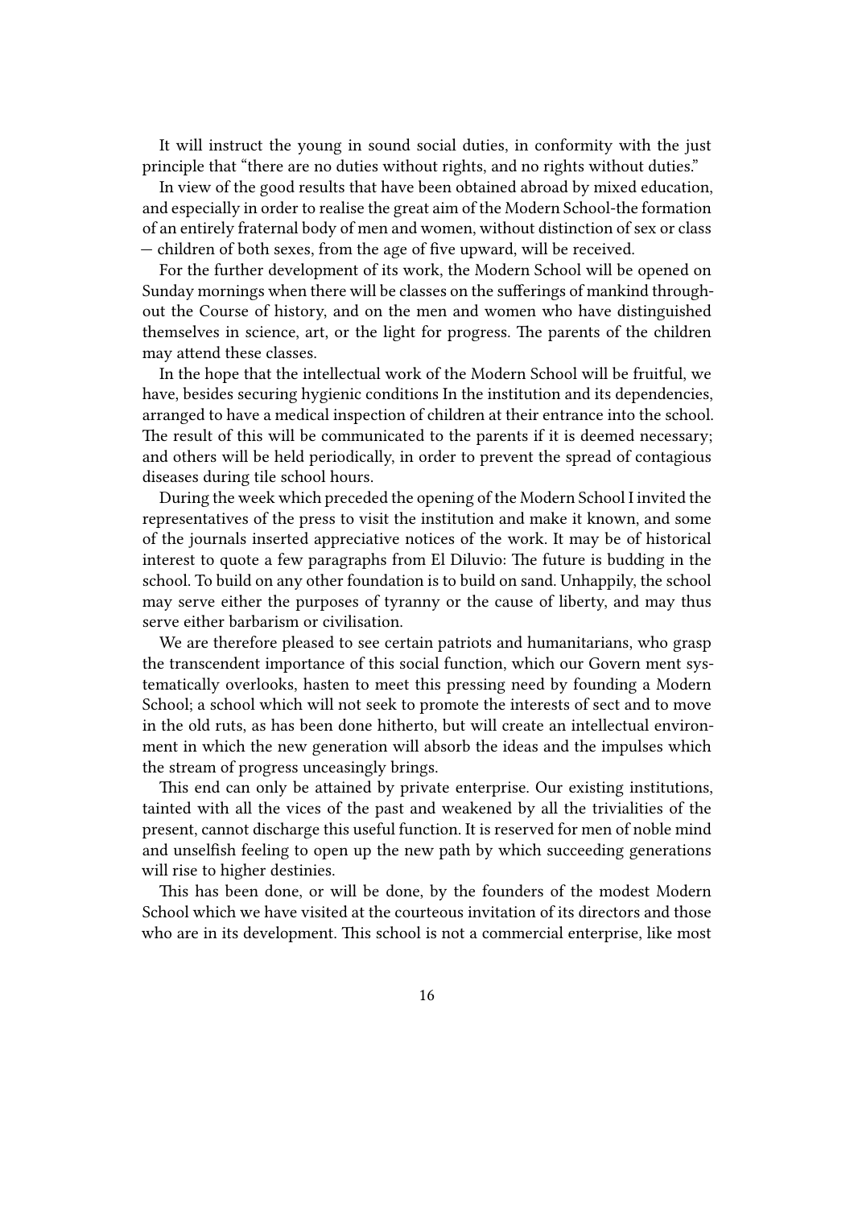It will instruct the young in sound social duties, in conformity with the just principle that "there are no duties without rights, and no rights without duties."

In view of the good results that have been obtained abroad by mixed education, and especially in order to realise the great aim of the Modern School-the formation of an entirely fraternal body of men and women, without distinction of sex or class — children of both sexes, from the age of five upward, will be received.

For the further development of its work, the Modern School will be opened on Sunday mornings when there will be classes on the sufferings of mankind throughout the Course of history, and on the men and women who have distinguished themselves in science, art, or the light for progress. The parents of the children may attend these classes.

In the hope that the intellectual work of the Modern School will be fruitful, we have, besides securing hygienic conditions In the institution and its dependencies, arranged to have a medical inspection of children at their entrance into the school. The result of this will be communicated to the parents if it is deemed necessary; and others will be held periodically, in order to prevent the spread of contagious diseases during tile school hours.

During the week which preceded the opening of the Modern School I invited the representatives of the press to visit the institution and make it known, and some of the journals inserted appreciative notices of the work. It may be of historical interest to quote a few paragraphs from El Diluvio: The future is budding in the school. To build on any other foundation is to build on sand. Unhappily, the school may serve either the purposes of tyranny or the cause of liberty, and may thus serve either barbarism or civilisation.

We are therefore pleased to see certain patriots and humanitarians, who grasp the transcendent importance of this social function, which our Govern ment systematically overlooks, hasten to meet this pressing need by founding a Modern School; a school which will not seek to promote the interests of sect and to move in the old ruts, as has been done hitherto, but will create an intellectual environment in which the new generation will absorb the ideas and the impulses which the stream of progress unceasingly brings.

This end can only be attained by private enterprise. Our existing institutions, tainted with all the vices of the past and weakened by all the trivialities of the present, cannot discharge this useful function. It is reserved for men of noble mind and unselfish feeling to open up the new path by which succeeding generations will rise to higher destinies.

This has been done, or will be done, by the founders of the modest Modern School which we have visited at the courteous invitation of its directors and those who are in its development. This school is not a commercial enterprise, like most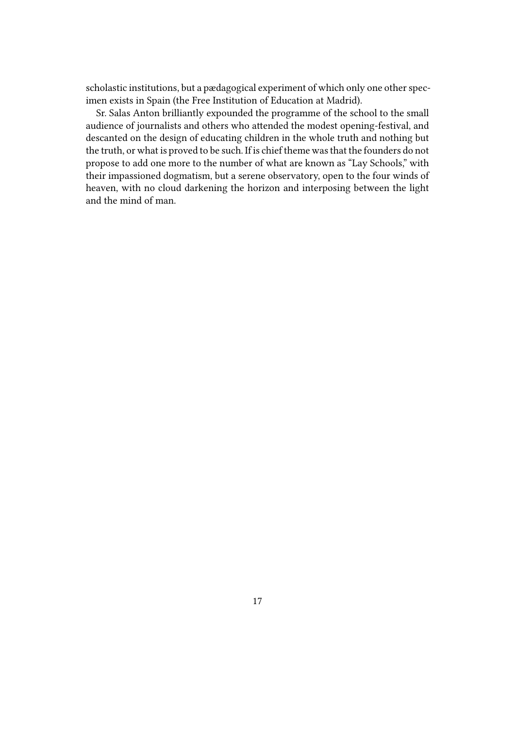scholastic institutions, but a pædagogical experiment of which only one other specimen exists in Spain (the Free Institution of Education at Madrid).

Sr. Salas Anton brilliantly expounded the programme of the school to the small audience of journalists and others who attended the modest opening-festival, and descanted on the design of educating children in the whole truth and nothing but the truth, or what is proved to be such. If is chief theme was that the founders do not propose to add one more to the number of what are known as "Lay Schools," with their impassioned dogmatism, but a serene observatory, open to the four winds of heaven, with no cloud darkening the horizon and interposing between the light and the mind of man.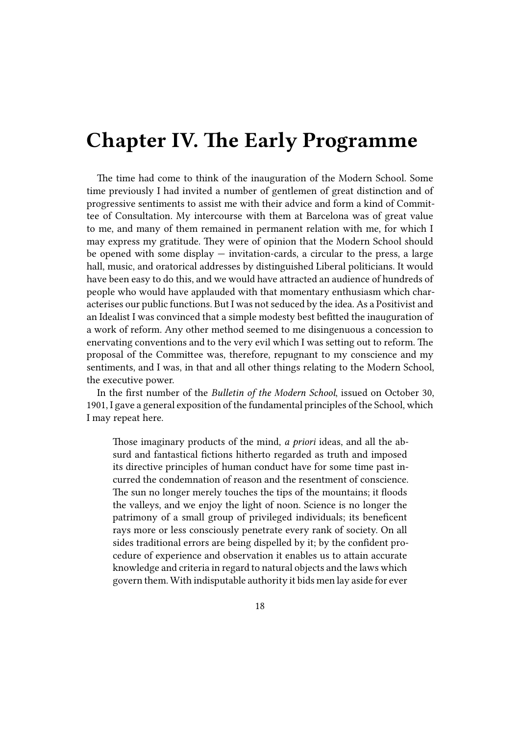# Chapter IV. The Early Programme

The time had come to think of the inauguration of the Modern School. Some time previously I had invited a number of gentlemen of great distinction and of progressive sentiments to assist me with their advice and form a kind of Committee of Consultation. My intercourse with them at Barcelona was of great value to me, and many of them remained in permanent relation with me, for which I may express my gratitude. They were of opinion that the Modern School should be opened with some display — invitation-cards, a circular to the press, a large hall, music, and oratorical addresses by distinguished Liberal politicians. It would have been easy to do this, and we would have attracted an audience of hundreds of people who would have applauded with that momentary enthusiasm which characterises our public functions. But I was not seduced by the idea. As a Positivist and an Idealist I was convinced that a simple modesty best befitted the inauguration of a work of reform. Any other method seemed to me disingenuous a concession to enervating conventions and to the very evil which I was setting out to reform. The proposal of the Committee was, therefore, repugnant to my conscience and my sentiments, and I was, in that and all other things relating to the Modern School, the executive power.

In the first number of the *Bulletin of the Modern School*, issued on October 30, 1901, I gave a general exposition of the fundamental principles of the School, which I may repeat here.

> Those imaginary products of the mind, *a priori* ideas, and all the absurd and fantastical fictions hitherto regarded as truth and imposed its directive principles of human conduct have for some time past incurred the condemnation of reason and the resentment of conscience. The sun no longer merely touches the tips of the mountains; it floods the valleys, and we enjoy the light of noon. Science is no longer the patrimony of a small group of privileged individuals; its beneficent rays more or less consciously penetrate every rank of society. On all sides traditional errors are being dispelled by it; by the confident procedure of experience and observation it enables us to attain accurate knowledge and criteria in regard to natural objects and the laws which govern them. With indisputable authority it bids men lay aside for ever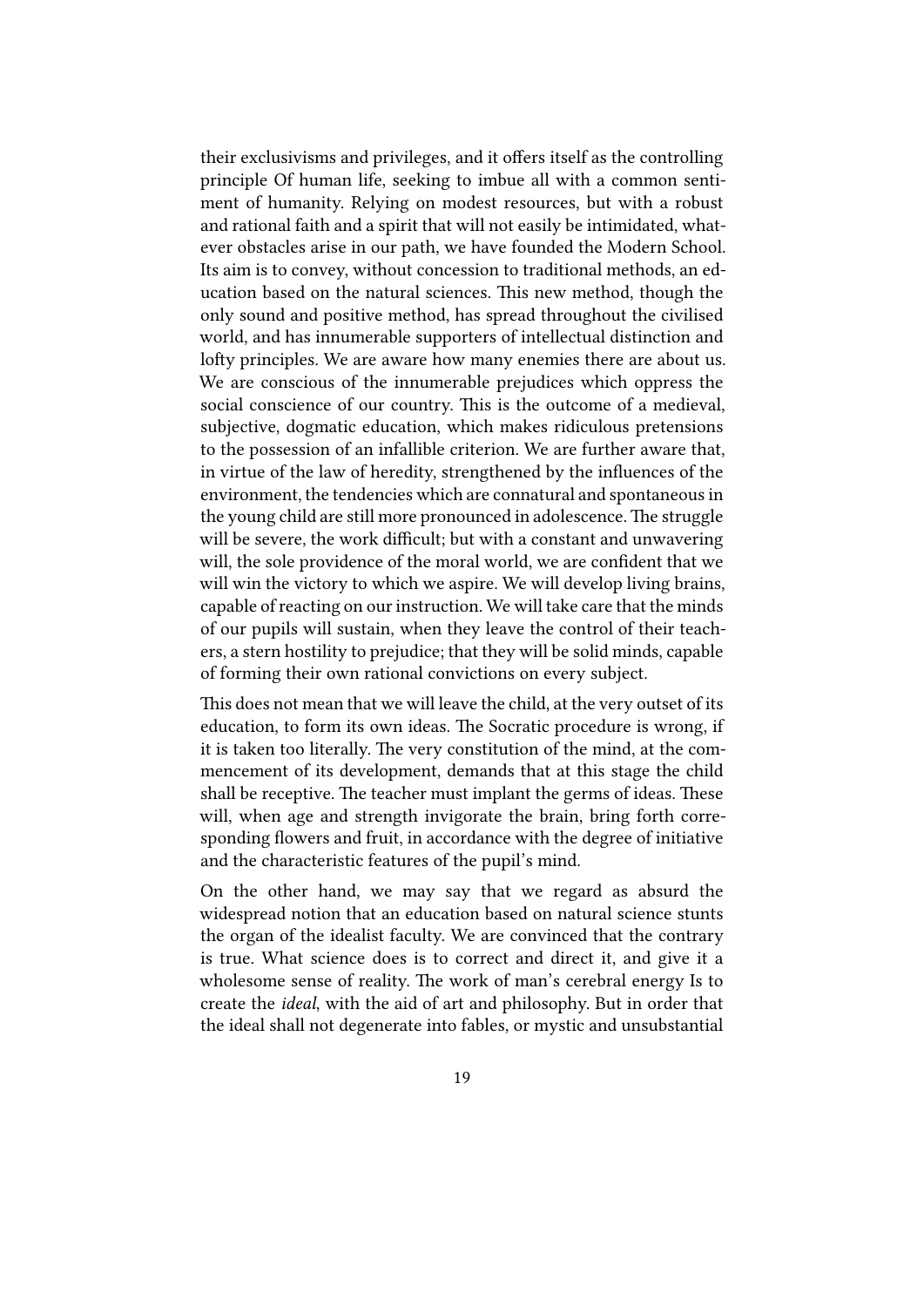their exclusivisms and privileges, and it offers itself as the controlling principle Of human life, seeking to imbue all with a common sentiment of humanity. Relying on modest resources, but with a robust and rational faith and a spirit that will not easily be intimidated, whatever obstacles arise in our path, we have founded the Modern School. Its aim is to convey, without concession to traditional methods, an education based on the natural sciences. This new method, though the only sound and positive method, has spread throughout the civilised world, and has innumerable supporters of intellectual distinction and lofty principles. We are aware how many enemies there are about us. We are conscious of the innumerable prejudices which oppress the social conscience of our country. This is the outcome of a medieval, subjective, dogmatic education, which makes ridiculous pretensions to the possession of an infallible criterion. We are further aware that, in virtue of the law of heredity, strengthened by the influences of the environment, the tendencies which are connatural and spontaneous in the young child are still more pronounced in adolescence. The struggle will be severe, the work difficult; but with a constant and unwavering will, the sole providence of the moral world, we are confident that we will win the victory to which we aspire. We will develop living brains, capable of reacting on our instruction. We will take care that the minds of our pupils will sustain, when they leave the control of their teachers, a stern hostility to prejudice; that they will be solid minds, capable of forming their own rational convictions on every subject.

This does not mean that we will leave the child, at the very outset of its education, to form its own ideas. The Socratic procedure is wrong, if it is taken too literally. The very constitution of the mind, at the commencement of its development, demands that at this stage the child shall be receptive. The teacher must implant the germs of ideas. These will, when age and strength invigorate the brain, bring forth corresponding flowers and fruit, in accordance with the degree of initiative and the characteristic features of the pupil's mind.

On the other hand, we may say that we regard as absurd the widespread notion that an education based on natural science stunts the organ of the idealist faculty. We are convinced that the contrary is true. What science does is to correct and direct it, and give it a wholesome sense of reality. The work of man's cerebral energy Is to create the *ideal,* with the aid of art and philosophy. But in order that the ideal shall not degenerate into fables, or mystic and unsubstantial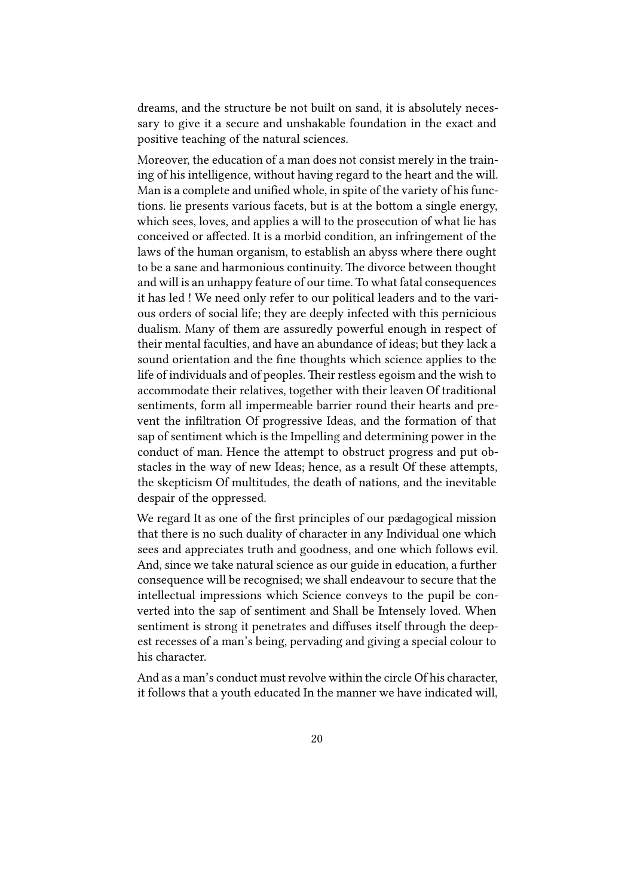dreams, and the structure be not built on sand, it is absolutely necessary to give it a secure and unshakable foundation in the exact and positive teaching of the natural sciences.

Moreover, the education of a man does not consist merely in the training of his intelligence, without having regard to the heart and the will. Man is a complete and unified whole, in spite of the variety of his functions. lie presents various facets, but is at the bottom a single energy, which sees, loves, and applies a will to the prosecution of what lie has conceived or affected. It is a morbid condition, an infringement of the laws of the human organism, to establish an abyss where there ought to be a sane and harmonious continuity. The divorce between thought and will is an unhappy feature of our time. To what fatal consequences it has led ! We need only refer to our political leaders and to the various orders of social life; they are deeply infected with this pernicious dualism. Many of them are assuredly powerful enough in respect of their mental faculties, and have an abundance of ideas; but they lack a sound orientation and the fine thoughts which science applies to the life of individuals and of peoples. Their restless egoism and the wish to accommodate their relatives, together with their leaven Of traditional sentiments, form all impermeable barrier round their hearts and prevent the infiltration Of progressive Ideas, and the formation of that sap of sentiment which is the Impelling and determining power in the conduct of man. Hence the attempt to obstruct progress and put obstacles in the way of new Ideas; hence, as a result Of these attempts, the skepticism Of multitudes, the death of nations, and the inevitable despair of the oppressed.

We regard It as one of the first principles of our pædagogical mission that there is no such duality of character in any Individual one which sees and appreciates truth and goodness, and one which follows evil. And, since we take natural science as our guide in education, a further consequence will be recognised; we shall endeavour to secure that the intellectual impressions which Science conveys to the pupil be converted into the sap of sentiment and Shall be Intensely loved. When sentiment is strong it penetrates and diffuses itself through the deepest recesses of a man's being, pervading and giving a special colour to his character.

And as a man's conduct must revolve within the circle Of his character, it follows that a youth educated In the manner we have indicated will,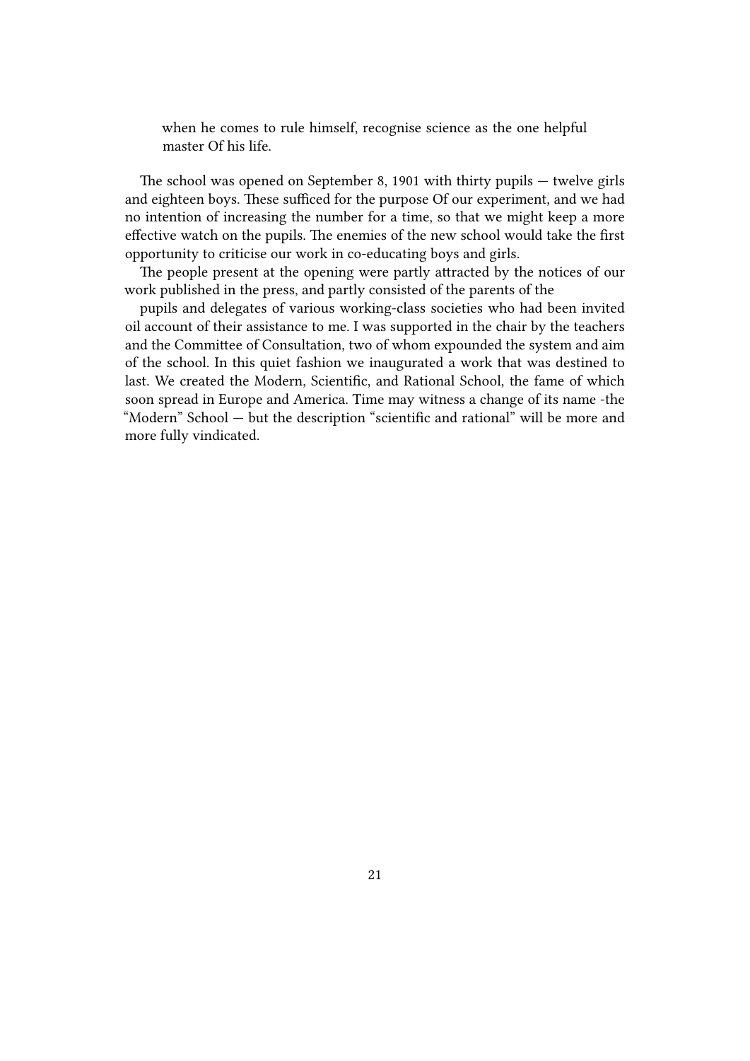> when he comes to rule himself, recognise science as the one helpful master Of his life.

The school was opened on September 8, 1901 with thirty pupils — twelve girls and eighteen boys. These sufficed for the purpose Of our experiment, and we had no intention of increasing the number for a time, so that we might keep a more effective watch on the pupils. The enemies of the new school would take the first opportunity to criticise our work in co-educating boys and girls.

The people present at the opening were partly attracted by the notices of our work published in the press, and partly consisted of the parents of the

pupils and delegates of various working-class societies who had been invited oil account of their assistance to me. I was supported in the chair by the teachers and the Committee of Consultation, two of whom expounded the system and aim of the school. In this quiet fashion we inaugurated a work that was destined to last. We created the Modern, Scientific, and Rational School, the fame of which soon spread in Europe and America. Time may witness a change of its name -the "Modern" School — but the description "scientific and rational" will be more and more fully vindicated.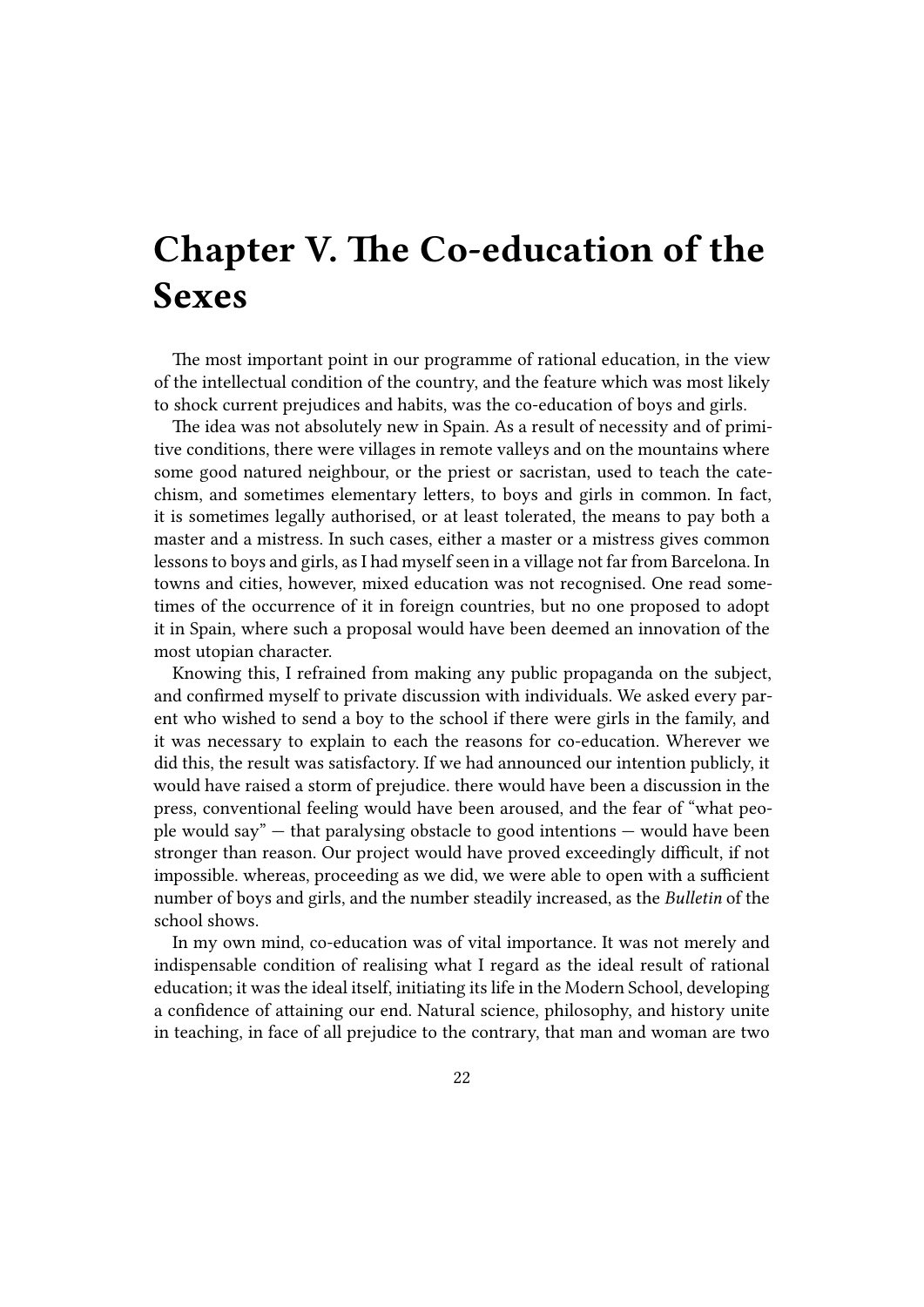# Chapter V. The Co-education of the Sexes

The most important point in our programme of rational education, in the view of the intellectual condition of the country, and the feature which was most likely to shock current prejudices and habits, was the co-education of boys and girls.

The idea was not absolutely new in Spain. As a result of necessity and of primitive conditions, there were villages in remote valleys and on the mountains where some good natured neighbour, or the priest or sacristan, used to teach the catechism, and sometimes elementary letters, to boys and girls in common. In fact, it is sometimes legally authorised, or at least tolerated, the means to pay both a master and a mistress. In such cases, either a master or a mistress gives common lessons to boys and girls, as I had myself seen in a village not far from Barcelona. In towns and cities, however, mixed education was not recognised. One read sometimes of the occurrence of it in foreign countries, but no one proposed to adopt it in Spain, where such a proposal would have been deemed an innovation of the most utopian character.

Knowing this, I refrained from making any public propaganda on the subject, and confirmed myself to private discussion with individuals. We asked every parent who wished to send a boy to the school if there were girls in the family, and it was necessary to explain to each the reasons for co-education. Wherever we did this, the result was satisfactory. If we had announced our intention publicly, it would have raised a storm of prejudice. there would have been a discussion in the press, conventional feeling would have been aroused, and the fear of "what people would say" — that paralysing obstacle to good intentions — would have been stronger than reason. Our project would have proved exceedingly difficult, if not impossible. whereas, proceeding as we did, we were able to open with a sufficient number of boys and girls, and the number steadily increased, as the *Bulletin* of the school shows.

In my own mind, co-education was of vital importance. It was not merely and indispensable condition of realising what I regard as the ideal result of rational education; it was the ideal itself, initiating its life in the Modern School, developing a confidence of attaining our end. Natural science, philosophy, and history unite in teaching, in face of all prejudice to the contrary, that man and woman are two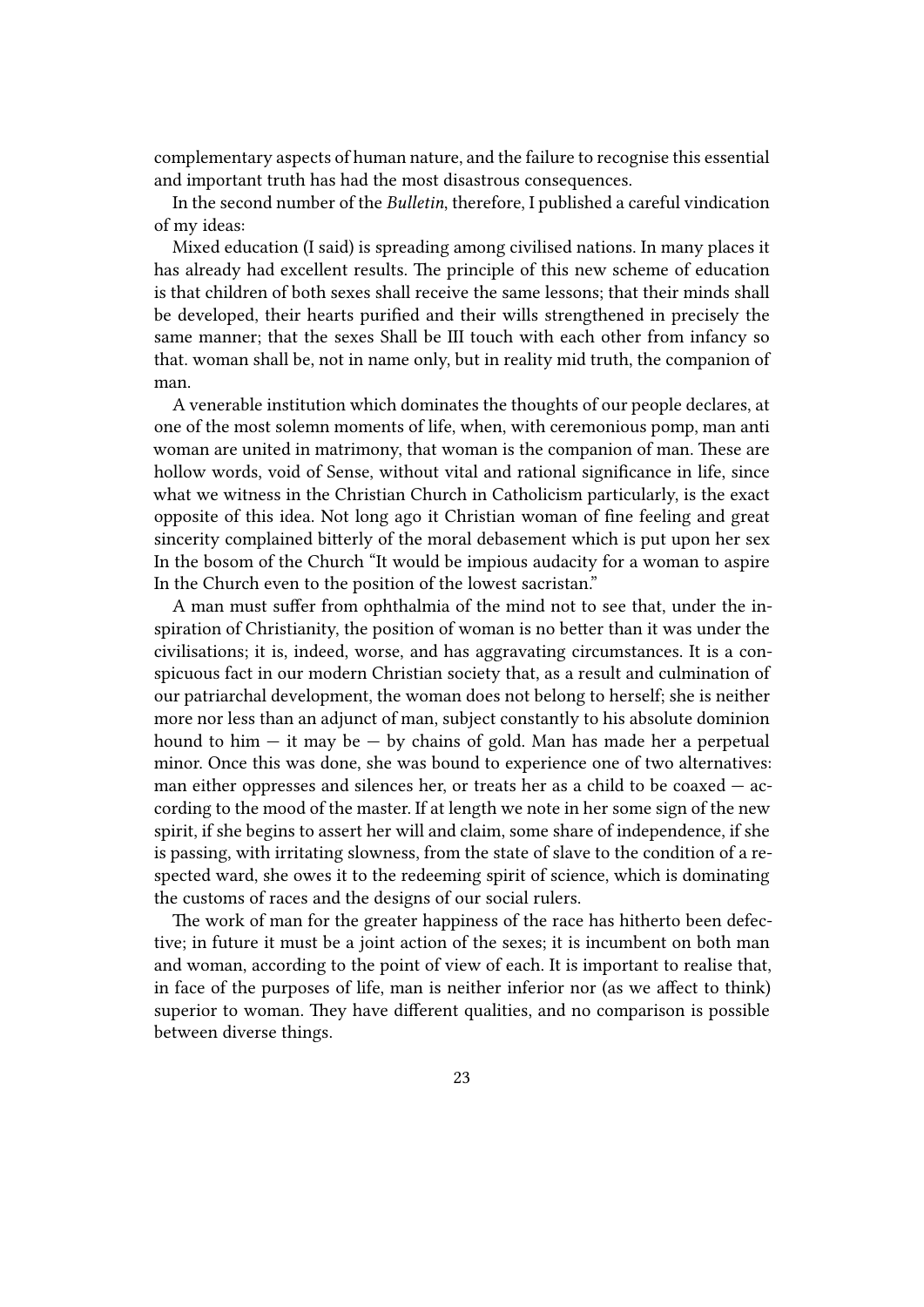complementary aspects of human nature, and the failure to recognise this essential and important truth has had the most disastrous consequences.

In the second number of the *Bulletin*, therefore, I published a careful vindication of my ideas:

Mixed education (I said) is spreading among civilised nations. In many places it has already had excellent results. The principle of this new scheme of education is that children of both sexes shall receive the same lessons; that their minds shall be developed, their hearts purified and their wills strengthened in precisely the same manner; that the sexes Shall be III touch with each other from infancy so that. woman shall be, not in name only, but in reality mid truth, the companion of man.

A venerable institution which dominates the thoughts of our people declares, at one of the most solemn moments of life, when, with ceremonious pomp, man anti woman are united in matrimony, that woman is the companion of man. These are hollow words, void of Sense, without vital and rational significance in life, since what we witness in the Christian Church in Catholicism particularly, is the exact opposite of this idea. Not long ago it Christian woman of fine feeling and great sincerity complained bitterly of the moral debasement which is put upon her sex In the bosom of the Church "It would be impious audacity for a woman to aspire In the Church even to the position of the lowest sacristan."

A man must suffer from ophthalmia of the mind not to see that, under the inspiration of Christianity, the position of woman is no better than it was under the civilisations; it is, indeed, worse, and has aggravating circumstances. It is a conspicuous fact in our modern Christian society that, as a result and culmination of our patriarchal development, the woman does not belong to herself; she is neither more nor less than an adjunct of man, subject constantly to his absolute dominion hound to him — it may be — by chains of gold. Man has made her a perpetual minor. Once this was done, she was bound to experience one of two alternatives: man either oppresses and silences her, or treats her as a child to be coaxed — according to the mood of the master. If at length we note in her some sign of the new spirit, if she begins to assert her will and claim, some share of independence, if she is passing, with irritating slowness, from the state of slave to the condition of a respected ward, she owes it to the redeeming spirit of science, which is dominating the customs of races and the designs of our social rulers.

The work of man for the greater happiness of the race has hitherto been defective; in future it must be a joint action of the sexes; it is incumbent on both man and woman, according to the point of view of each. It is important to realise that, in face of the purposes of life, man is neither inferior nor (as we affect to think) superior to woman. They have different qualities, and no comparison is possible between diverse things.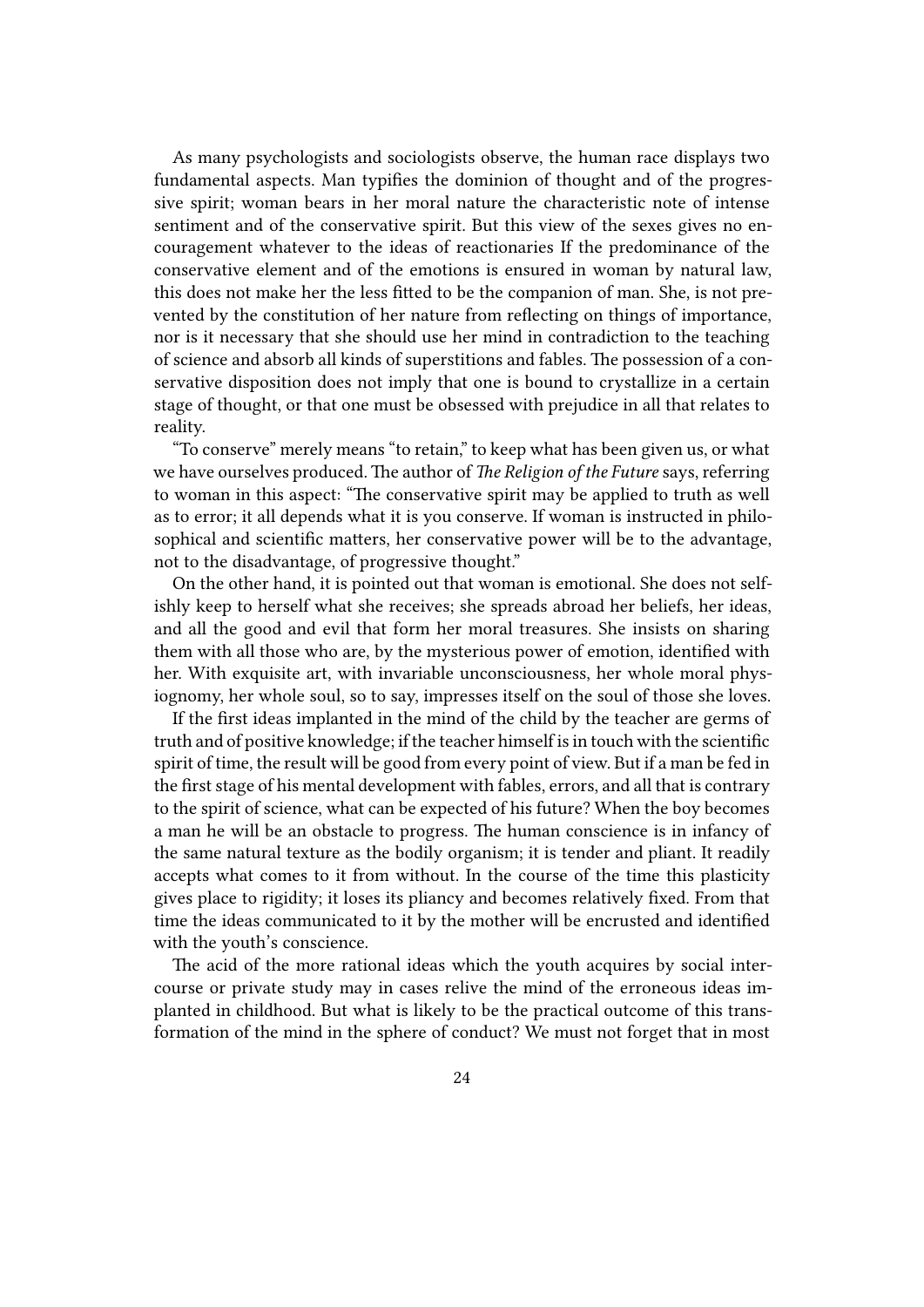As many psychologists and sociologists observe, the human race displays two fundamental aspects. Man typifies the dominion of thought and of the progressive spirit; woman bears in her moral nature the characteristic note of intense sentiment and of the conservative spirit. But this view of the sexes gives no encouragement whatever to the ideas of reactionaries If the predominance of the conservative element and of the emotions is ensured in woman by natural law, this does not make her the less fitted to be the companion of man. She, is not prevented by the constitution of her nature from reflecting on things of importance, nor is it necessary that she should use her mind in contradiction to the teaching of science and absorb all kinds of superstitions and fables. The possession of a conservative disposition does not imply that one is bound to crystallize in a certain stage of thought, or that one must be obsessed with prejudice in all that relates to reality.

"To conserve" merely means "to retain," to keep what has been given us, or what we have ourselves produced. The author of *The Religion of the Future* says, referring to woman in this aspect: "The conservative spirit may be applied to truth as well as to error; it all depends what it is you conserve. If woman is instructed in philosophical and scientific matters, her conservative power will be to the advantage, not to the disadvantage, of progressive thought."

On the other hand, it is pointed out that woman is emotional. She does not selfishly keep to herself what she receives; she spreads abroad her beliefs, her ideas, and all the good and evil that form her moral treasures. She insists on sharing them with all those who are, by the mysterious power of emotion, identified with her. With exquisite art, with invariable unconsciousness, her whole moral physiognomy, her whole soul, so to say, impresses itself on the soul of those she loves.

If the first ideas implanted in the mind of the child by the teacher are germs of truth and of positive knowledge; if the teacher himself is in touch with the scientific spirit of time, the result will be good from every point of view. But if a man be fed in the first stage of his mental development with fables, errors, and all that is contrary to the spirit of science, what can be expected of his future? When the boy becomes a man he will be an obstacle to progress. The human conscience is in infancy of the same natural texture as the bodily organism; it is tender and pliant. It readily accepts what comes to it from without. In the course of the time this plasticity gives place to rigidity; it loses its pliancy and becomes relatively fixed. From that time the ideas communicated to it by the mother will be encrusted and identified with the youth's conscience.

The acid of the more rational ideas which the youth acquires by social intercourse or private study may in cases relive the mind of the erroneous ideas implanted in childhood. But what is likely to be the practical outcome of this transformation of the mind in the sphere of conduct? We must not forget that in most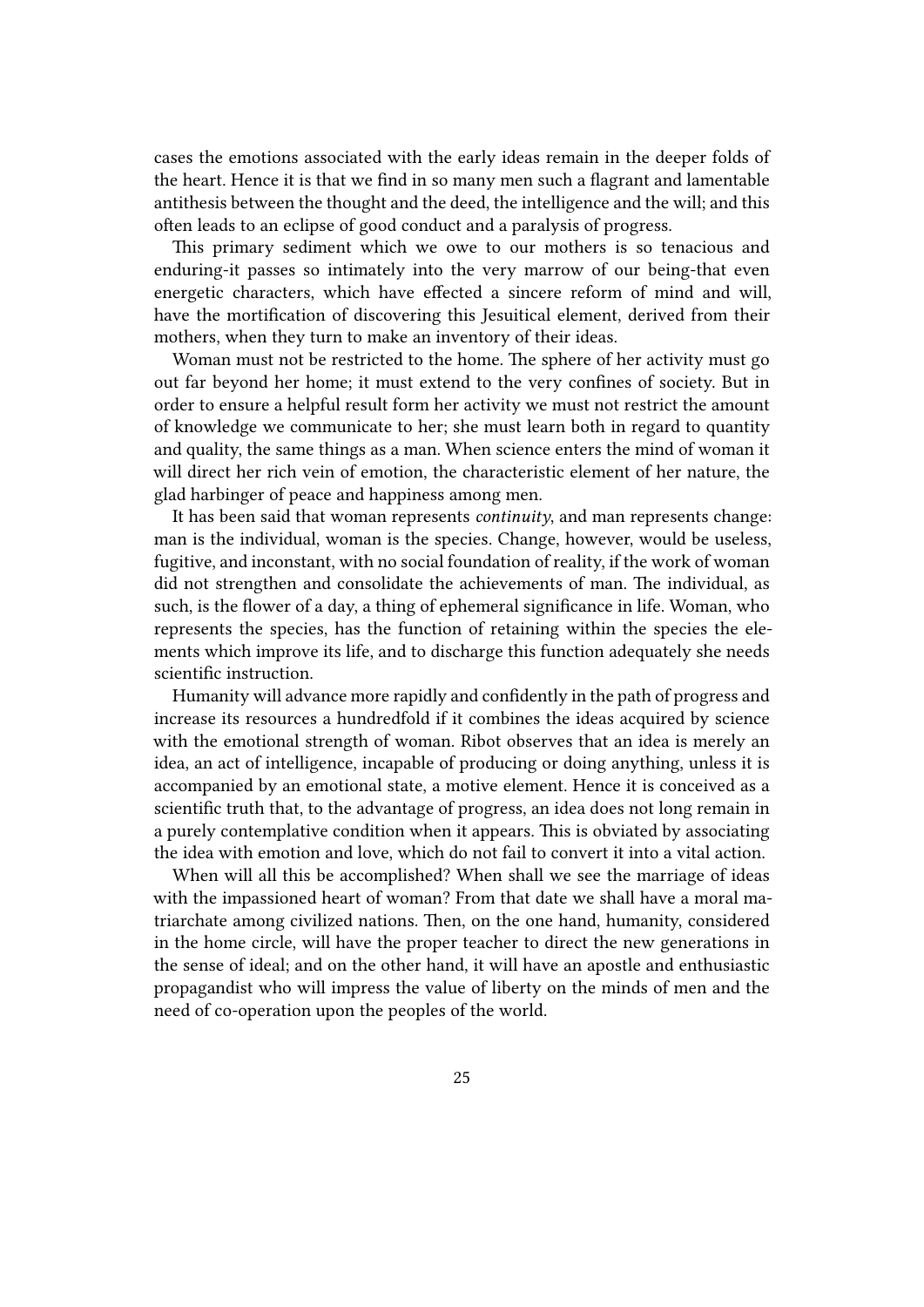cases the emotions associated with the early ideas remain in the deeper folds of the heart. Hence it is that we find in so many men such a flagrant and lamentable antithesis between the thought and the deed, the intelligence and the will; and this often leads to an eclipse of good conduct and a paralysis of progress.

This primary sediment which we owe to our mothers is so tenacious and enduring-it passes so intimately into the very marrow of our being-that even energetic characters, which have effected a sincere reform of mind and will, have the mortification of discovering this Jesuitical element, derived from their mothers, when they turn to make an inventory of their ideas.

Woman must not be restricted to the home. The sphere of her activity must go out far beyond her home; it must extend to the very confines of society. But in order to ensure a helpful result form her activity we must not restrict the amount of knowledge we communicate to her; she must learn both in regard to quantity and quality, the same things as a man. When science enters the mind of woman it will direct her rich vein of emotion, the characteristic element of her nature, the glad harbinger of peace and happiness among men.

It has been said that woman represents *continuity*, and man represents change: man is the individual, woman is the species. Change, however, would be useless, fugitive, and inconstant, with no social foundation of reality, if the work of woman did not strengthen and consolidate the achievements of man. The individual, as such, is the flower of a day, a thing of ephemeral significance in life. Woman, who represents the species, has the function of retaining within the species the elements which improve its life, and to discharge this function adequately she needs scientific instruction.

Humanity will advance more rapidly and confidently in the path of progress and increase its resources a hundredfold if it combines the ideas acquired by science with the emotional strength of woman. Ribot observes that an idea is merely an idea, an act of intelligence, incapable of producing or doing anything, unless it is accompanied by an emotional state, a motive element. Hence it is conceived as a scientific truth that, to the advantage of progress, an idea does not long remain in a purely contemplative condition when it appears. This is obviated by associating the idea with emotion and love, which do not fail to convert it into a vital action.

When will all this be accomplished? When shall we see the marriage of ideas with the impassioned heart of woman? From that date we shall have a moral matriarchate among civilized nations. Then, on the one hand, humanity, considered in the home circle, will have the proper teacher to direct the new generations in the sense of ideal; and on the other hand, it will have an apostle and enthusiastic propagandist who will impress the value of liberty on the minds of men and the need of co-operation upon the peoples of the world.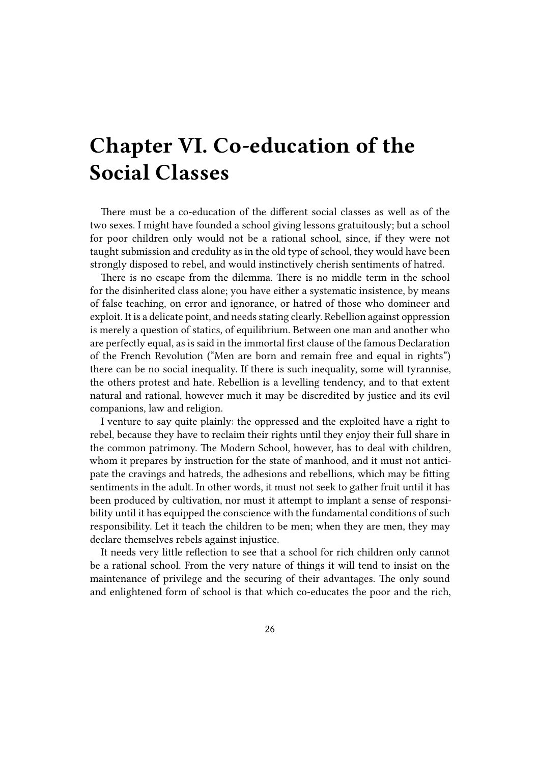# Chapter VI. Co-education of the Social Classes

There must be a co-education of the different social classes as well as of the two sexes. I might have founded a school giving lessons gratuitously; but a school for poor children only would not be a rational school, since, if they were not taught submission and credulity as in the old type of school, they would have been strongly disposed to rebel, and would instinctively cherish sentiments of hatred.

There is no escape from the dilemma. There is no middle term in the school for the disinherited class alone; you have either a systematic insistence, by means of false teaching, on error and ignorance, or hatred of those who domineer and exploit. It is a delicate point, and needs stating clearly. Rebellion against oppression is merely a question of statics, of equilibrium. Between one man and another who are perfectly equal, as is said in the immortal first clause of the famous Declaration of the French Revolution ("Men are born and remain free and equal in rights") there can be no social inequality. If there is such inequality, some will tyrannise, the others protest and hate. Rebellion is a levelling tendency, and to that extent natural and rational, however much it may be discredited by justice and its evil companions, law and religion.

I venture to say quite plainly: the oppressed and the exploited have a right to rebel, because they have to reclaim their rights until they enjoy their full share in the common patrimony. The Modern School, however, has to deal with children, whom it prepares by instruction for the state of manhood, and it must not anticipate the cravings and hatreds, the adhesions and rebellions, which may be fitting sentiments in the adult. In other words, it must not seek to gather fruit until it has been produced by cultivation, nor must it attempt to implant a sense of responsibility until it has equipped the conscience with the fundamental conditions of such responsibility. Let it teach the children to be men; when they are men, they may declare themselves rebels against injustice.

It needs very little reflection to see that a school for rich children only cannot be a rational school. From the very nature of things it will tend to insist on the maintenance of privilege and the securing of their advantages. The only sound and enlightened form of school is that which co-educates the poor and the rich,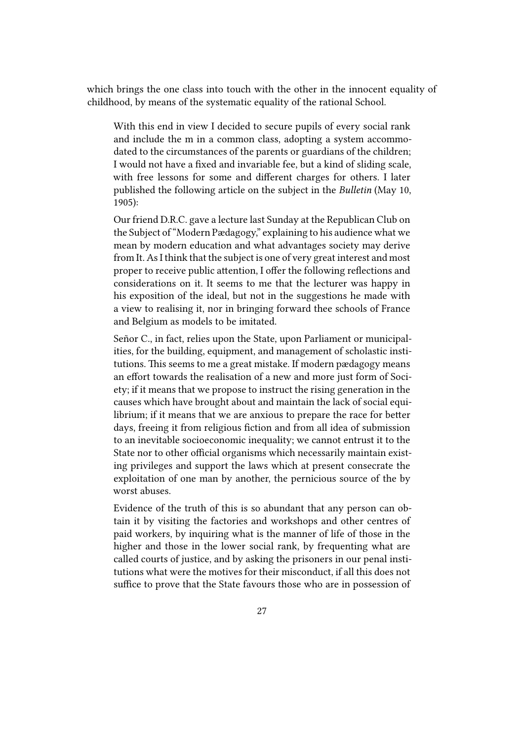which brings the one class into touch with the other in the innocent equality of childhood, by means of the systematic equality of the rational School.

> With this end in view I decided to secure pupils of every social rank and include the m in a common class, adopting a system accommodated to the circumstances of the parents or guardians of the children; I would not have a fixed and invariable fee, but a kind of sliding scale, with free lessons for some and different charges for others. I later published the following article on the subject in the *Bulletin* (May 10, 1905):
>
> Our friend D.R.C. gave a lecture last Sunday at the Republican Club on the Subject of "Modern Pædagogy," explaining to his audience what we mean by modern education and what advantages society may derive from It. As I think that the subject is one of very great interest and most proper to receive public attention, I offer the following reflections and considerations on it. It seems to me that the lecturer was happy in his exposition of the ideal, but not in the suggestions he made with a view to realising it, nor in bringing forward thee schools of France and Belgium as models to be imitated.
>
> Señor C., in fact, relies upon the State, upon Parliament or municipalities, for the building, equipment, and management of scholastic institutions. This seems to me a great mistake. If modern pædagogy means an effort towards the realisation of a new and more just form of Society; if it means that we propose to instruct the rising generation in the causes which have brought about and maintain the lack of social equilibrium; if it means that we are anxious to prepare the race for better days, freeing it from religious fiction and from all idea of submission to an inevitable socioeconomic inequality; we cannot entrust it to the State nor to other official organisms which necessarily maintain existing privileges and support the laws which at present consecrate the exploitation of one man by another, the pernicious source of the by worst abuses.
>
> Evidence of the truth of this is so abundant that any person can obtain it by visiting the factories and workshops and other centres of paid workers, by inquiring what is the manner of life of those in the higher and those in the lower social rank, by frequenting what are called courts of justice, and by asking the prisoners in our penal institutions what were the motives for their misconduct, if all this does not suffice to prove that the State favours those who are in possession of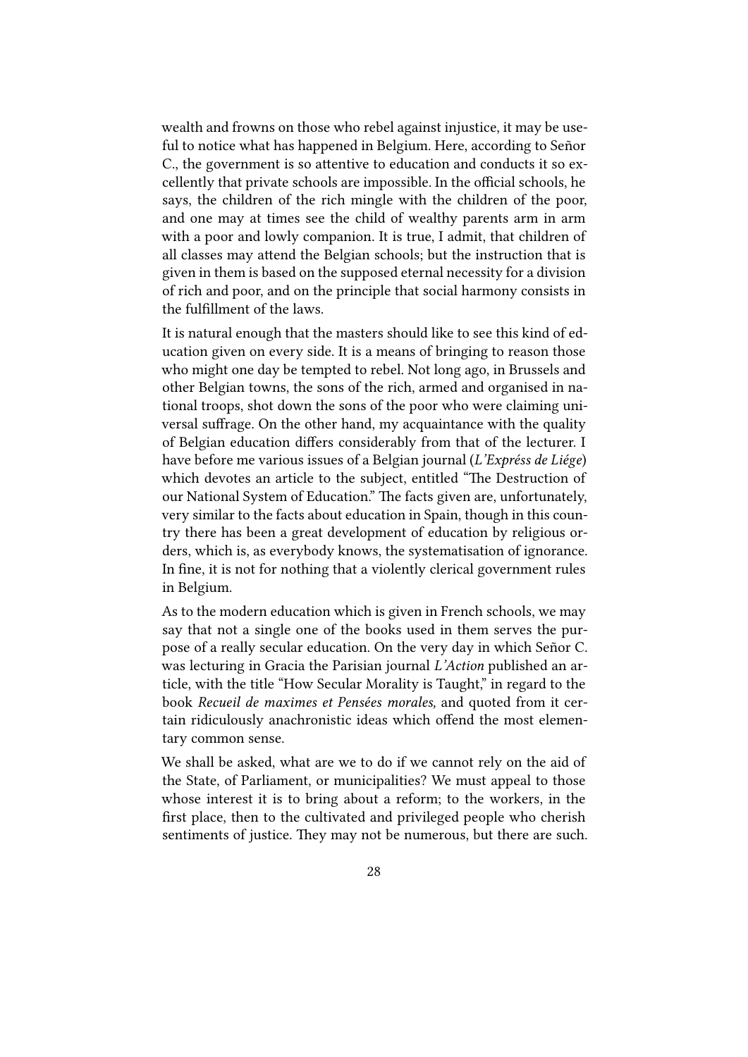wealth and frowns on those who rebel against injustice, it may be useful to notice what has happened in Belgium. Here, according to Señor C., the government is so attentive to education and conducts it so excellently that private schools are impossible. In the official schools, he says, the children of the rich mingle with the children of the poor, and one may at times see the child of wealthy parents arm in arm with a poor and lowly companion. It is true, I admit, that children of all classes may attend the Belgian schools; but the instruction that is given in them is based on the supposed eternal necessity for a division of rich and poor, and on the principle that social harmony consists in the fulfillment of the laws.

It is natural enough that the masters should like to see this kind of education given on every side. It is a means of bringing to reason those who might one day be tempted to rebel. Not long ago, in Brussels and other Belgian towns, the sons of the rich, armed and organised in national troops, shot down the sons of the poor who were claiming universal suffrage. On the other hand, my acquaintance with the quality of Belgian education differs considerably from that of the lecturer. I have before me various issues of a Belgian journal (*L'Expréss de Liége*) which devotes an article to the subject, entitled "The Destruction of our National System of Education." The facts given are, unfortunately, very similar to the facts about education in Spain, though in this country there has been a great development of education by religious orders, which is, as everybody knows, the systematisation of ignorance. In fine, it is not for nothing that a violently clerical government rules in Belgium.

As to the modern education which is given in French schools, we may say that not a single one of the books used in them serves the purpose of a really secular education. On the very day in which Señor C. was lecturing in Gracia the Parisian journal *L'Action* published an article, with the title "How Secular Morality is Taught," in regard to the book *Recueil de maximes et Pensées morales,* and quoted from it certain ridiculously anachronistic ideas which offend the most elementary common sense.

We shall be asked, what are we to do if we cannot rely on the aid of the State, of Parliament, or municipalities? We must appeal to those whose interest it is to bring about a reform; to the workers, in the first place, then to the cultivated and privileged people who cherish sentiments of justice. They may not be numerous, but there are such.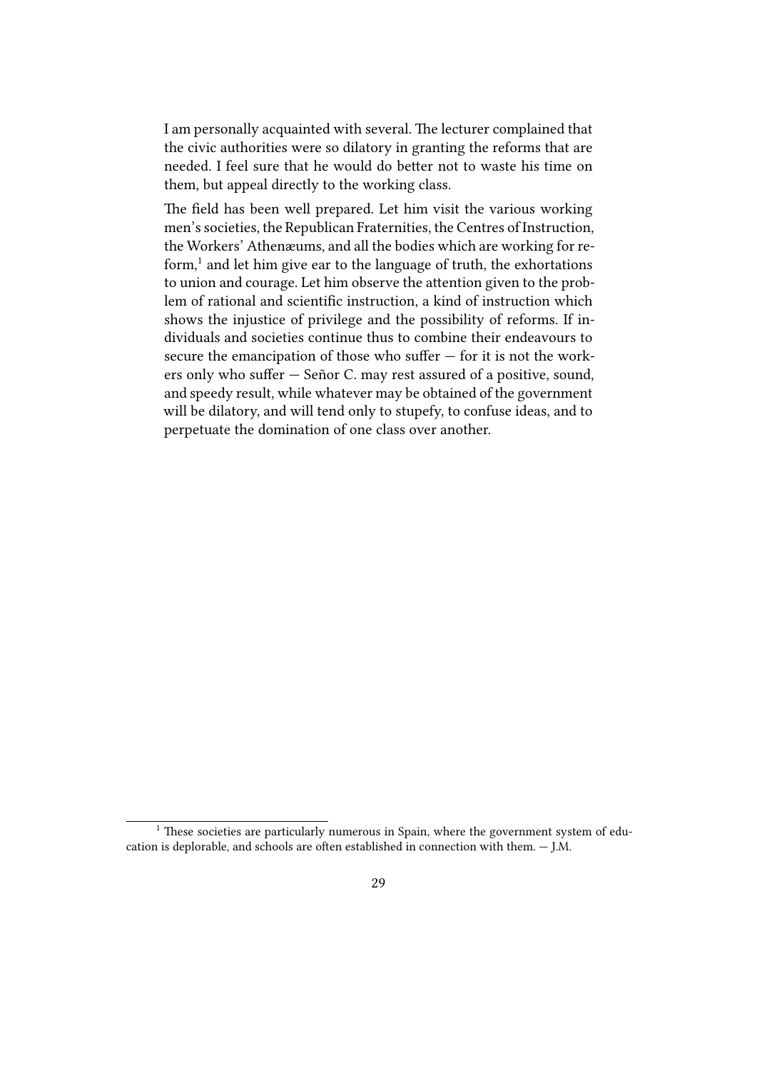I am personally acquainted with several. The lecturer complained that the civic authorities were so dilatory in granting the reforms that are needed. I feel sure that he would do better not to waste his time on them, but appeal directly to the working class.

The field has been well prepared. Let him visit the various working men's societies, the Republican Fraternities, the Centres of Instruction, the Workers' Athenæums, and all the bodies which are working for reform,[1] and let him give ear to the language of truth, the exhortations to union and courage. Let him observe the attention given to the problem of rational and scientific instruction, a kind of instruction which shows the injustice of privilege and the possibility of reforms. If individuals and societies continue thus to combine their endeavours to secure the emancipation of those who suffer — for it is not the workers only who suffer — Señor C. may rest assured of a positive, sound, and speedy result, while whatever may be obtained of the government will be dilatory, and will tend only to stupefy, to confuse ideas, and to perpetuate the domination of one class over another.

[1] These societies are particularly numerous in Spain, where the government system of education is deplorable, and schools are often established in connection with them. — J.M.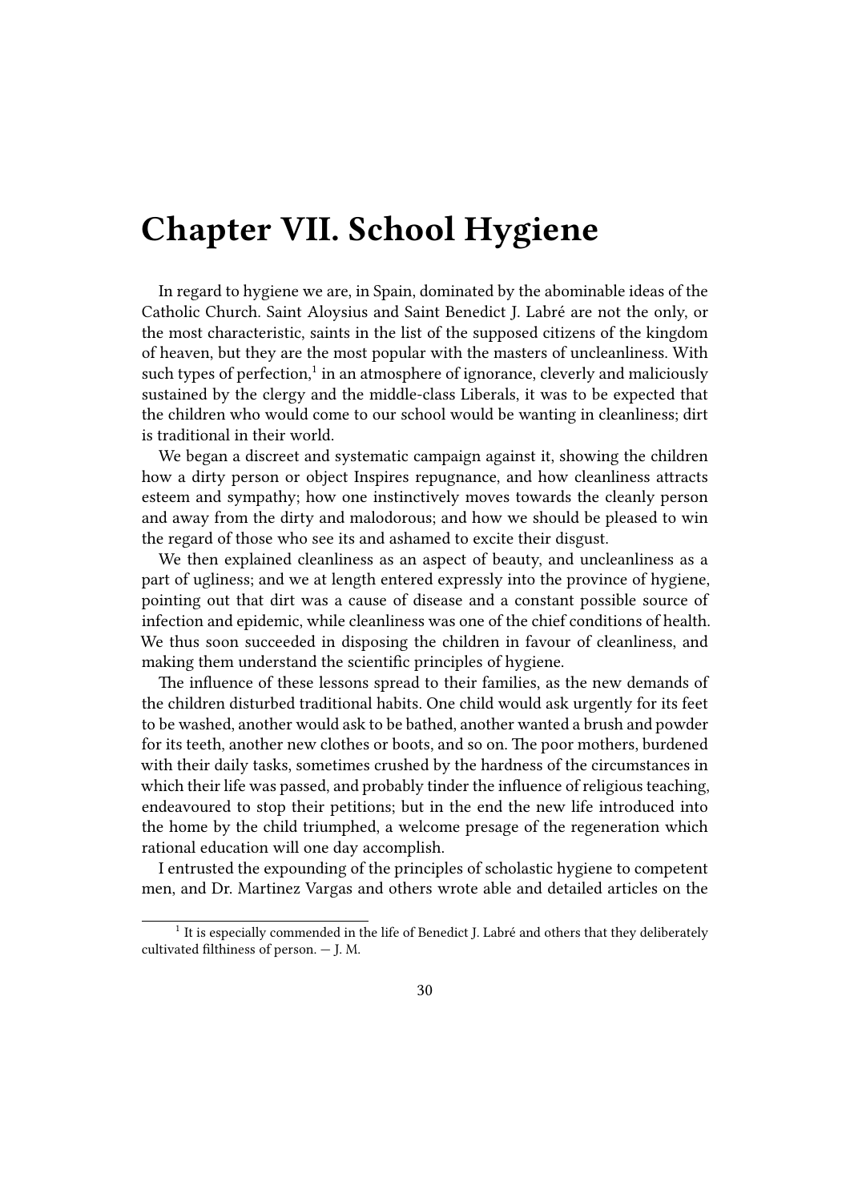# Chapter VII. School Hygiene

In regard to hygiene we are, in Spain, dominated by the abominable ideas of the Catholic Church. Saint Aloysius and Saint Benedict J. Labré are not the only, or the most characteristic, saints in the list of the supposed citizens of the kingdom of heaven, but they are the most popular with the masters of uncleanliness. With such types of perfection,[1] in an atmosphere of ignorance, cleverly and maliciously sustained by the clergy and the middle-class Liberals, it was to be expected that the children who would come to our school would be wanting in cleanliness; dirt is traditional in their world.

We began a discreet and systematic campaign against it, showing the children how a dirty person or object Inspires repugnance, and how cleanliness attracts esteem and sympathy; how one instinctively moves towards the cleanly person and away from the dirty and malodorous; and how we should be pleased to win the regard of those who see its and ashamed to excite their disgust.

We then explained cleanliness as an aspect of beauty, and uncleanliness as a part of ugliness; and we at length entered expressly into the province of hygiene, pointing out that dirt was a cause of disease and a constant possible source of infection and epidemic, while cleanliness was one of the chief conditions of health. We thus soon succeeded in disposing the children in favour of cleanliness, and making them understand the scientific principles of hygiene.

The influence of these lessons spread to their families, as the new demands of the children disturbed traditional habits. One child would ask urgently for its feet to be washed, another would ask to be bathed, another wanted a brush and powder for its teeth, another new clothes or boots, and so on. The poor mothers, burdened with their daily tasks, sometimes crushed by the hardness of the circumstances in which their life was passed, and probably tinder the influence of religious teaching, endeavoured to stop their petitions; but in the end the new life introduced into the home by the child triumphed, a welcome presage of the regeneration which rational education will one day accomplish.

I entrusted the expounding of the principles of scholastic hygiene to competent men, and Dr. Martinez Vargas and others wrote able and detailed articles on the

[1] It is especially commended in the life of Benedict J. Labré and others that they deliberately cultivated filthiness of person. — J. M.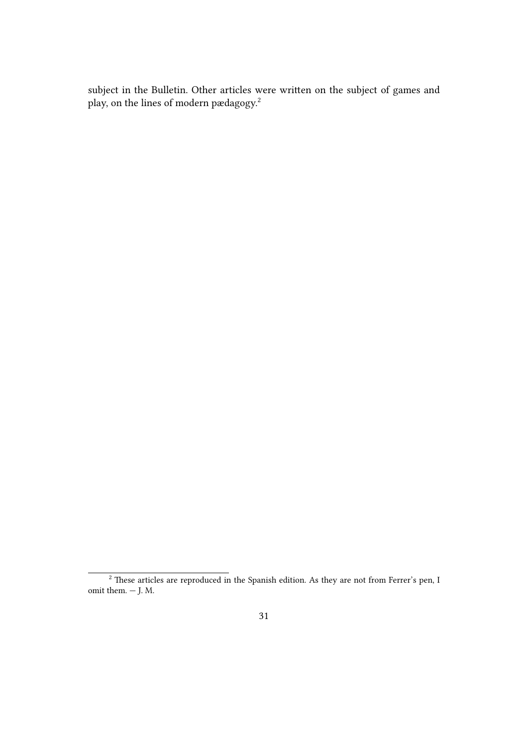subject in the Bulletin. Other articles were written on the subject of games and play, on the lines of modern pædagogy.[2]

[2] These articles are reproduced in the Spanish edition. As they are not from Ferrer's pen, I omit them. — J. M.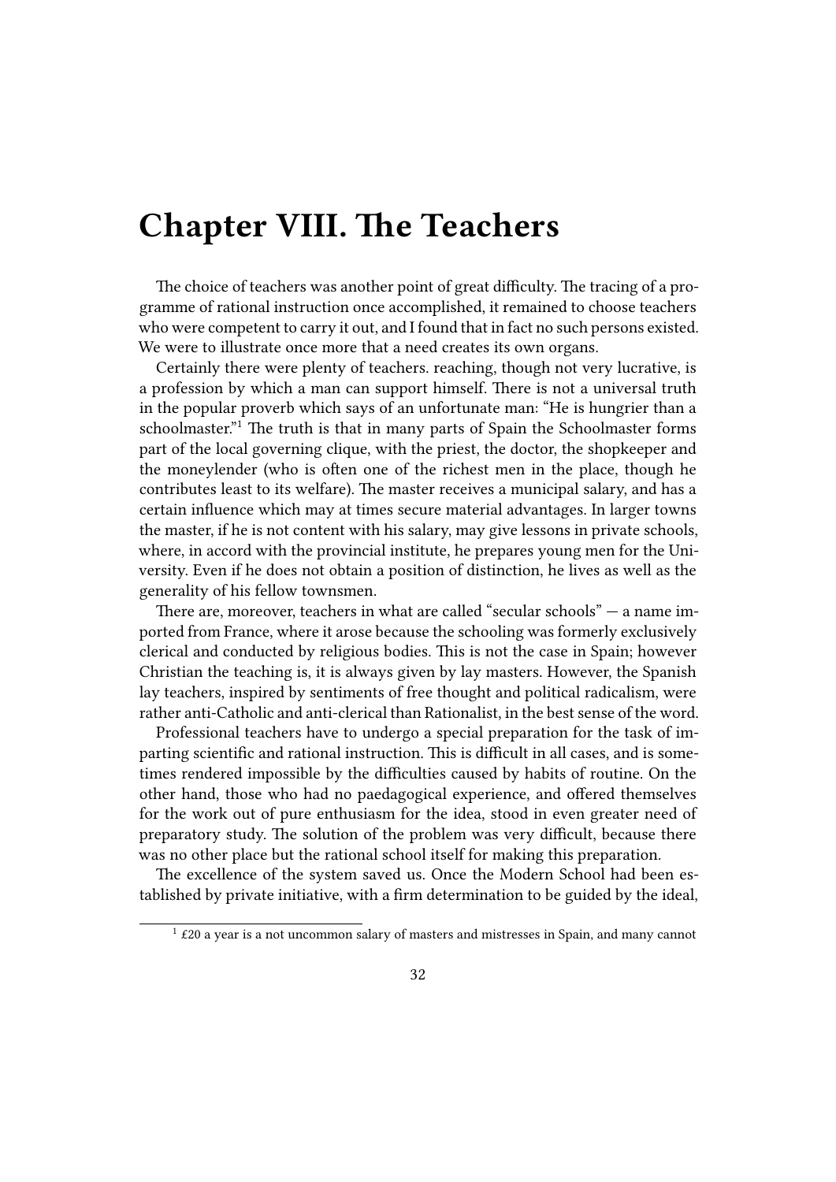# Chapter VIII. The Teachers

The choice of teachers was another point of great difficulty. The tracing of a programme of rational instruction once accomplished, it remained to choose teachers who were competent to carry it out, and I found that in fact no such persons existed. We were to illustrate once more that a need creates its own organs.

Certainly there were plenty of teachers. reaching, though not very lucrative, is a profession by which a man can support himself. There is not a universal truth in the popular proverb which says of an unfortunate man: "He is hungrier than a schoolmaster."[1] The truth is that in many parts of Spain the Schoolmaster forms part of the local governing clique, with the priest, the doctor, the shopkeeper and the moneylender (who is often one of the richest men in the place, though he contributes least to its welfare). The master receives a municipal salary, and has a certain influence which may at times secure material advantages. In larger towns the master, if he is not content with his salary, may give lessons in private schools, where, in accord with the provincial institute, he prepares young men for the University. Even if he does not obtain a position of distinction, he lives as well as the generality of his fellow townsmen.

There are, moreover, teachers in what are called "secular schools" — a name imported from France, where it arose because the schooling was formerly exclusively clerical and conducted by religious bodies. This is not the case in Spain; however Christian the teaching is, it is always given by lay masters. However, the Spanish lay teachers, inspired by sentiments of free thought and political radicalism, were rather anti-Catholic and anti-clerical than Rationalist, in the best sense of the word.

Professional teachers have to undergo a special preparation for the task of imparting scientific and rational instruction. This is difficult in all cases, and is sometimes rendered impossible by the difficulties caused by habits of routine. On the other hand, those who had no paedagogical experience, and offered themselves for the work out of pure enthusiasm for the idea, stood in even greater need of preparatory study. The solution of the problem was very difficult, because there was no other place but the rational school itself for making this preparation.

The excellence of the system saved us. Once the Modern School had been established by private initiative, with a firm determination to be guided by the ideal,

[1] £20 a year is a not uncommon salary of masters and mistresses in Spain, and many cannot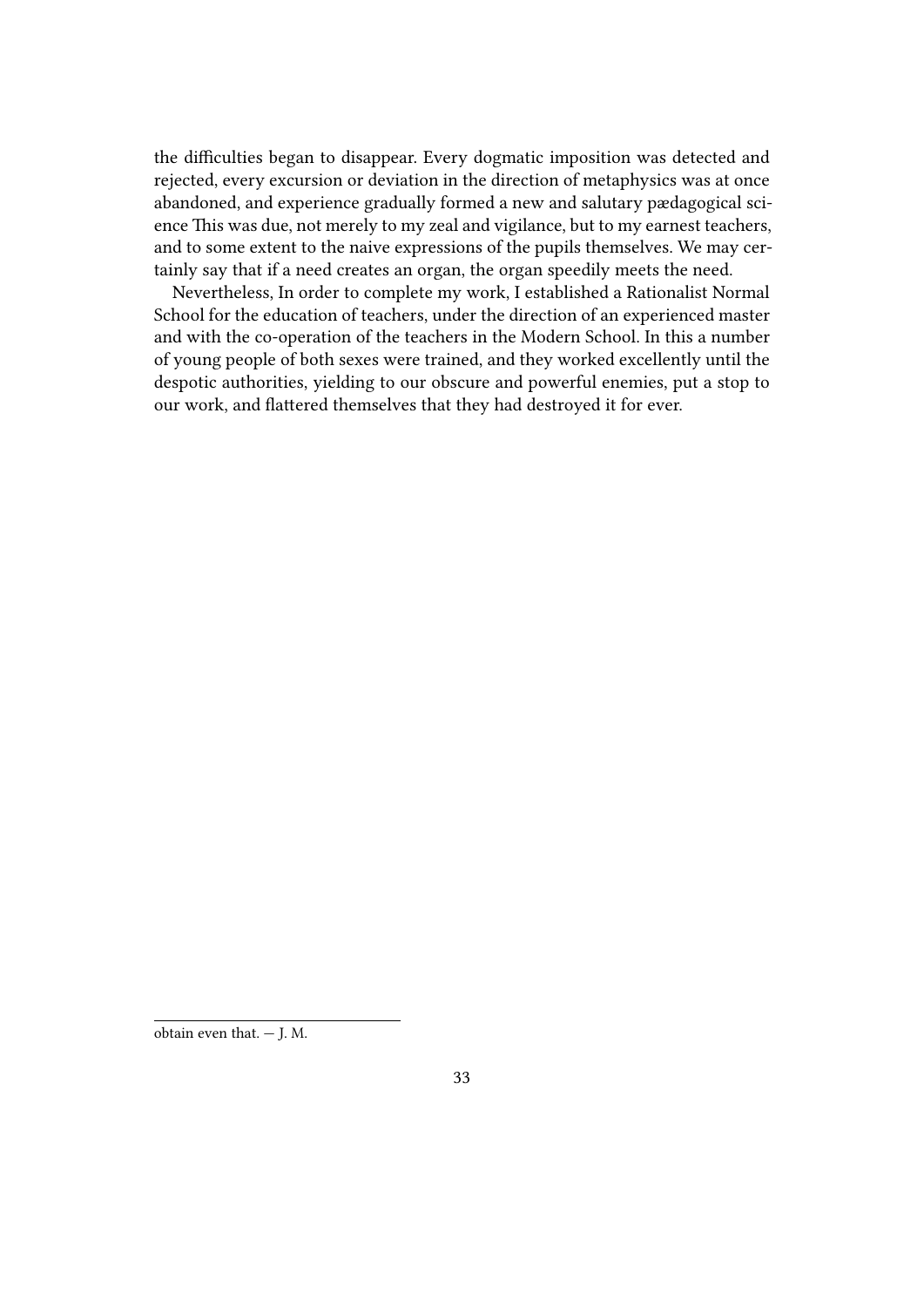the difficulties began to disappear. Every dogmatic imposition was detected and rejected, every excursion or deviation in the direction of metaphysics was at once abandoned, and experience gradually formed a new and salutary pædagogical science This was due, not merely to my zeal and vigilance, but to my earnest teachers, and to some extent to the naive expressions of the pupils themselves. We may certainly say that if a need creates an organ, the organ speedily meets the need.

Nevertheless, In order to complete my work, I established a Rationalist Normal School for the education of teachers, under the direction of an experienced master and with the co-operation of the teachers in the Modern School. In this a number of young people of both sexes were trained, and they worked excellently until the despotic authorities, yielding to our obscure and powerful enemies, put a stop to our work, and flattered themselves that they had destroyed it for ever.

---

obtain even that. — J. M.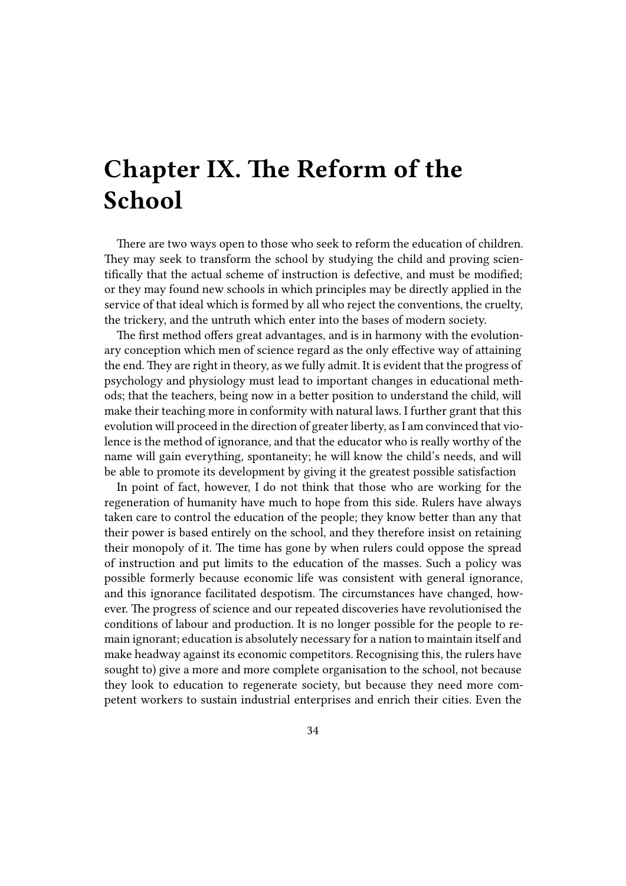# Chapter IX. The Reform of the School

There are two ways open to those who seek to reform the education of children. They may seek to transform the school by studying the child and proving scientifically that the actual scheme of instruction is defective, and must be modified; or they may found new schools in which principles may be directly applied in the service of that ideal which is formed by all who reject the conventions, the cruelty, the trickery, and the untruth which enter into the bases of modern society.

The first method offers great advantages, and is in harmony with the evolutionary conception which men of science regard as the only effective way of attaining the end. They are right in theory, as we fully admit. It is evident that the progress of psychology and physiology must lead to important changes in educational methods; that the teachers, being now in a better position to understand the child, will make their teaching more in conformity with natural laws. I further grant that this evolution will proceed in the direction of greater liberty, as I am convinced that violence is the method of ignorance, and that the educator who is really worthy of the name will gain everything, spontaneity; he will know the child's needs, and will be able to promote its development by giving it the greatest possible satisfaction

In point of fact, however, I do not think that those who are working for the regeneration of humanity have much to hope from this side. Rulers have always taken care to control the education of the people; they know better than any that their power is based entirely on the school, and they therefore insist on retaining their monopoly of it. The time has gone by when rulers could oppose the spread of instruction and put limits to the education of the masses. Such a policy was possible formerly because economic life was consistent with general ignorance, and this ignorance facilitated despotism. The circumstances have changed, however. The progress of science and our repeated discoveries have revolutionised the conditions of labour and production. It is no longer possible for the people to remain ignorant; education is absolutely necessary for a nation to maintain itself and make headway against its economic competitors. Recognising this, the rulers have sought to) give a more and more complete organisation to the school, not because they look to education to regenerate society, but because they need more competent workers to sustain industrial enterprises and enrich their cities. Even the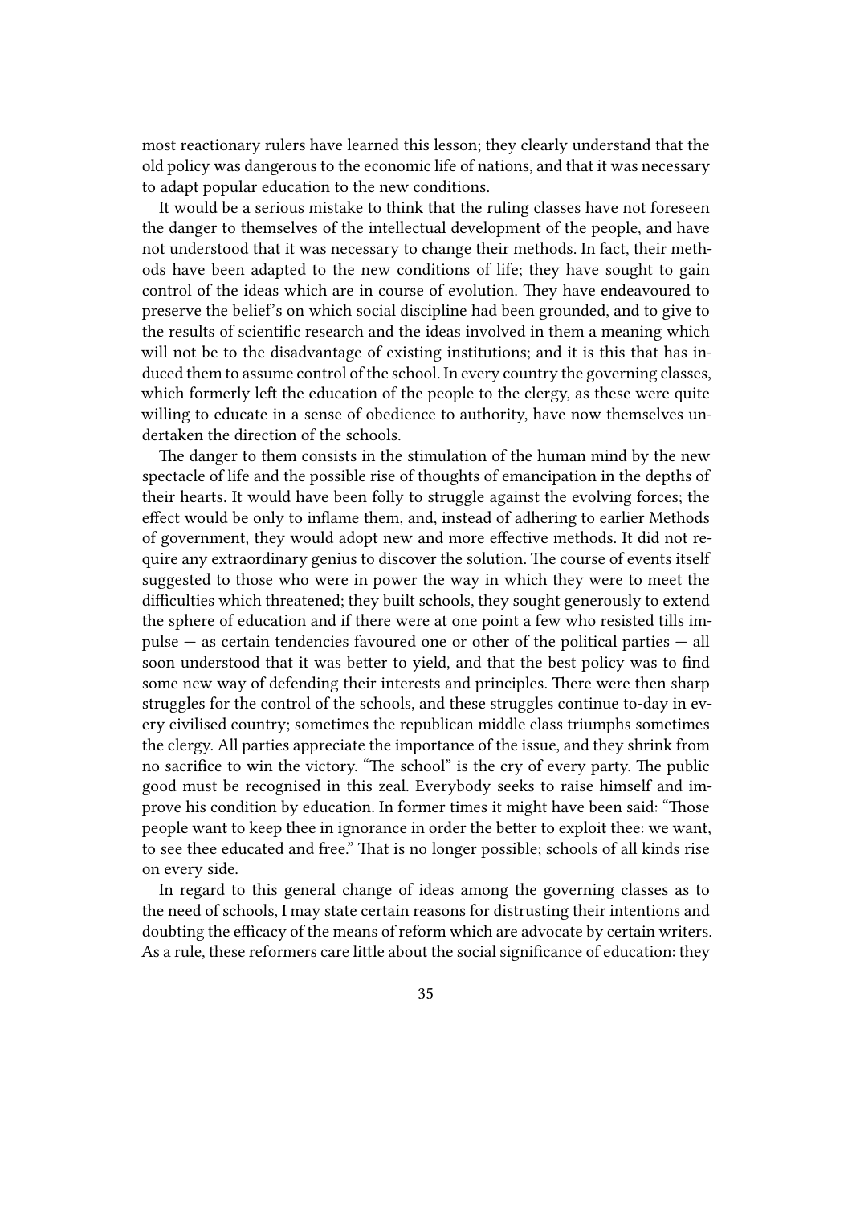most reactionary rulers have learned this lesson; they clearly understand that the old policy was dangerous to the economic life of nations, and that it was necessary to adapt popular education to the new conditions.

It would be a serious mistake to think that the ruling classes have not foreseen the danger to themselves of the intellectual development of the people, and have not understood that it was necessary to change their methods. In fact, their methods have been adapted to the new conditions of life; they have sought to gain control of the ideas which are in course of evolution. They have endeavoured to preserve the belief's on which social discipline had been grounded, and to give to the results of scientific research and the ideas involved in them a meaning which will not be to the disadvantage of existing institutions; and it is this that has induced them to assume control of the school. In every country the governing classes, which formerly left the education of the people to the clergy, as these were quite willing to educate in a sense of obedience to authority, have now themselves undertaken the direction of the schools.

The danger to them consists in the stimulation of the human mind by the new spectacle of life and the possible rise of thoughts of emancipation in the depths of their hearts. It would have been folly to struggle against the evolving forces; the effect would be only to inflame them, and, instead of adhering to earlier Methods of government, they would adopt new and more effective methods. It did not require any extraordinary genius to discover the solution. The course of events itself suggested to those who were in power the way in which they were to meet the difficulties which threatened; they built schools, they sought generously to extend the sphere of education and if there were at one point a few who resisted tills impulse — as certain tendencies favoured one or other of the political parties — all soon understood that it was better to yield, and that the best policy was to find some new way of defending their interests and principles. There were then sharp struggles for the control of the schools, and these struggles continue to-day in every civilised country; sometimes the republican middle class triumphs sometimes the clergy. All parties appreciate the importance of the issue, and they shrink from no sacrifice to win the victory. "The school" is the cry of every party. The public good must be recognised in this zeal. Everybody seeks to raise himself and improve his condition by education. In former times it might have been said: "Those people want to keep thee in ignorance in order the better to exploit thee: we want, to see thee educated and free." That is no longer possible; schools of all kinds rise on every side.

In regard to this general change of ideas among the governing classes as to the need of schools, I may state certain reasons for distrusting their intentions and doubting the efficacy of the means of reform which are advocate by certain writers. As a rule, these reformers care little about the social significance of education: they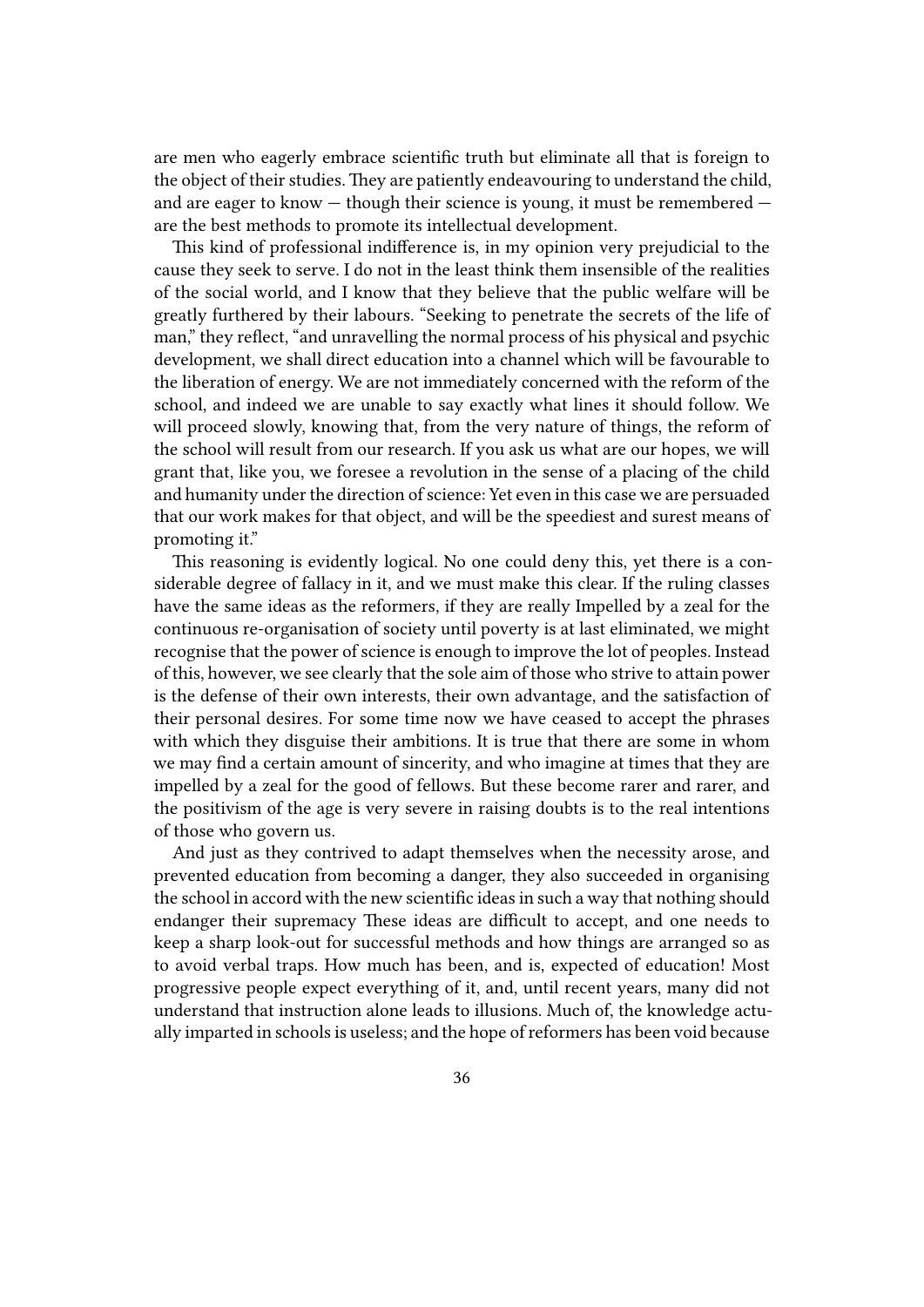are men who eagerly embrace scientific truth but eliminate all that is foreign to the object of their studies. They are patiently endeavouring to understand the child, and are eager to know — though their science is young, it must be remembered — are the best methods to promote its intellectual development.

This kind of professional indifference is, in my opinion very prejudicial to the cause they seek to serve. I do not in the least think them insensible of the realities of the social world, and I know that they believe that the public welfare will be greatly furthered by their labours. "Seeking to penetrate the secrets of the life of man," they reflect, "and unravelling the normal process of his physical and psychic development, we shall direct education into a channel which will be favourable to the liberation of energy. We are not immediately concerned with the reform of the school, and indeed we are unable to say exactly what lines it should follow. We will proceed slowly, knowing that, from the very nature of things, the reform of the school will result from our research. If you ask us what are our hopes, we will grant that, like you, we foresee a revolution in the sense of a placing of the child and humanity under the direction of science: Yet even in this case we are persuaded that our work makes for that object, and will be the speediest and surest means of promoting it."

This reasoning is evidently logical. No one could deny this, yet there is a considerable degree of fallacy in it, and we must make this clear. If the ruling classes have the same ideas as the reformers, if they are really Impelled by a zeal for the continuous re-organisation of society until poverty is at last eliminated, we might recognise that the power of science is enough to improve the lot of peoples. Instead of this, however, we see clearly that the sole aim of those who strive to attain power is the defense of their own interests, their own advantage, and the satisfaction of their personal desires. For some time now we have ceased to accept the phrases with which they disguise their ambitions. It is true that there are some in whom we may find a certain amount of sincerity, and who imagine at times that they are impelled by a zeal for the good of fellows. But these become rarer and rarer, and the positivism of the age is very severe in raising doubts is to the real intentions of those who govern us.

And just as they contrived to adapt themselves when the necessity arose, and prevented education from becoming a danger, they also succeeded in organising the school in accord with the new scientific ideas in such a way that nothing should endanger their supremacy These ideas are difficult to accept, and one needs to keep a sharp look-out for successful methods and how things are arranged so as to avoid verbal traps. How much has been, and is, expected of education! Most progressive people expect everything of it, and, until recent years, many did not understand that instruction alone leads to illusions. Much of, the knowledge actually imparted in schools is useless; and the hope of reformers has been void because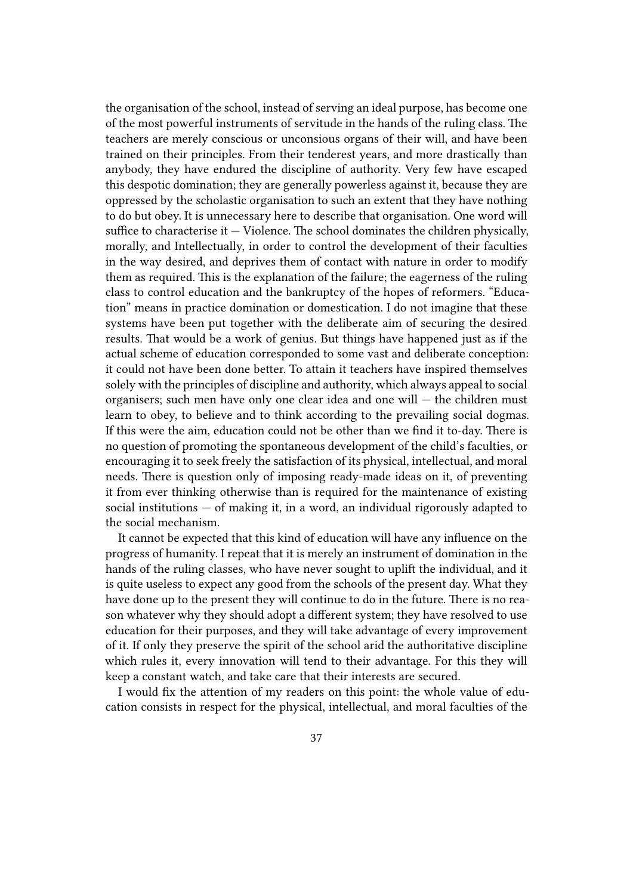the organisation of the school, instead of serving an ideal purpose, has become one of the most powerful instruments of servitude in the hands of the ruling class. The teachers are merely conscious or unconsious organs of their will, and have been trained on their principles. From their tenderest years, and more drastically than anybody, they have endured the discipline of authority. Very few have escaped this despotic domination; they are generally powerless against it, because they are oppressed by the scholastic organisation to such an extent that they have nothing to do but obey. It is unnecessary here to describe that organisation. One word will suffice to characterise it — Violence. The school dominates the children physically, morally, and Intellectually, in order to control the development of their faculties in the way desired, and deprives them of contact with nature in order to modify them as required. This is the explanation of the failure; the eagerness of the ruling class to control education and the bankruptcy of the hopes of reformers. "Education" means in practice domination or domestication. I do not imagine that these systems have been put together with the deliberate aim of securing the desired results. That would be a work of genius. But things have happened just as if the actual scheme of education corresponded to some vast and deliberate conception: it could not have been done better. To attain it teachers have inspired themselves solely with the principles of discipline and authority, which always appeal to social organisers; such men have only one clear idea and one will — the children must learn to obey, to believe and to think according to the prevailing social dogmas. If this were the aim, education could not be other than we find it to-day. There is no question of promoting the spontaneous development of the child's faculties, or encouraging it to seek freely the satisfaction of its physical, intellectual, and moral needs. There is question only of imposing ready-made ideas on it, of preventing it from ever thinking otherwise than is required for the maintenance of existing social institutions — of making it, in a word, an individual rigorously adapted to the social mechanism.

It cannot be expected that this kind of education will have any influence on the progress of humanity. I repeat that it is merely an instrument of domination in the hands of the ruling classes, who have never sought to uplift the individual, and it is quite useless to expect any good from the schools of the present day. What they have done up to the present they will continue to do in the future. There is no reason whatever why they should adopt a different system; they have resolved to use education for their purposes, and they will take advantage of every improvement of it. If only they preserve the spirit of the school arid the authoritative discipline which rules it, every innovation will tend to their advantage. For this they will keep a constant watch, and take care that their interests are secured.

I would fix the attention of my readers on this point: the whole value of education consists in respect for the physical, intellectual, and moral faculties of the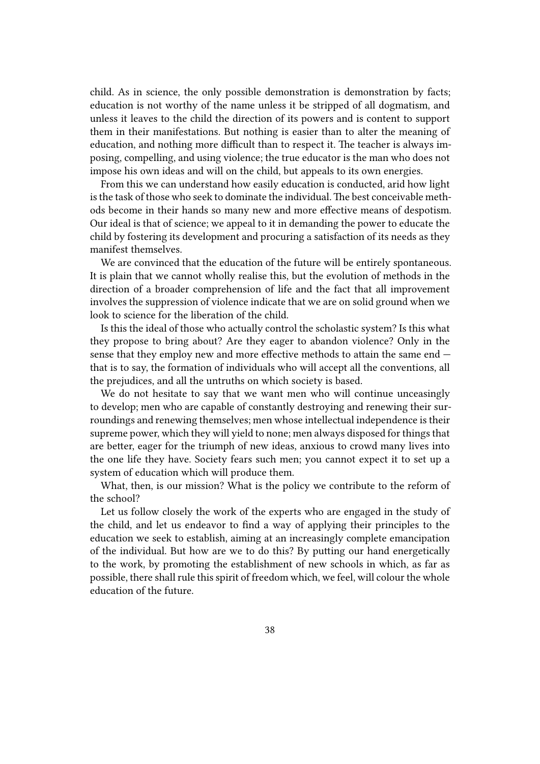child. As in science, the only possible demonstration is demonstration by facts; education is not worthy of the name unless it be stripped of all dogmatism, and unless it leaves to the child the direction of its powers and is content to support them in their manifestations. But nothing is easier than to alter the meaning of education, and nothing more difficult than to respect it. The teacher is always imposing, compelling, and using violence; the true educator is the man who does not impose his own ideas and will on the child, but appeals to its own energies.

From this we can understand how easily education is conducted, arid how light is the task of those who seek to dominate the individual. The best conceivable methods become in their hands so many new and more effective means of despotism. Our ideal is that of science; we appeal to it in demanding the power to educate the child by fostering its development and procuring a satisfaction of its needs as they manifest themselves.

We are convinced that the education of the future will be entirely spontaneous. It is plain that we cannot wholly realise this, but the evolution of methods in the direction of a broader comprehension of life and the fact that all improvement involves the suppression of violence indicate that we are on solid ground when we look to science for the liberation of the child.

Is this the ideal of those who actually control the scholastic system? Is this what they propose to bring about? Are they eager to abandon violence? Only in the sense that they employ new and more effective methods to attain the same end — that is to say, the formation of individuals who will accept all the conventions, all the prejudices, and all the untruths on which society is based.

We do not hesitate to say that we want men who will continue unceasingly to develop; men who are capable of constantly destroying and renewing their surroundings and renewing themselves; men whose intellectual independence is their supreme power, which they will yield to none; men always disposed for things that are better, eager for the triumph of new ideas, anxious to crowd many lives into the one life they have. Society fears such men; you cannot expect it to set up a system of education which will produce them.

What, then, is our mission? What is the policy we contribute to the reform of the school?

Let us follow closely the work of the experts who are engaged in the study of the child, and let us endeavor to find a way of applying their principles to the education we seek to establish, aiming at an increasingly complete emancipation of the individual. But how are we to do this? By putting our hand energetically to the work, by promoting the establishment of new schools in which, as far as possible, there shall rule this spirit of freedom which, we feel, will colour the whole education of the future.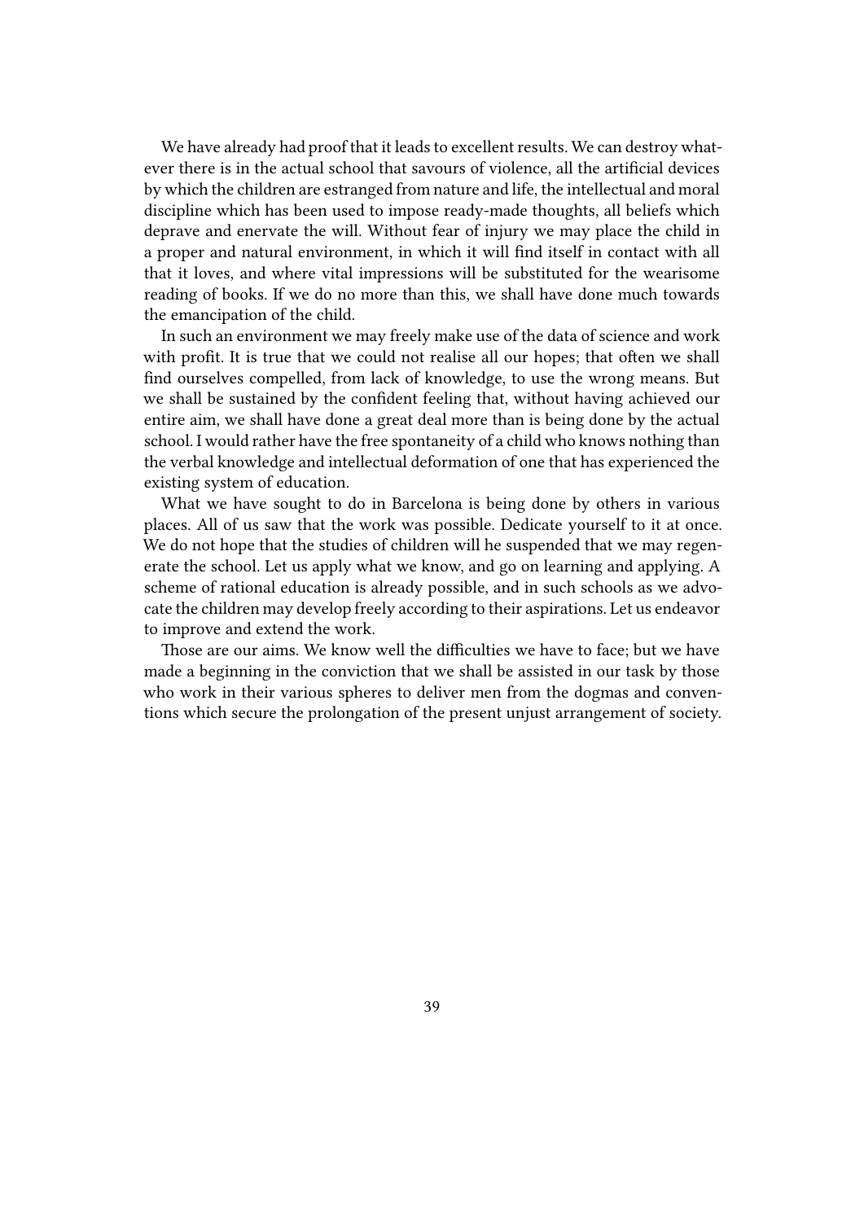We have already had proof that it leads to excellent results. We can destroy whatever there is in the actual school that savours of violence, all the artificial devices by which the children are estranged from nature and life, the intellectual and moral discipline which has been used to impose ready-made thoughts, all beliefs which deprave and enervate the will. Without fear of injury we may place the child in a proper and natural environment, in which it will find itself in contact with all that it loves, and where vital impressions will be substituted for the wearisome reading of books. If we do no more than this, we shall have done much towards the emancipation of the child.

In such an environment we may freely make use of the data of science and work with profit. It is true that we could not realise all our hopes; that often we shall find ourselves compelled, from lack of knowledge, to use the wrong means. But we shall be sustained by the confident feeling that, without having achieved our entire aim, we shall have done a great deal more than is being done by the actual school. I would rather have the free spontaneity of a child who knows nothing than the verbal knowledge and intellectual deformation of one that has experienced the existing system of education.

What we have sought to do in Barcelona is being done by others in various places. All of us saw that the work was possible. Dedicate yourself to it at once. We do not hope that the studies of children will he suspended that we may regenerate the school. Let us apply what we know, and go on learning and applying. A scheme of rational education is already possible, and in such schools as we advocate the children may develop freely according to their aspirations. Let us endeavor to improve and extend the work.

Those are our aims. We know well the difficulties we have to face; but we have made a beginning in the conviction that we shall be assisted in our task by those who work in their various spheres to deliver men from the dogmas and conventions which secure the prolongation of the present unjust arrangement of society.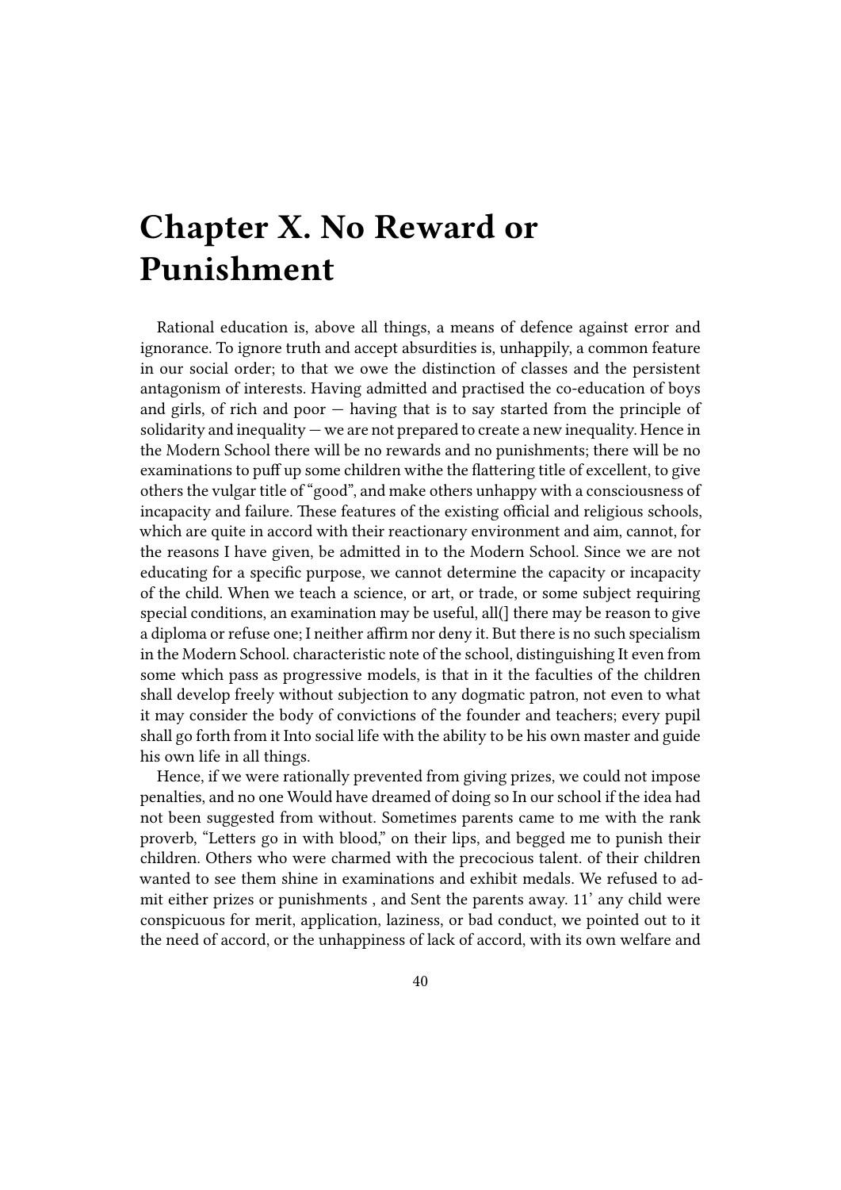# Chapter X. No Reward or Punishment

Rational education is, above all things, a means of defence against error and ignorance. To ignore truth and accept absurdities is, unhappily, a common feature in our social order; to that we owe the distinction of classes and the persistent antagonism of interests. Having admitted and practised the co-education of boys and girls, of rich and poor — having that is to say started from the principle of solidarity and inequality — we are not prepared to create a new inequality. Hence in the Modern School there will be no rewards and no punishments; there will be no examinations to puff up some children withe the flattering title of excellent, to give others the vulgar title of "good", and make others unhappy with a consciousness of incapacity and failure. These features of the existing official and religious schools, which are quite in accord with their reactionary environment and aim, cannot, for the reasons I have given, be admitted in to the Modern School. Since we are not educating for a specific purpose, we cannot determine the capacity or incapacity of the child. When we teach a science, or art, or trade, or some subject requiring special conditions, an examination may be useful, all(] there may be reason to give a diploma or refuse one; I neither affirm nor deny it. But there is no such specialism in the Modern School. characteristic note of the school, distinguishing It even from some which pass as progressive models, is that in it the faculties of the children shall develop freely without subjection to any dogmatic patron, not even to what it may consider the body of convictions of the founder and teachers; every pupil shall go forth from it Into social life with the ability to be his own master and guide his own life in all things.

Hence, if we were rationally prevented from giving prizes, we could not impose penalties, and no one Would have dreamed of doing so In our school if the idea had not been suggested from without. Sometimes parents came to me with the rank proverb, "Letters go in with blood," on their lips, and begged me to punish their children. Others who were charmed with the precocious talent. of their children wanted to see them shine in examinations and exhibit medals. We refused to admit either prizes or punishments , and Sent the parents away. 11' any child were conspicuous for merit, application, laziness, or bad conduct, we pointed out to it the need of accord, or the unhappiness of lack of accord, with its own welfare and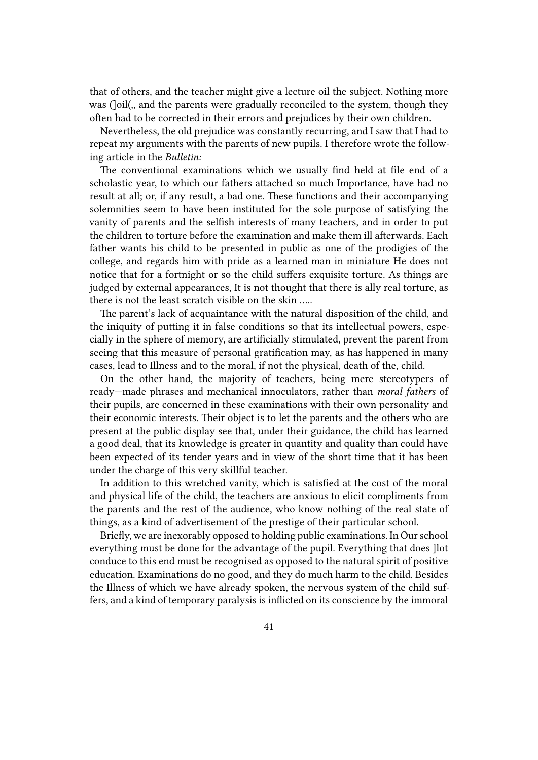that of others, and the teacher might give a lecture oil the subject. Nothing more was (]oil(,, and the parents were gradually reconciled to the system, though they often had to be corrected in their errors and prejudices by their own children.

Nevertheless, the old prejudice was constantly recurring, and I saw that I had to repeat my arguments with the parents of new pupils. I therefore wrote the following article in the *Bulletin:*

The conventional examinations which we usually find held at file end of a scholastic year, to which our fathers attached so much Importance, have had no result at all; or, if any result, a bad one. These functions and their accompanying solemnities seem to have been instituted for the sole purpose of satisfying the vanity of parents and the selfish interests of many teachers, and in order to put the children to torture before the examination and make them ill afterwards. Each father wants his child to be presented in public as one of the prodigies of the college, and regards him with pride as a learned man in miniature He does not notice that for a fortnight or so the child suffers exquisite torture. As things are judged by external appearances, It is not thought that there is ally real torture, as there is not the least scratch visible on the skin …..

The parent's lack of acquaintance with the natural disposition of the child, and the iniquity of putting it in false conditions so that its intellectual powers, especially in the sphere of memory, are artificially stimulated, prevent the parent from seeing that this measure of personal gratification may, as has happened in many cases, lead to Illness and to the moral, if not the physical, death of the, child.

On the other hand, the majority of teachers, being mere stereotypers of ready—made phrases and mechanical innoculators, rather than *moral fathers* of their pupils, are concerned in these examinations with their own personality and their economic interests. Their object is to let the parents and the others who are present at the public display see that, under their guidance, the child has learned a good deal, that its knowledge is greater in quantity and quality than could have been expected of its tender years and in view of the short time that it has been under the charge of this very skillful teacher.

In addition to this wretched vanity, which is satisfied at the cost of the moral and physical life of the child, the teachers are anxious to elicit compliments from the parents and the rest of the audience, who know nothing of the real state of things, as a kind of advertisement of the prestige of their particular school.

Briefly, we are inexorably opposed to holding public examinations. In Our school everything must be done for the advantage of the pupil. Everything that does ]lot conduce to this end must be recognised as opposed to the natural spirit of positive education. Examinations do no good, and they do much harm to the child. Besides the Illness of which we have already spoken, the nervous system of the child suffers, and a kind of temporary paralysis is inflicted on its conscience by the immoral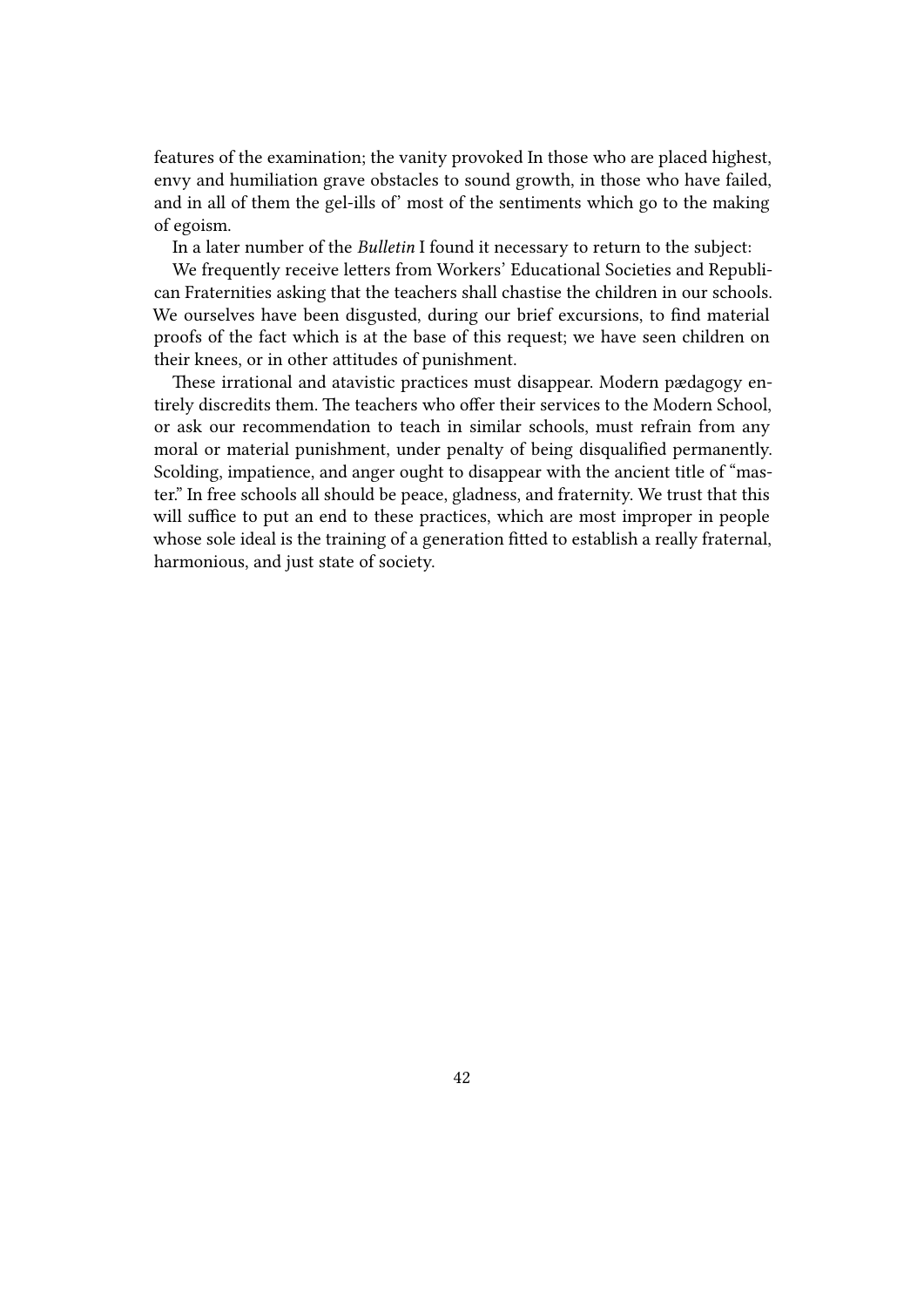features of the examination; the vanity provoked In those who are placed highest, envy and humiliation grave obstacles to sound growth, in those who have failed, and in all of them the gel-ills of' most of the sentiments which go to the making of egoism.

In a later number of the *Bulletin* I found it necessary to return to the subject:

We frequently receive letters from Workers' Educational Societies and Republican Fraternities asking that the teachers shall chastise the children in our schools. We ourselves have been disgusted, during our brief excursions, to find material proofs of the fact which is at the base of this request; we have seen children on their knees, or in other attitudes of punishment.

These irrational and atavistic practices must disappear. Modern pædagogy entirely discredits them. The teachers who offer their services to the Modern School, or ask our recommendation to teach in similar schools, must refrain from any moral or material punishment, under penalty of being disqualified permanently. Scolding, impatience, and anger ought to disappear with the ancient title of "master." In free schools all should be peace, gladness, and fraternity. We trust that this will suffice to put an end to these practices, which are most improper in people whose sole ideal is the training of a generation fitted to establish a really fraternal, harmonious, and just state of society.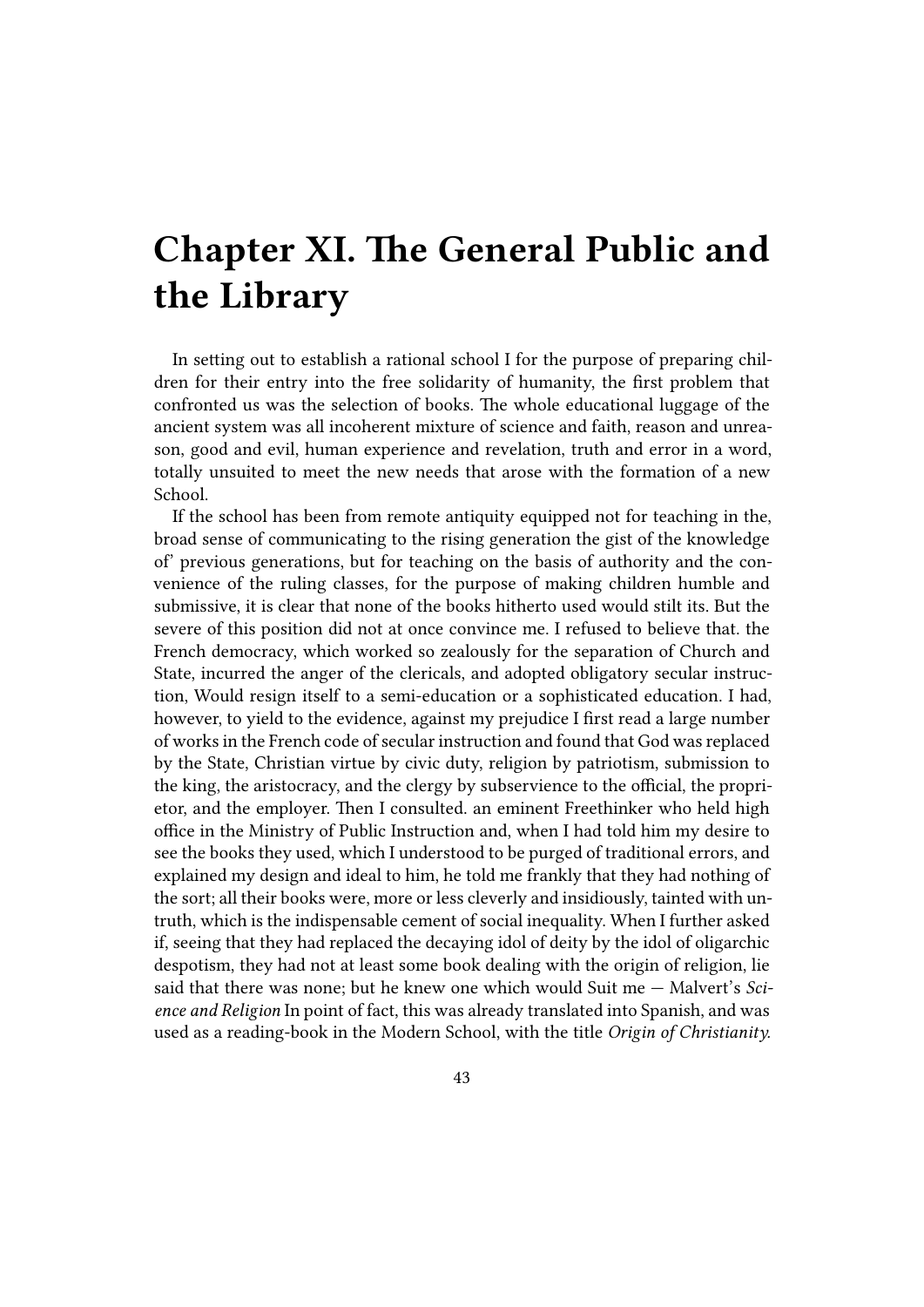# Chapter XI. The General Public and the Library

In setting out to establish a rational school I for the purpose of preparing children for their entry into the free solidarity of humanity, the first problem that confronted us was the selection of books. The whole educational luggage of the ancient system was all incoherent mixture of science and faith, reason and unreason, good and evil, human experience and revelation, truth and error in a word, totally unsuited to meet the new needs that arose with the formation of a new School.

If the school has been from remote antiquity equipped not for teaching in the, broad sense of communicating to the rising generation the gist of the knowledge of' previous generations, but for teaching on the basis of authority and the convenience of the ruling classes, for the purpose of making children humble and submissive, it is clear that none of the books hitherto used would stilt its. But the severe of this position did not at once convince me. I refused to believe that. the French democracy, which worked so zealously for the separation of Church and State, incurred the anger of the clericals, and adopted obligatory secular instruction, Would resign itself to a semi-education or a sophisticated education. I had, however, to yield to the evidence, against my prejudice I first read a large number of works in the French code of secular instruction and found that God was replaced by the State, Christian virtue by civic duty, religion by patriotism, submission to the king, the aristocracy, and the clergy by subservience to the official, the proprietor, and the employer. Then I consulted. an eminent Freethinker who held high office in the Ministry of Public Instruction and, when I had told him my desire to see the books they used, which I understood to be purged of traditional errors, and explained my design and ideal to him, he told me frankly that they had nothing of the sort; all their books were, more or less cleverly and insidiously, tainted with untruth, which is the indispensable cement of social inequality. When I further asked if, seeing that they had replaced the decaying idol of deity by the idol of oligarchic despotism, they had not at least some book dealing with the origin of religion, lie said that there was none; but he knew one which would Suit me — Malvert's *Science and Religion* In point of fact, this was already translated into Spanish, and was used as a reading-book in the Modern School, with the title *Origin of Christianity.*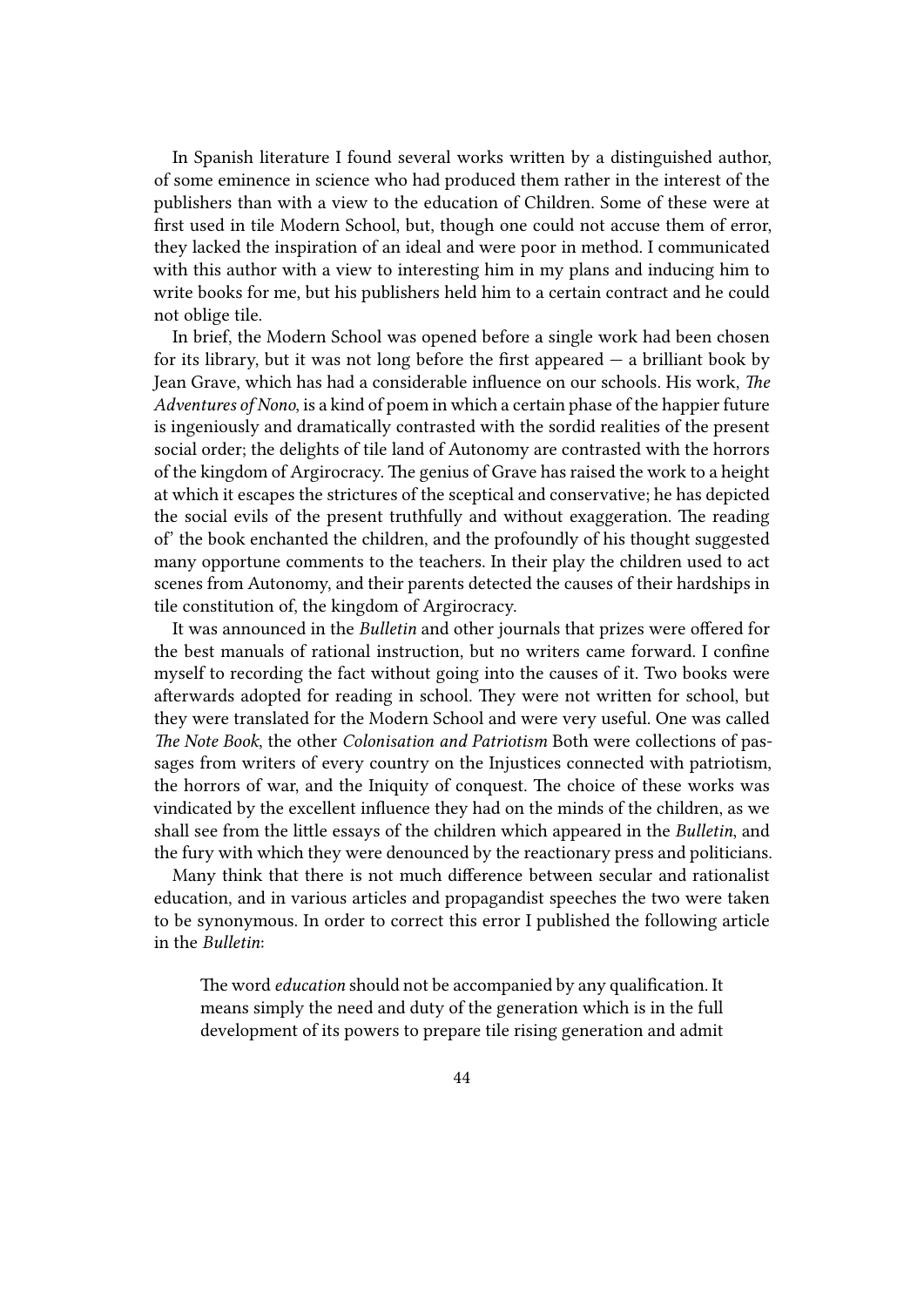In Spanish literature I found several works written by a distinguished author, of some eminence in science who had produced them rather in the interest of the publishers than with a view to the education of Children. Some of these were at first used in tile Modern School, but, though one could not accuse them of error, they lacked the inspiration of an ideal and were poor in method. I communicated with this author with a view to interesting him in my plans and inducing him to write books for me, but his publishers held him to a certain contract and he could not oblige tile.

In brief, the Modern School was opened before a single work had been chosen for its library, but it was not long before the first appeared — a brilliant book by Jean Grave, which has had a considerable influence on our schools. His work, *The Adventures of Nono*, is a kind of poem in which a certain phase of the happier future is ingeniously and dramatically contrasted with the sordid realities of the present social order; the delights of tile land of Autonomy are contrasted with the horrors of the kingdom of Argirocracy. The genius of Grave has raised the work to a height at which it escapes the strictures of the sceptical and conservative; he has depicted the social evils of the present truthfully and without exaggeration. The reading of' the book enchanted the children, and the profoundly of his thought suggested many opportune comments to the teachers. In their play the children used to act scenes from Autonomy, and their parents detected the causes of their hardships in tile constitution of, the kingdom of Argirocracy.

It was announced in the *Bulletin* and other journals that prizes were offered for the best manuals of rational instruction, but no writers came forward. I confine myself to recording the fact without going into the causes of it. Two books were afterwards adopted for reading in school. They were not written for school, but they were translated for the Modern School and were very useful. One was called *The Note Book*, the other *Colonisation and Patriotism* Both were collections of passages from writers of every country on the Injustices connected with patriotism, the horrors of war, and the Iniquity of conquest. The choice of these works was vindicated by the excellent influence they had on the minds of the children, as we shall see from the little essays of the children which appeared in the *Bulletin*, and the fury with which they were denounced by the reactionary press and politicians.

Many think that there is not much difference between secular and rationalist education, and in various articles and propagandist speeches the two were taken to be synonymous. In order to correct this error I published the following article in the *Bulletin*:

> The word *education* should not be accompanied by any qualification. It means simply the need and duty of the generation which is in the full development of its powers to prepare tile rising generation and admit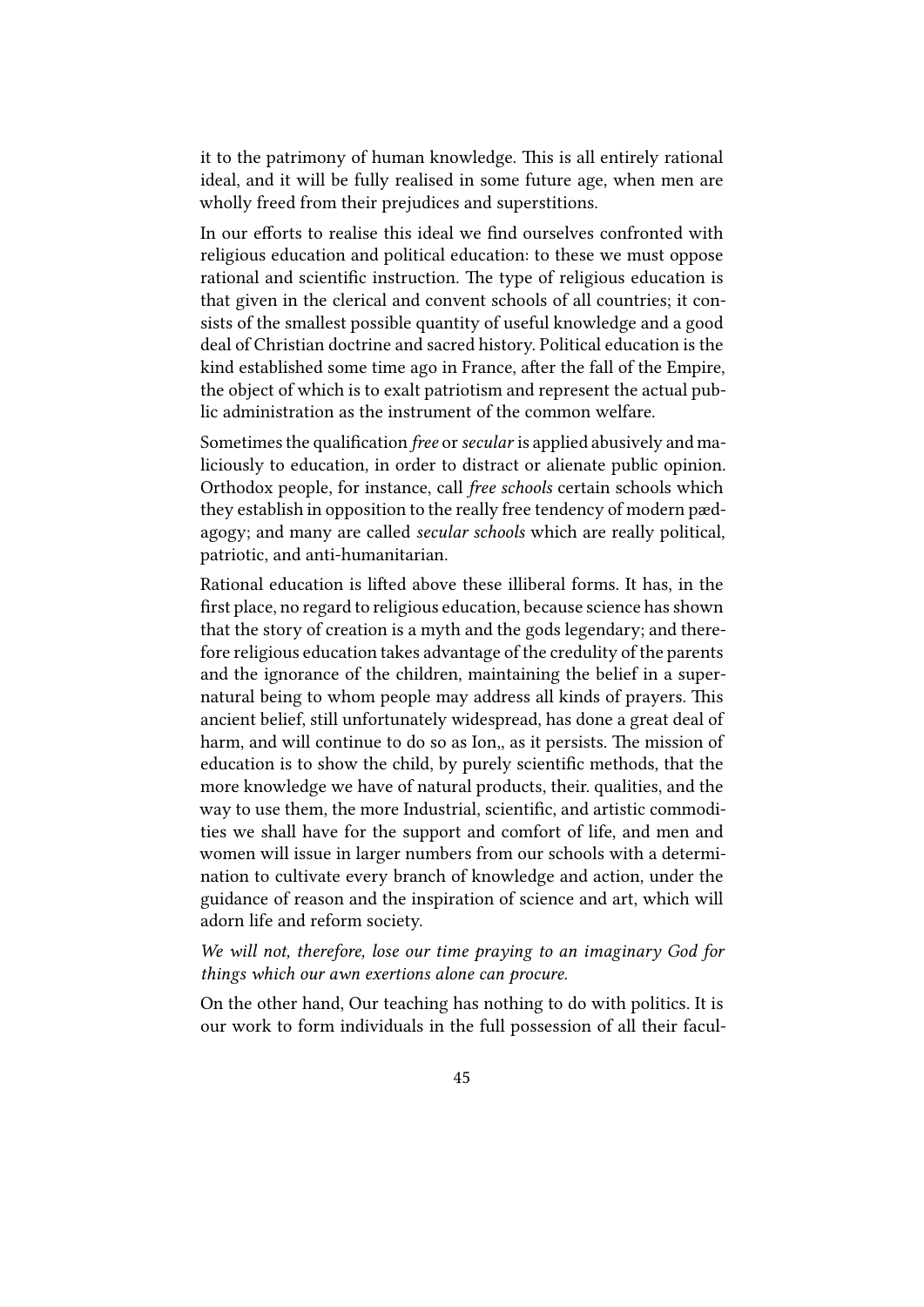it to the patrimony of human knowledge. This is all entirely rational ideal, and it will be fully realised in some future age, when men are wholly freed from their prejudices and superstitions.

In our efforts to realise this ideal we find ourselves confronted with religious education and political education: to these we must oppose rational and scientific instruction. The type of religious education is that given in the clerical and convent schools of all countries; it consists of the smallest possible quantity of useful knowledge and a good deal of Christian doctrine and sacred history. Political education is the kind established some time ago in France, after the fall of the Empire, the object of which is to exalt patriotism and represent the actual public administration as the instrument of the common welfare.

Sometimes the qualification *free* or *secular* is applied abusively and maliciously to education, in order to distract or alienate public opinion. Orthodox people, for instance, call *free schools* certain schools which they establish in opposition to the really free tendency of modern pædagogy; and many are called *secular schools* which are really political, patriotic, and anti-humanitarian.

Rational education is lifted above these illiberal forms. It has, in the first place, no regard to religious education, because science has shown that the story of creation is a myth and the gods legendary; and therefore religious education takes advantage of the credulity of the parents and the ignorance of the children, maintaining the belief in a supernatural being to whom people may address all kinds of prayers. This ancient belief, still unfortunately widespread, has done a great deal of harm, and will continue to do so as Ion,, as it persists. The mission of education is to show the child, by purely scientific methods, that the more knowledge we have of natural products, their. qualities, and the way to use them, the more Industrial, scientific, and artistic commodities we shall have for the support and comfort of life, and men and women will issue in larger numbers from our schools with a determination to cultivate every branch of knowledge and action, under the guidance of reason and the inspiration of science and art, which will adorn life and reform society.

*We will not, therefore, lose our time praying to an imaginary God for things which our awn exertions alone can procure.*

On the other hand, Our teaching has nothing to do with politics. It is our work to form individuals in the full possession of all their facul-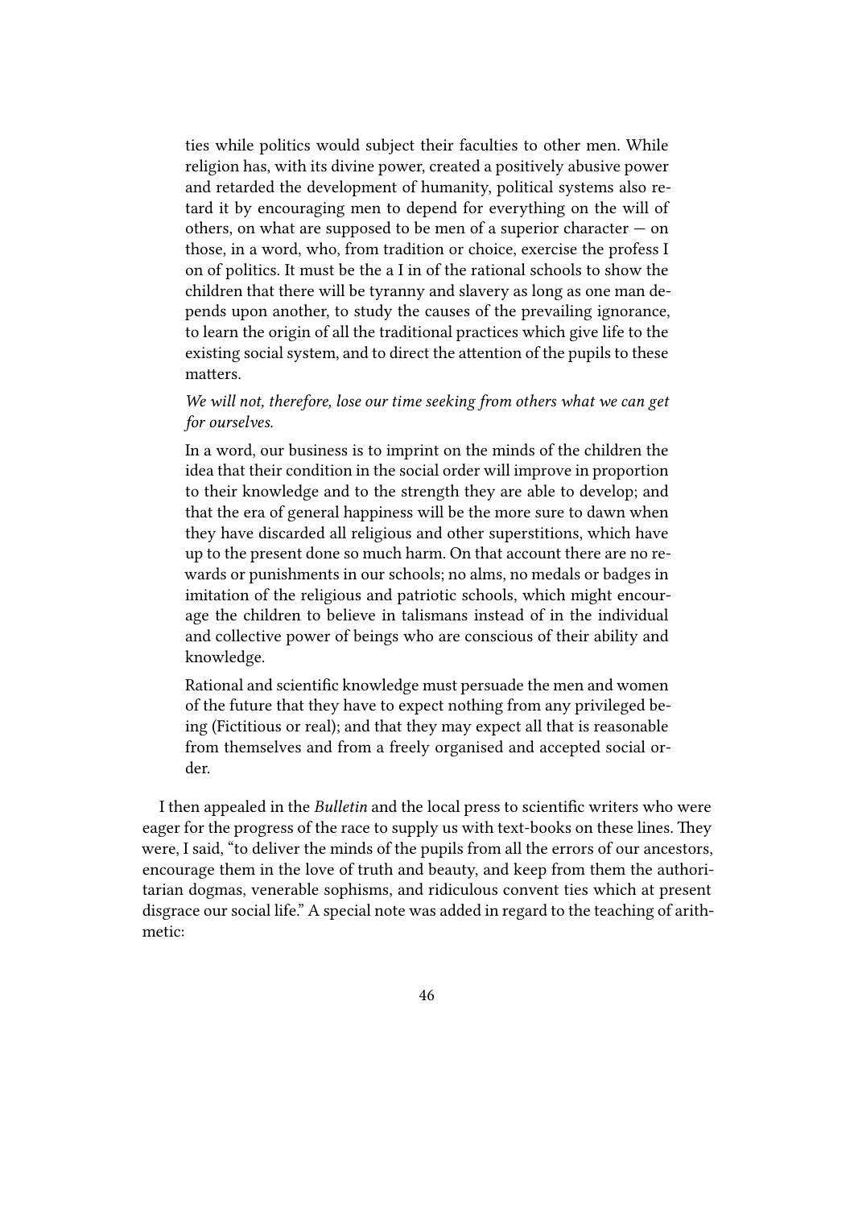ties while politics would subject their faculties to other men. While religion has, with its divine power, created a positively abusive power and retarded the development of humanity, political systems also retard it by encouraging men to depend for everything on the will of others, on what are supposed to be men of a superior character — on those, in a word, who, from tradition or choice, exercise the profess I on of politics. It must be the a I in of the rational schools to show the children that there will be tyranny and slavery as long as one man depends upon another, to study the causes of the prevailing ignorance, to learn the origin of all the traditional practices which give life to the existing social system, and to direct the attention of the pupils to these matters.

> *We will not, therefore, lose our time seeking from others what we can get for ourselves.*
>
> In a word, our business is to imprint on the minds of the children the idea that their condition in the social order will improve in proportion to their knowledge and to the strength they are able to develop; and that the era of general happiness will be the more sure to dawn when they have discarded all religious and other superstitions, which have up to the present done so much harm. On that account there are no rewards or punishments in our schools; no alms, no medals or badges in imitation of the religious and patriotic schools, which might encourage the children to believe in talismans instead of in the individual and collective power of beings who are conscious of their ability and knowledge.
>
> Rational and scientific knowledge must persuade the men and women of the future that they have to expect nothing from any privileged being (Fictitious or real); and that they may expect all that is reasonable from themselves and from a freely organised and accepted social order.

I then appealed in the *Bulletin* and the local press to scientific writers who were eager for the progress of the race to supply us with text-books on these lines. They were, I said, "to deliver the minds of the pupils from all the errors of our ancestors, encourage them in the love of truth and beauty, and keep from them the authoritarian dogmas, venerable sophisms, and ridiculous convent ties which at present disgrace our social life." A special note was added in regard to the teaching of arithmetic: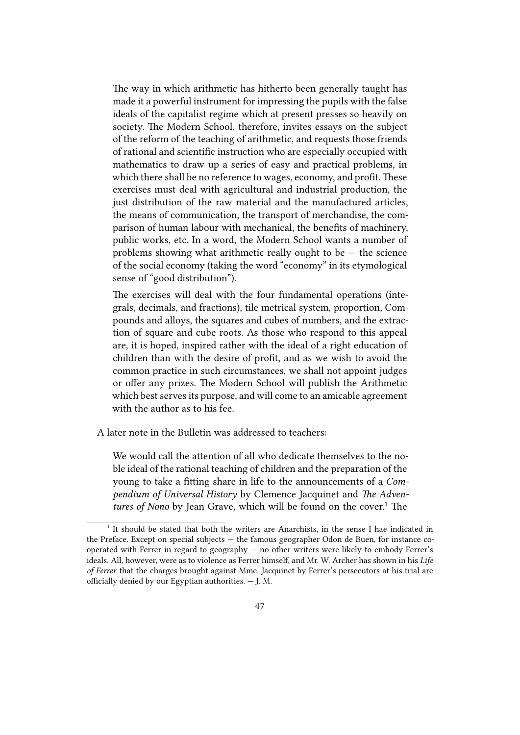> The way in which arithmetic has hitherto been generally taught has made it a powerful instrument for impressing the pupils with the false ideals of the capitalist regime which at present presses so heavily on society. The Modern School, therefore, invites essays on the subject of the reform of the teaching of arithmetic, and requests those friends of rational and scientific instruction who are especially occupied with mathematics to draw up a series of easy and practical problems, in which there shall be no reference to wages, economy, and profit. These exercises must deal with agricultural and industrial production, the just distribution of the raw material and the manufactured articles, the means of communication, the transport of merchandise, the comparison of human labour with mechanical, the benefits of machinery, public works, etc. In a word, the Modern School wants a number of problems showing what arithmetic really ought to be — the science of the social economy (taking the word "economy" in its etymological sense of "good distribution").
>
> The exercises will deal with the four fundamental operations (integrals, decimals, and fractions), tile metrical system, proportion, Compounds and alloys, the squares and cubes of numbers, and the extraction of square and cube roots. As those who respond to this appeal are, it is hoped, inspired rather with the ideal of a right education of children than with the desire of profit, and as we wish to avoid the common practice in such circumstances, we shall not appoint judges or offer any prizes. The Modern School will publish the Arithmetic which best serves its purpose, and will come to an amicable agreement with the author as to his fee.

A later note in the Bulletin was addressed to teachers:

> We would call the attention of all who dedicate themselves to the noble ideal of the rational teaching of children and the preparation of the young to take a fitting share in life to the announcements of a *Compendium of Universal History* by Clemence Jacquinet and *The Adventures of Nono* by Jean Grave, which will be found on the cover.[1] The

[1] It should be stated that both the writers are Anarchists, in the sense I hae indicated in the Preface. Except on special subjects — the famous geographer Odon de Buen, for instance cooperated with Ferrer in regard to geography — no other writers were likely to embody Ferrer's ideals. All, however, were as to violence as Ferrer himself, and Mr. W. Archer has shown in his *Life of Ferrer* that the charges brought against Mme. Jacquinet by Ferrer's persecutors at his trial are officially denied by our Egyptian authorities. — J. M.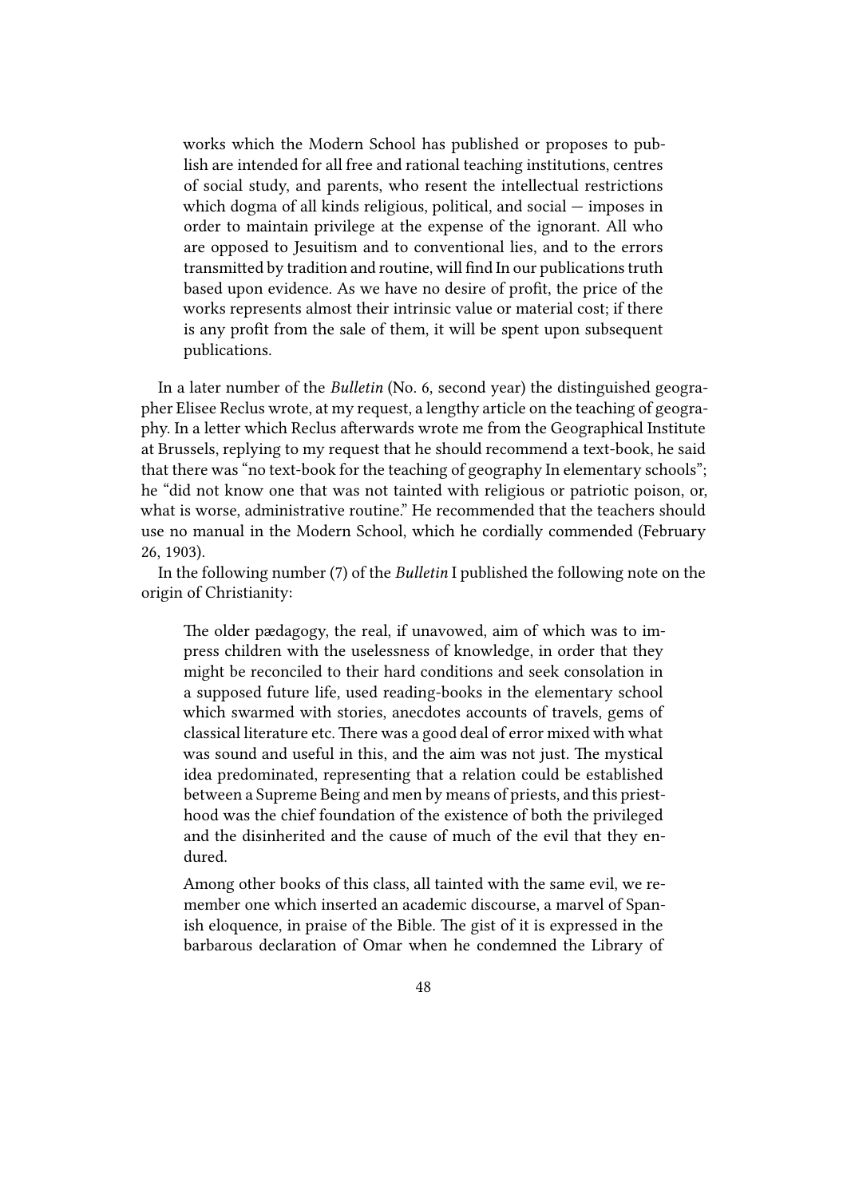> works which the Modern School has published or proposes to publish are intended for all free and rational teaching institutions, centres of social study, and parents, who resent the intellectual restrictions which dogma of all kinds religious, political, and social — imposes in order to maintain privilege at the expense of the ignorant. All who are opposed to Jesuitism and to conventional lies, and to the errors transmitted by tradition and routine, will find In our publications truth based upon evidence. As we have no desire of profit, the price of the works represents almost their intrinsic value or material cost; if there is any profit from the sale of them, it will be spent upon subsequent publications.

In a later number of the *Bulletin* (No. 6, second year) the distinguished geographer Elisee Reclus wrote, at my request, a lengthy article on the teaching of geography. In a letter which Reclus afterwards wrote me from the Geographical Institute at Brussels, replying to my request that he should recommend a text-book, he said that there was "no text-book for the teaching of geography In elementary schools"; he "did not know one that was not tainted with religious or patriotic poison, or, what is worse, administrative routine." He recommended that the teachers should use no manual in the Modern School, which he cordially commended (February 26, 1903).

In the following number (7) of the *Bulletin* I published the following note on the origin of Christianity:

> The older pædagogy, the real, if unavowed, aim of which was to impress children with the uselessness of knowledge, in order that they might be reconciled to their hard conditions and seek consolation in a supposed future life, used reading-books in the elementary school which swarmed with stories, anecdotes accounts of travels, gems of classical literature etc. There was a good deal of error mixed with what was sound and useful in this, and the aim was not just. The mystical idea predominated, representing that a relation could be established between a Supreme Being and men by means of priests, and this priesthood was the chief foundation of the existence of both the privileged and the disinherited and the cause of much of the evil that they endured.
>
> Among other books of this class, all tainted with the same evil, we remember one which inserted an academic discourse, a marvel of Spanish eloquence, in praise of the Bible. The gist of it is expressed in the barbarous declaration of Omar when he condemned the Library of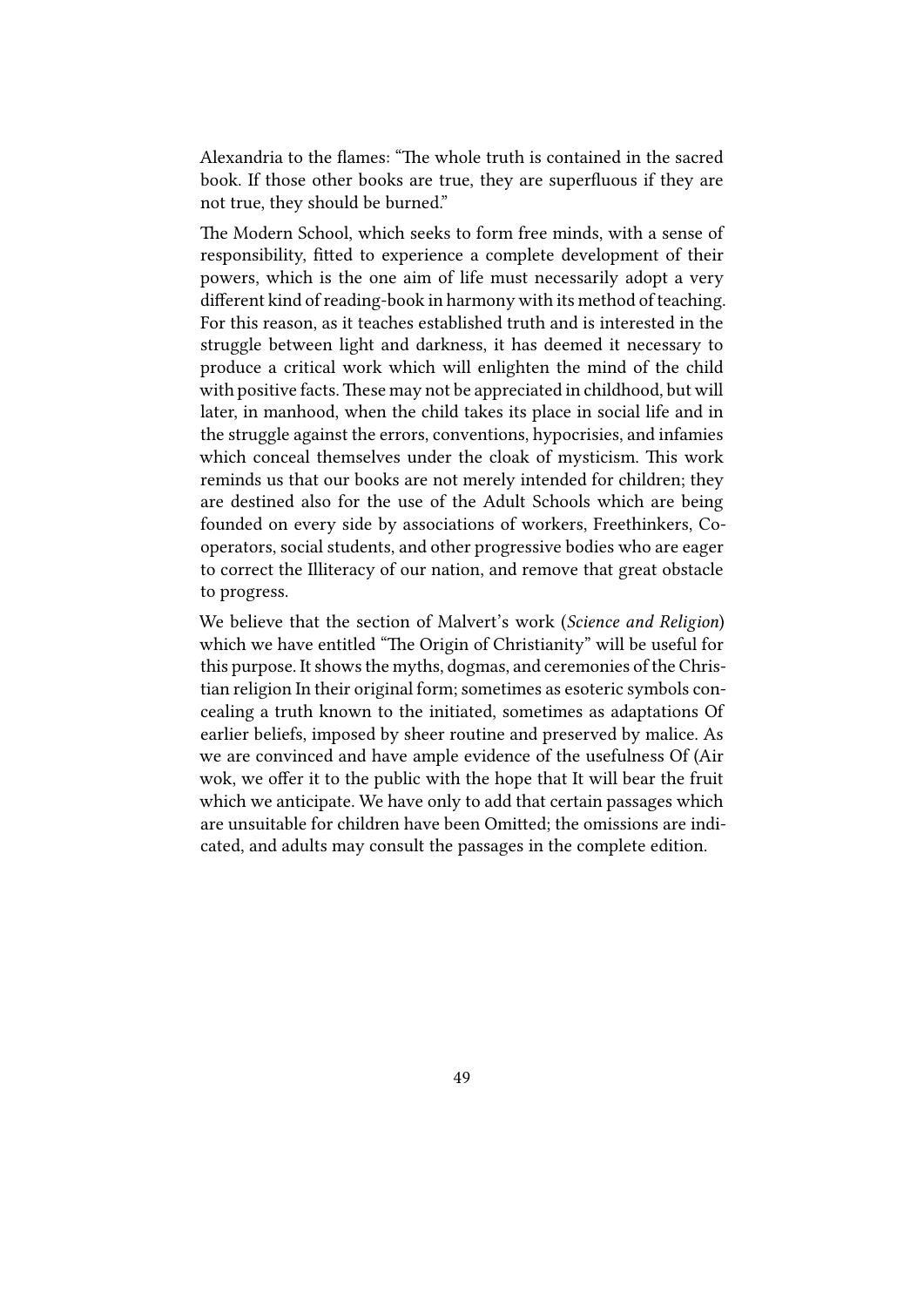Alexandria to the flames: "The whole truth is contained in the sacred book. If those other books are true, they are superfluous if they are not true, they should be burned."

The Modern School, which seeks to form free minds, with a sense of responsibility, fitted to experience a complete development of their powers, which is the one aim of life must necessarily adopt a very different kind of reading-book in harmony with its method of teaching. For this reason, as it teaches established truth and is interested in the struggle between light and darkness, it has deemed it necessary to produce a critical work which will enlighten the mind of the child with positive facts. These may not be appreciated in childhood, but will later, in manhood, when the child takes its place in social life and in the struggle against the errors, conventions, hypocrisies, and infamies which conceal themselves under the cloak of mysticism. This work reminds us that our books are not merely intended for children; they are destined also for the use of the Adult Schools which are being founded on every side by associations of workers, Freethinkers, Co-operators, social students, and other progressive bodies who are eager to correct the Illiteracy of our nation, and remove that great obstacle to progress.

We believe that the section of Malvert's work (*Science and Religion*) which we have entitled "The Origin of Christianity" will be useful for this purpose. It shows the myths, dogmas, and ceremonies of the Christian religion In their original form; sometimes as esoteric symbols concealing a truth known to the initiated, sometimes as adaptations Of earlier beliefs, imposed by sheer routine and preserved by malice. As we are convinced and have ample evidence of the usefulness Of (Air wok, we offer it to the public with the hope that It will bear the fruit which we anticipate. We have only to add that certain passages which are unsuitable for children have been Omitted; the omissions are indicated, and adults may consult the passages in the complete edition.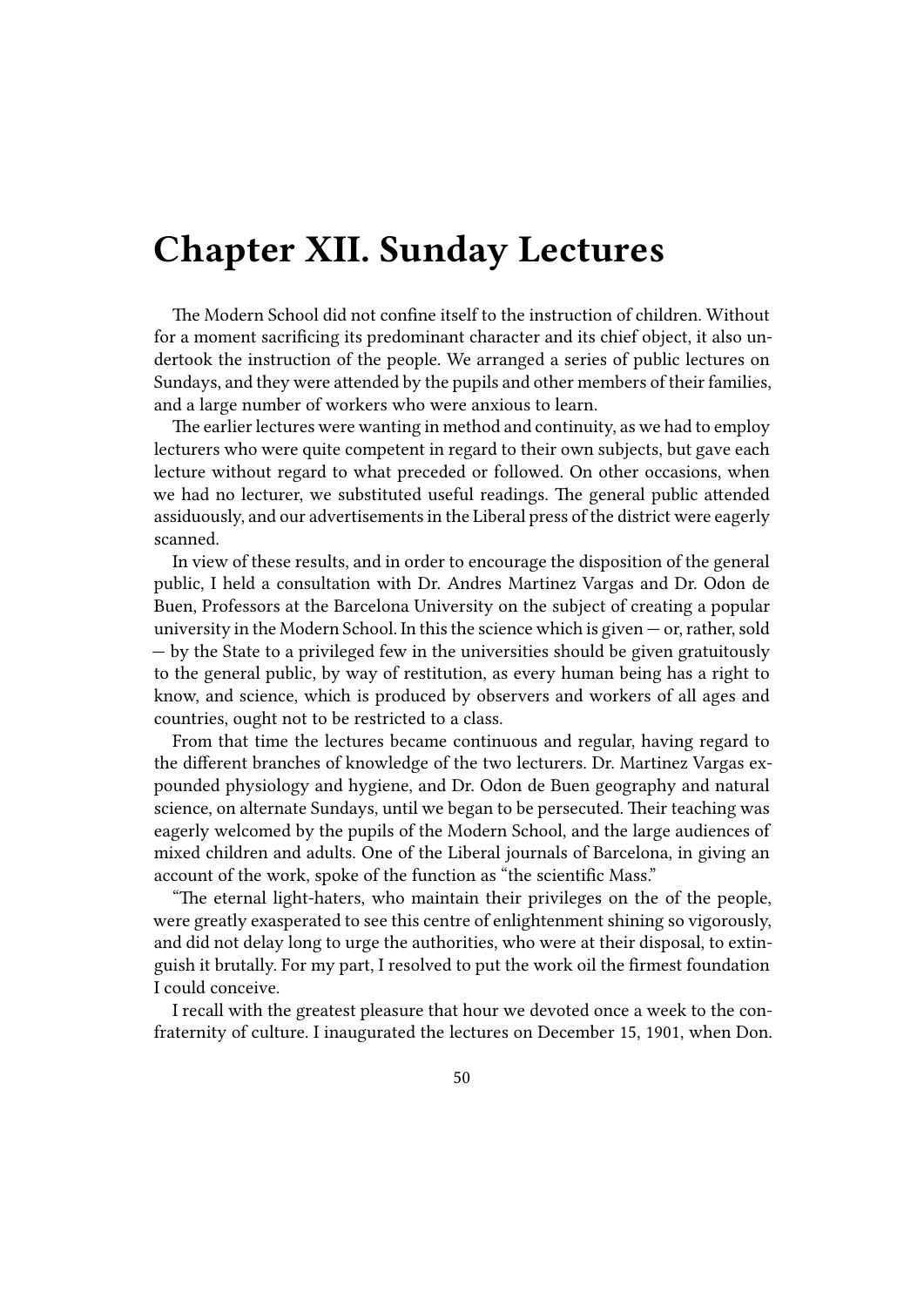# Chapter XII. Sunday Lectures

The Modern School did not confine itself to the instruction of children. Without for a moment sacrificing its predominant character and its chief object, it also undertook the instruction of the people. We arranged a series of public lectures on Sundays, and they were attended by the pupils and other members of their families, and a large number of workers who were anxious to learn.

The earlier lectures were wanting in method and continuity, as we had to employ lecturers who were quite competent in regard to their own subjects, but gave each lecture without regard to what preceded or followed. On other occasions, when we had no lecturer, we substituted useful readings. The general public attended assiduously, and our advertisements in the Liberal press of the district were eagerly scanned.

In view of these results, and in order to encourage the disposition of the general public, I held a consultation with Dr. Andres Martinez Vargas and Dr. Odon de Buen, Professors at the Barcelona University on the subject of creating a popular university in the Modern School. In this the science which is given — or, rather, sold — by the State to a privileged few in the universities should be given gratuitously to the general public, by way of restitution, as every human being has a right to know, and science, which is produced by observers and workers of all ages and countries, ought not to be restricted to a class.

From that time the lectures became continuous and regular, having regard to the different branches of knowledge of the two lecturers. Dr. Martinez Vargas expounded physiology and hygiene, and Dr. Odon de Buen geography and natural science, on alternate Sundays, until we began to be persecuted. Their teaching was eagerly welcomed by the pupils of the Modern School, and the large audiences of mixed children and adults. One of the Liberal journals of Barcelona, in giving an account of the work, spoke of the function as "the scientific Mass."

"The eternal light-haters, who maintain their privileges on the of the people, were greatly exasperated to see this centre of enlightenment shining so vigorously, and did not delay long to urge the authorities, who were at their disposal, to extinguish it brutally. For my part, I resolved to put the work oil the firmest foundation I could conceive.

I recall with the greatest pleasure that hour we devoted once a week to the confraternity of culture. I inaugurated the lectures on December 15, 1901, when Don.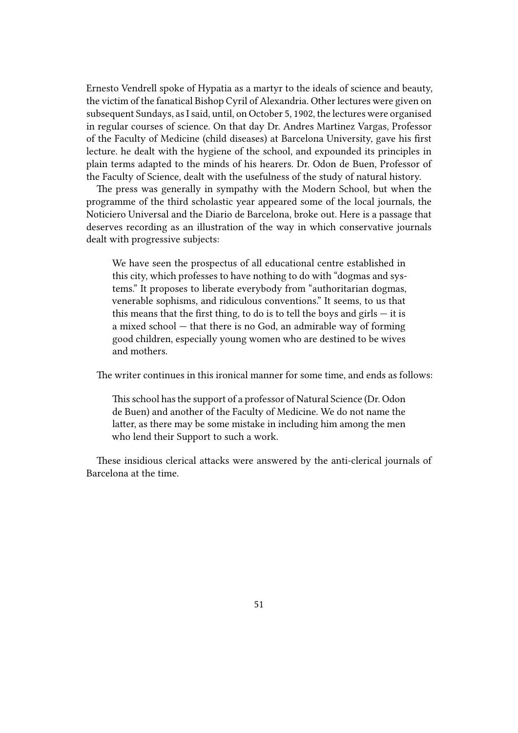Ernesto Vendrell spoke of Hypatia as a martyr to the ideals of science and beauty, the victim of the fanatical Bishop Cyril of Alexandria. Other lectures were given on subsequent Sundays, as I said, until, on October 5, 1902, the lectures were organised in regular courses of science. On that day Dr. Andres Martinez Vargas, Professor of the Faculty of Medicine (child diseases) at Barcelona University, gave his first lecture. he dealt with the hygiene of the school, and expounded its principles in plain terms adapted to the minds of his hearers. Dr. Odon de Buen, Professor of the Faculty of Science, dealt with the usefulness of the study of natural history.

The press was generally in sympathy with the Modern School, but when the programme of the third scholastic year appeared some of the local journals, the Noticiero Universal and the Diario de Barcelona, broke out. Here is a passage that deserves recording as an illustration of the way in which conservative journals dealt with progressive subjects:

> We have seen the prospectus of all educational centre established in this city, which professes to have nothing to do with "dogmas and systems." It proposes to liberate everybody from "authoritarian dogmas, venerable sophisms, and ridiculous conventions." It seems, to us that this means that the first thing, to do is to tell the boys and girls — it is a mixed school — that there is no God, an admirable way of forming good children, especially young women who are destined to be wives and mothers.

The writer continues in this ironical manner for some time, and ends as follows:

> This school has the support of a professor of Natural Science (Dr. Odon de Buen) and another of the Faculty of Medicine. We do not name the latter, as there may be some mistake in including him among the men who lend their Support to such a work.

These insidious clerical attacks were answered by the anti-clerical journals of Barcelona at the time.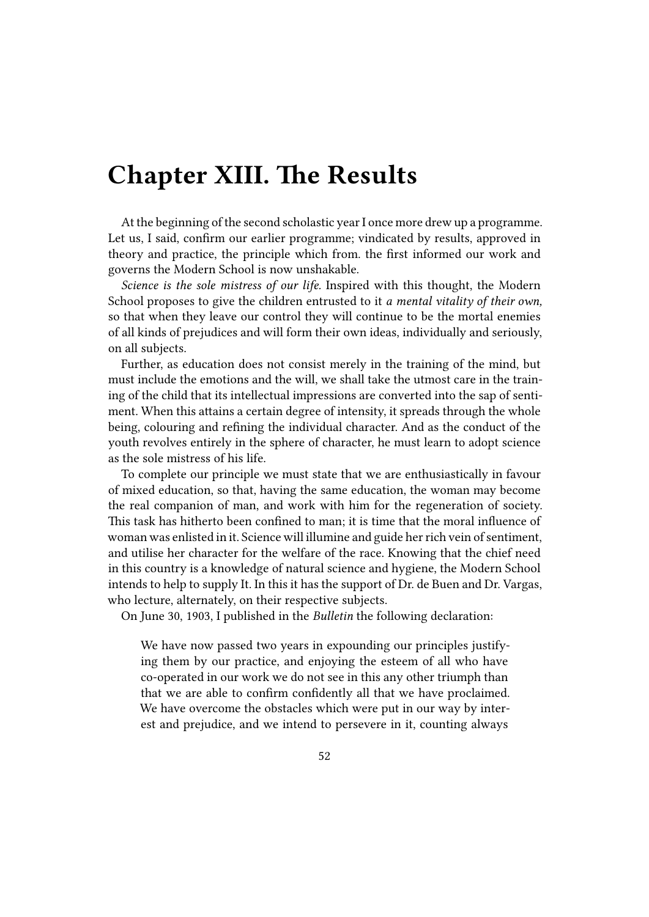# Chapter XIII. The Results

At the beginning of the second scholastic year I once more drew up a programme. Let us, I said, confirm our earlier programme; vindicated by results, approved in theory and practice, the principle which from. the first informed our work and governs the Modern School is now unshakable.

*Science is the sole mistress of our life.* Inspired with this thought, the Modern School proposes to give the children entrusted to it *a mental vitality of their own,* so that when they leave our control they will continue to be the mortal enemies of all kinds of prejudices and will form their own ideas, individually and seriously, on all subjects.

Further, as education does not consist merely in the training of the mind, but must include the emotions and the will, we shall take the utmost care in the training of the child that its intellectual impressions are converted into the sap of sentiment. When this attains a certain degree of intensity, it spreads through the whole being, colouring and refining the individual character. And as the conduct of the youth revolves entirely in the sphere of character, he must learn to adopt science as the sole mistress of his life.

To complete our principle we must state that we are enthusiastically in favour of mixed education, so that, having the same education, the woman may become the real companion of man, and work with him for the regeneration of society. This task has hitherto been confined to man; it is time that the moral influence of woman was enlisted in it. Science will illumine and guide her rich vein of sentiment, and utilise her character for the welfare of the race. Knowing that the chief need in this country is a knowledge of natural science and hygiene, the Modern School intends to help to supply It. In this it has the support of Dr. de Buen and Dr. Vargas, who lecture, alternately, on their respective subjects.

On June 30, 1903, I published in the *Bulletin* the following declaration:

> We have now passed two years in expounding our principles justifying them by our practice, and enjoying the esteem of all who have co-operated in our work we do not see in this any other triumph than that we are able to confirm confidently all that we have proclaimed. We have overcome the obstacles which were put in our way by interest and prejudice, and we intend to persevere in it, counting always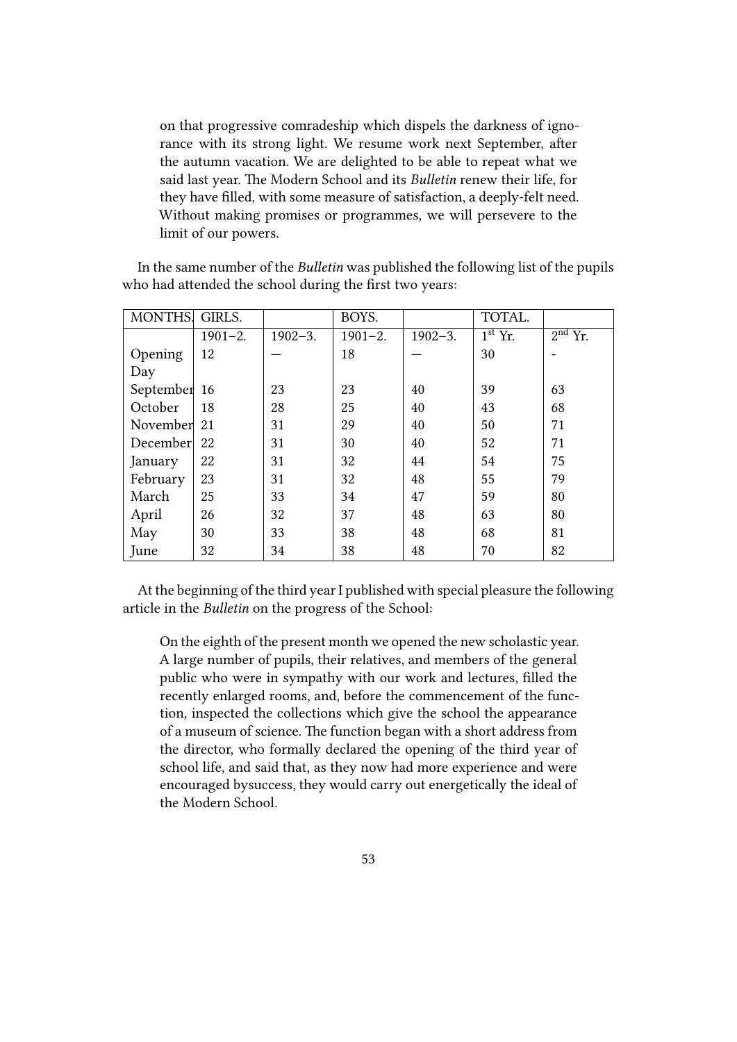> on that progressive comradeship which dispels the darkness of ignorance with its strong light. We resume work next September, after the autumn vacation. We are delighted to be able to repeat what we said last year. The Modern School and its *Bulletin* renew their life, for they have filled, with some measure of satisfaction, a deeply-felt need. Without making promises or programmes, we will persevere to the limit of our powers.

In the same number of the *Bulletin* was published the following list of the pupils who had attended the school during the first two years:

| MONTHS. | GIRLS. | | BOYS. | | TOTAL. | |
|---|---|---|---|---|---|---|
| | 1901–2. | 1902–3. | 1901–2. | 1902–3. | 1st Yr. | 2nd Yr. |
| Opening Day | 12 | — | 18 | — | 30 | - |
| September | 16 | 23 | 23 | 40 | 39 | 63 |
| October | 18 | 28 | 25 | 40 | 43 | 68 |
| November | 21 | 31 | 29 | 40 | 50 | 71 |
| December | 22 | 31 | 30 | 40 | 52 | 71 |
| January | 22 | 31 | 32 | 44 | 54 | 75 |
| February | 23 | 31 | 32 | 48 | 55 | 79 |
| March | 25 | 33 | 34 | 47 | 59 | 80 |
| April | 26 | 32 | 37 | 48 | 63 | 80 |
| May | 30 | 33 | 38 | 48 | 68 | 81 |
| June | 32 | 34 | 38 | 48 | 70 | 82 |

At the beginning of the third year I published with special pleasure the following article in the *Bulletin* on the progress of the School:

> On the eighth of the present month we opened the new scholastic year. A large number of pupils, their relatives, and members of the general public who were in sympathy with our work and lectures, filled the recently enlarged rooms, and, before the commencement of the function, inspected the collections which give the school the appearance of a museum of science. The function began with a short address from the director, who formally declared the opening of the third year of school life, and said that, as they now had more experience and were encouraged bysuccess, they would carry out energetically the ideal of the Modern School.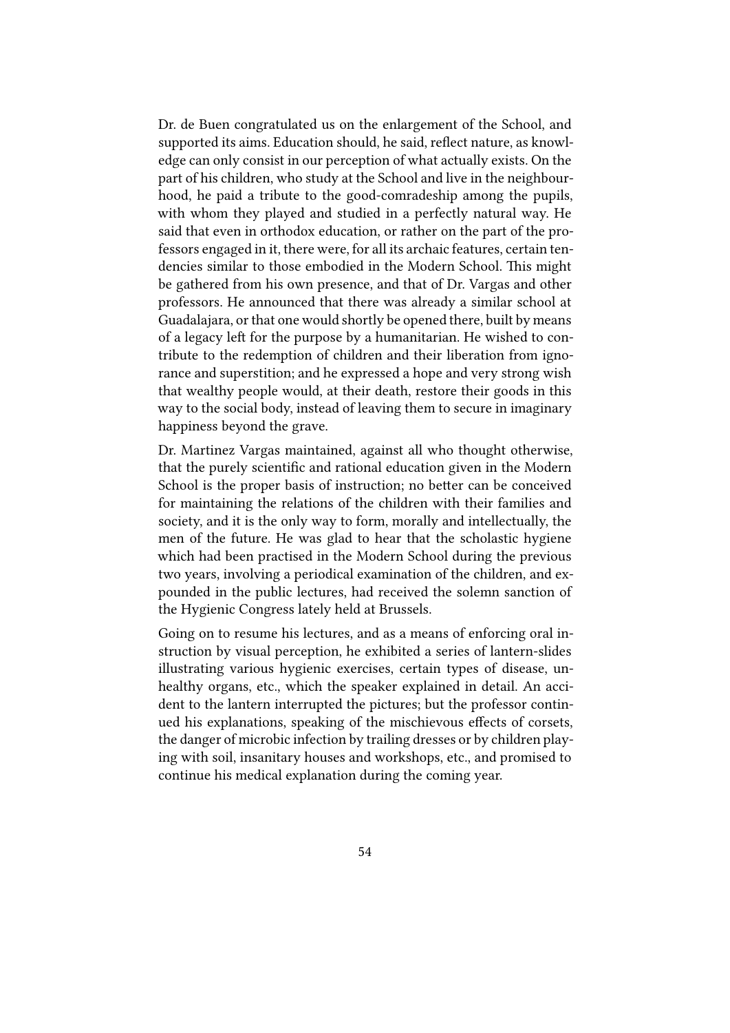Dr. de Buen congratulated us on the enlargement of the School, and supported its aims. Education should, he said, reflect nature, as knowledge can only consist in our perception of what actually exists. On the part of his children, who study at the School and live in the neighbourhood, he paid a tribute to the good-comradeship among the pupils, with whom they played and studied in a perfectly natural way. He said that even in orthodox education, or rather on the part of the professors engaged in it, there were, for all its archaic features, certain tendencies similar to those embodied in the Modern School. This might be gathered from his own presence, and that of Dr. Vargas and other professors. He announced that there was already a similar school at Guadalajara, or that one would shortly be opened there, built by means of a legacy left for the purpose by a humanitarian. He wished to contribute to the redemption of children and their liberation from ignorance and superstition; and he expressed a hope and very strong wish that wealthy people would, at their death, restore their goods in this way to the social body, instead of leaving them to secure in imaginary happiness beyond the grave.

Dr. Martinez Vargas maintained, against all who thought otherwise, that the purely scientific and rational education given in the Modern School is the proper basis of instruction; no better can be conceived for maintaining the relations of the children with their families and society, and it is the only way to form, morally and intellectually, the men of the future. He was glad to hear that the scholastic hygiene which had been practised in the Modern School during the previous two years, involving a periodical examination of the children, and expounded in the public lectures, had received the solemn sanction of the Hygienic Congress lately held at Brussels.

Going on to resume his lectures, and as a means of enforcing oral instruction by visual perception, he exhibited a series of lantern-slides illustrating various hygienic exercises, certain types of disease, unhealthy organs, etc., which the speaker explained in detail. An accident to the lantern interrupted the pictures; but the professor continued his explanations, speaking of the mischievous effects of corsets, the danger of microbic infection by trailing dresses or by children playing with soil, insanitary houses and workshops, etc., and promised to continue his medical explanation during the coming year.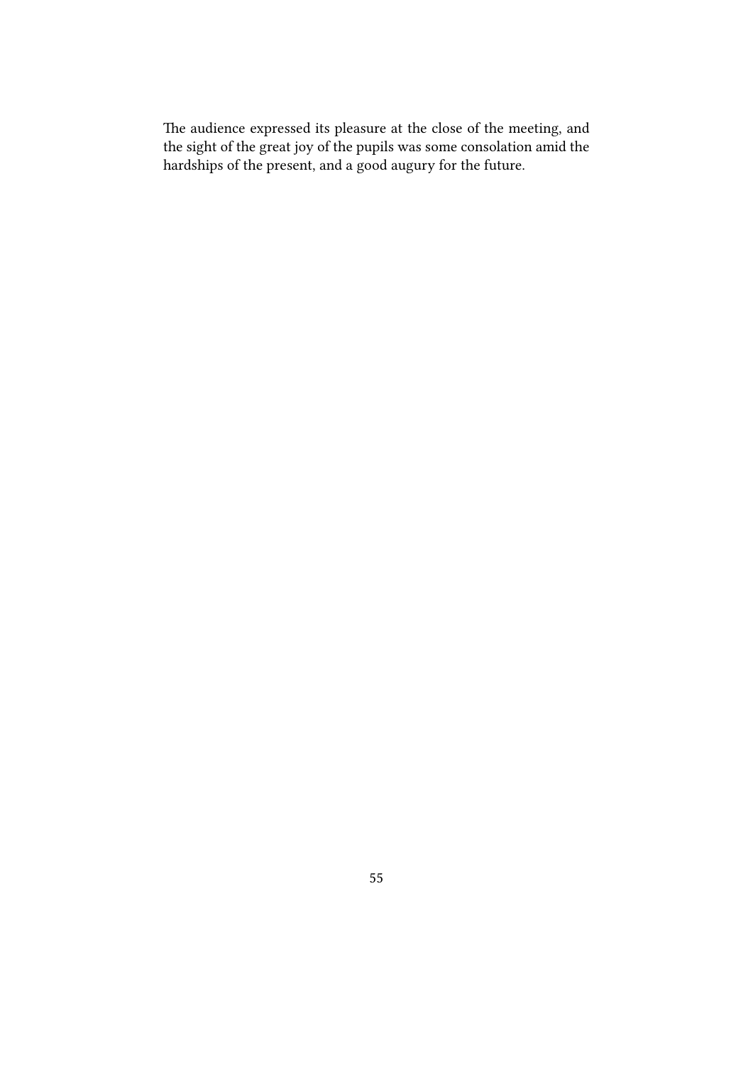The audience expressed its pleasure at the close of the meeting, and the sight of the great joy of the pupils was some consolation amid the hardships of the present, and a good augury for the future.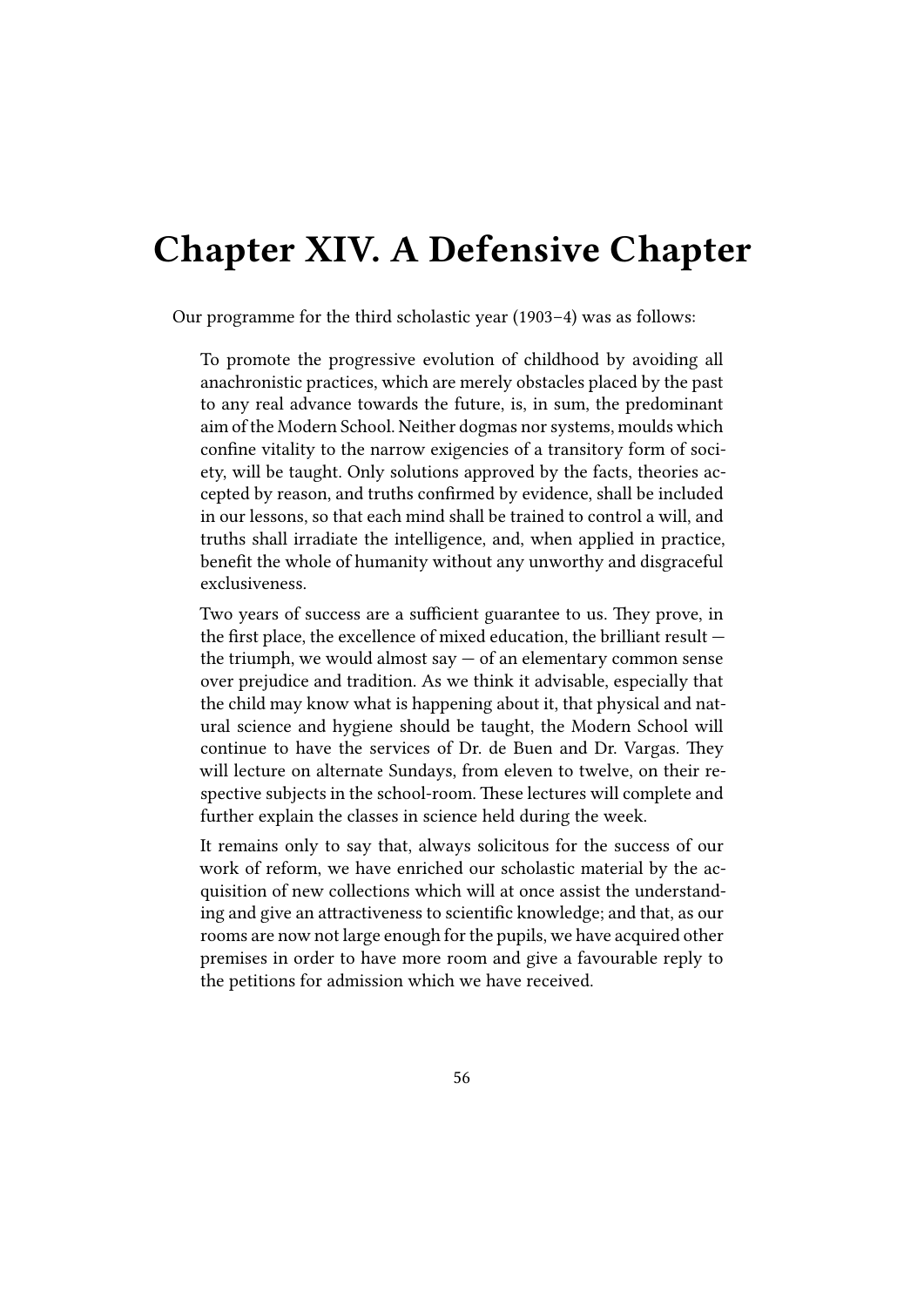# Chapter XIV. A Defensive Chapter

Our programme for the third scholastic year (1903–4) was as follows:

> To promote the progressive evolution of childhood by avoiding all anachronistic practices, which are merely obstacles placed by the past to any real advance towards the future, is, in sum, the predominant aim of the Modern School. Neither dogmas nor systems, moulds which confine vitality to the narrow exigencies of a transitory form of society, will be taught. Only solutions approved by the facts, theories accepted by reason, and truths confirmed by evidence, shall be included in our lessons, so that each mind shall be trained to control a will, and truths shall irradiate the intelligence, and, when applied in practice, benefit the whole of humanity without any unworthy and disgraceful exclusiveness.
>
> Two years of success are a sufficient guarantee to us. They prove, in the first place, the excellence of mixed education, the brilliant result — the triumph, we would almost say — of an elementary common sense over prejudice and tradition. As we think it advisable, especially that the child may know what is happening about it, that physical and natural science and hygiene should be taught, the Modern School will continue to have the services of Dr. de Buen and Dr. Vargas. They will lecture on alternate Sundays, from eleven to twelve, on their respective subjects in the school-room. These lectures will complete and further explain the classes in science held during the week.
>
> It remains only to say that, always solicitous for the success of our work of reform, we have enriched our scholastic material by the acquisition of new collections which will at once assist the understanding and give an attractiveness to scientific knowledge; and that, as our rooms are now not large enough for the pupils, we have acquired other premises in order to have more room and give a favourable reply to the petitions for admission which we have received.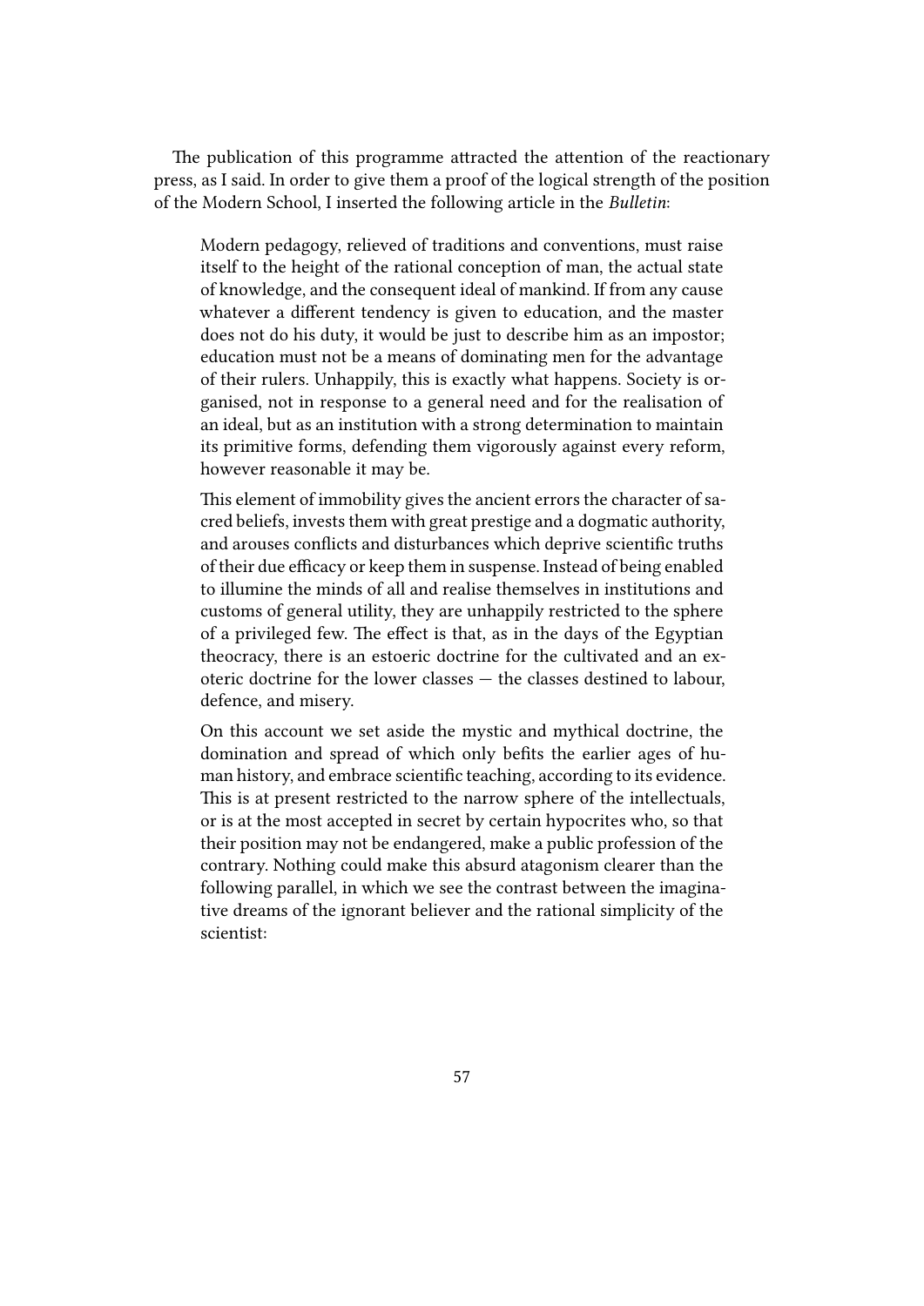The publication of this programme attracted the attention of the reactionary press, as I said. In order to give them a proof of the logical strength of the position of the Modern School, I inserted the following article in the *Bulletin*:

> Modern pedagogy, relieved of traditions and conventions, must raise itself to the height of the rational conception of man, the actual state of knowledge, and the consequent ideal of mankind. If from any cause whatever a different tendency is given to education, and the master does not do his duty, it would be just to describe him as an impostor; education must not be a means of dominating men for the advantage of their rulers. Unhappily, this is exactly what happens. Society is organised, not in response to a general need and for the realisation of an ideal, but as an institution with a strong determination to maintain its primitive forms, defending them vigorously against every reform, however reasonable it may be.
>
> This element of immobility gives the ancient errors the character of sacred beliefs, invests them with great prestige and a dogmatic authority, and arouses conflicts and disturbances which deprive scientific truths of their due efficacy or keep them in suspense. Instead of being enabled to illumine the minds of all and realise themselves in institutions and customs of general utility, they are unhappily restricted to the sphere of a privileged few. The effect is that, as in the days of the Egyptian theocracy, there is an estoeric doctrine for the cultivated and an exoteric doctrine for the lower classes — the classes destined to labour, defence, and misery.
>
> On this account we set aside the mystic and mythical doctrine, the domination and spread of which only befits the earlier ages of human history, and embrace scientific teaching, according to its evidence. This is at present restricted to the narrow sphere of the intellectuals, or is at the most accepted in secret by certain hypocrites who, so that their position may not be endangered, make a public profession of the contrary. Nothing could make this absurd atagonism clearer than the following parallel, in which we see the contrast between the imaginative dreams of the ignorant believer and the rational simplicity of the scientist: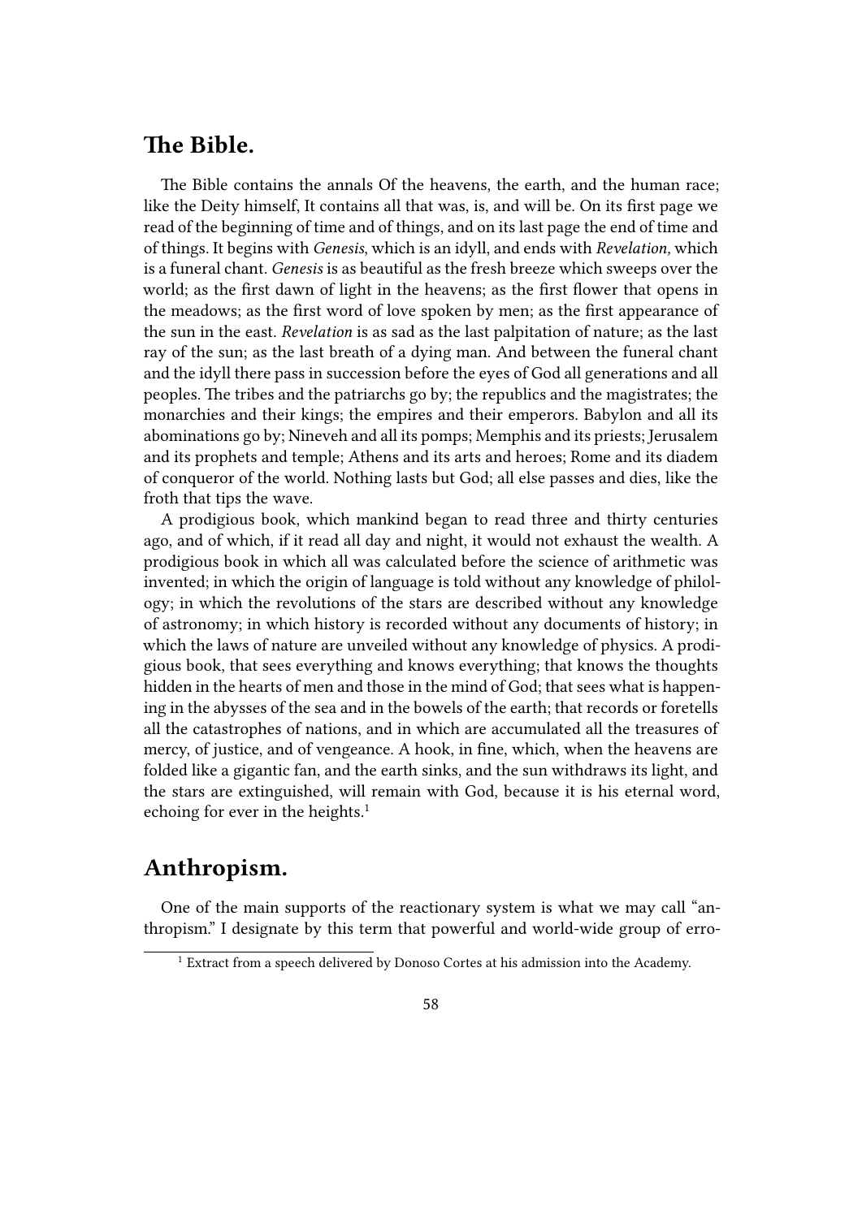## The Bible.

The Bible contains the annals Of the heavens, the earth, and the human race; like the Deity himself, It contains all that was, is, and will be. On its first page we read of the beginning of time and of things, and on its last page the end of time and of things. It begins with *Genesis*, which is an idyll, and ends with *Revelation,* which is a funeral chant. *Genesis* is as beautiful as the fresh breeze which sweeps over the world; as the first dawn of light in the heavens; as the first flower that opens in the meadows; as the first word of love spoken by men; as the first appearance of the sun in the east. *Revelation* is as sad as the last palpitation of nature; as the last ray of the sun; as the last breath of a dying man. And between the funeral chant and the idyll there pass in succession before the eyes of God all generations and all peoples. The tribes and the patriarchs go by; the republics and the magistrates; the monarchies and their kings; the empires and their emperors. Babylon and all its abominations go by; Nineveh and all its pomps; Memphis and its priests; Jerusalem and its prophets and temple; Athens and its arts and heroes; Rome and its diadem of conqueror of the world. Nothing lasts but God; all else passes and dies, like the froth that tips the wave.

A prodigious book, which mankind began to read three and thirty centuries ago, and of which, if it read all day and night, it would not exhaust the wealth. A prodigious book in which all was calculated before the science of arithmetic was invented; in which the origin of language is told without any knowledge of philology; in which the revolutions of the stars are described without any knowledge of astronomy; in which history is recorded without any documents of history; in which the laws of nature are unveiled without any knowledge of physics. A prodigious book, that sees everything and knows everything; that knows the thoughts hidden in the hearts of men and those in the mind of God; that sees what is happening in the abysses of the sea and in the bowels of the earth; that records or foretells all the catastrophes of nations, and in which are accumulated all the treasures of mercy, of justice, and of vengeance. A hook, in fine, which, when the heavens are folded like a gigantic fan, and the earth sinks, and the sun withdraws its light, and the stars are extinguished, will remain with God, because it is his eternal word, echoing for ever in the heights.[1]

## Anthropism.

One of the main supports of the reactionary system is what we may call "anthropism." I designate by this term that powerful and world-wide group of erro-

[1] Extract from a speech delivered by Donoso Cortes at his admission into the Academy.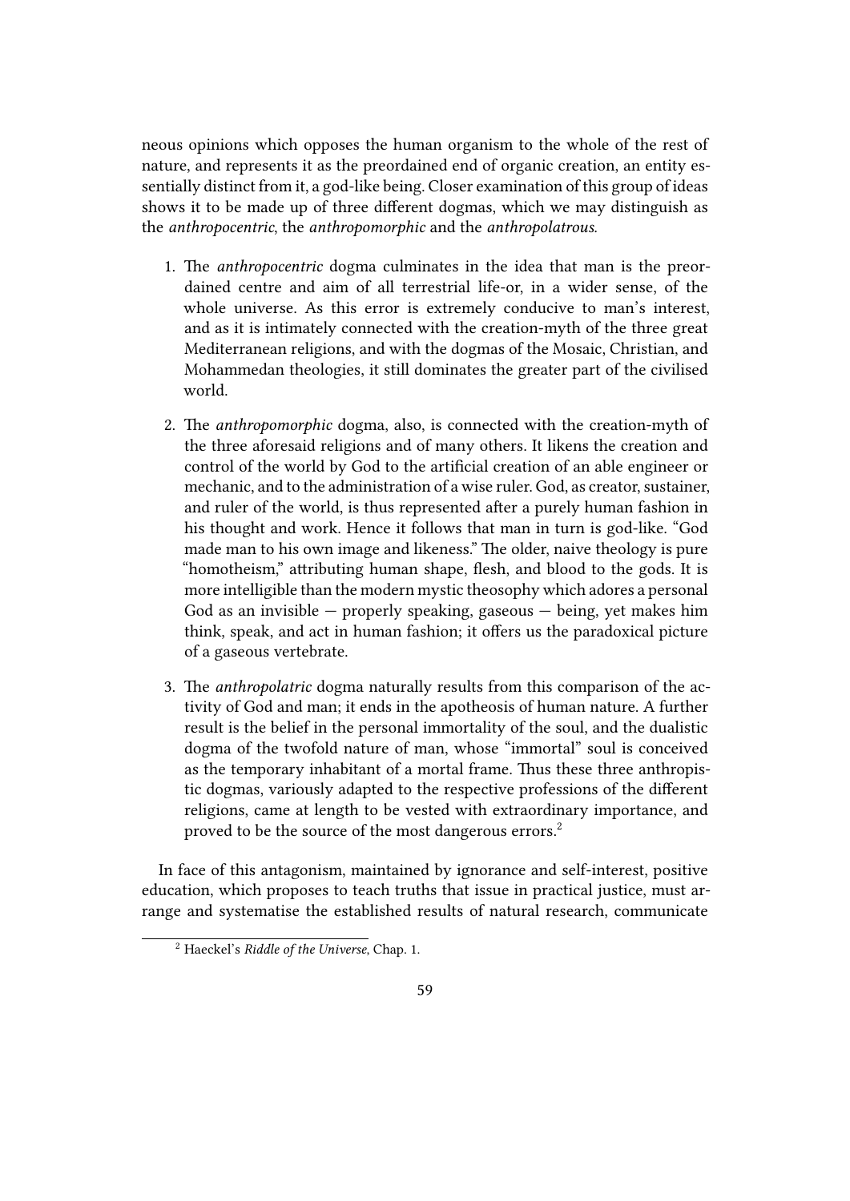neous opinions which opposes the human organism to the whole of the rest of nature, and represents it as the preordained end of organic creation, an entity essentially distinct from it, a god-like being. Closer examination of this group of ideas shows it to be made up of three different dogmas, which we may distinguish as the *anthropocentric*, the *anthropomorphic* and the *anthropolatrous.*

1. The *anthropocentric* dogma culminates in the idea that man is the preordained centre and aim of all terrestrial life-or, in a wider sense, of the whole universe. As this error is extremely conducive to man's interest, and as it is intimately connected with the creation-myth of the three great Mediterranean religions, and with the dogmas of the Mosaic, Christian, and Mohammedan theologies, it still dominates the greater part of the civilised world.

2. The *anthropomorphic* dogma, also, is connected with the creation-myth of the three aforesaid religions and of many others. It likens the creation and control of the world by God to the artificial creation of an able engineer or mechanic, and to the administration of a wise ruler. God, as creator, sustainer, and ruler of the world, is thus represented after a purely human fashion in his thought and work. Hence it follows that man in turn is god-like. "God made man to his own image and likeness." The older, naive theology is pure "homotheism," attributing human shape, flesh, and blood to the gods. It is more intelligible than the modern mystic theosophy which adores a personal God as an invisible — properly speaking, gaseous — being, yet makes him think, speak, and act in human fashion; it offers us the paradoxical picture of a gaseous vertebrate.

3. The *anthropolatric* dogma naturally results from this comparison of the activity of God and man; it ends in the apotheosis of human nature. A further result is the belief in the personal immortality of the soul, and the dualistic dogma of the twofold nature of man, whose "immortal" soul is conceived as the temporary inhabitant of a mortal frame. Thus these three anthropistic dogmas, variously adapted to the respective professions of the different religions, came at length to be vested with extraordinary importance, and proved to be the source of the most dangerous errors.[2]

In face of this antagonism, maintained by ignorance and self-interest, positive education, which proposes to teach truths that issue in practical justice, must arrange and systematise the established results of natural research, communicate

[2] Haeckel's *Riddle of the Universe*, Chap. 1.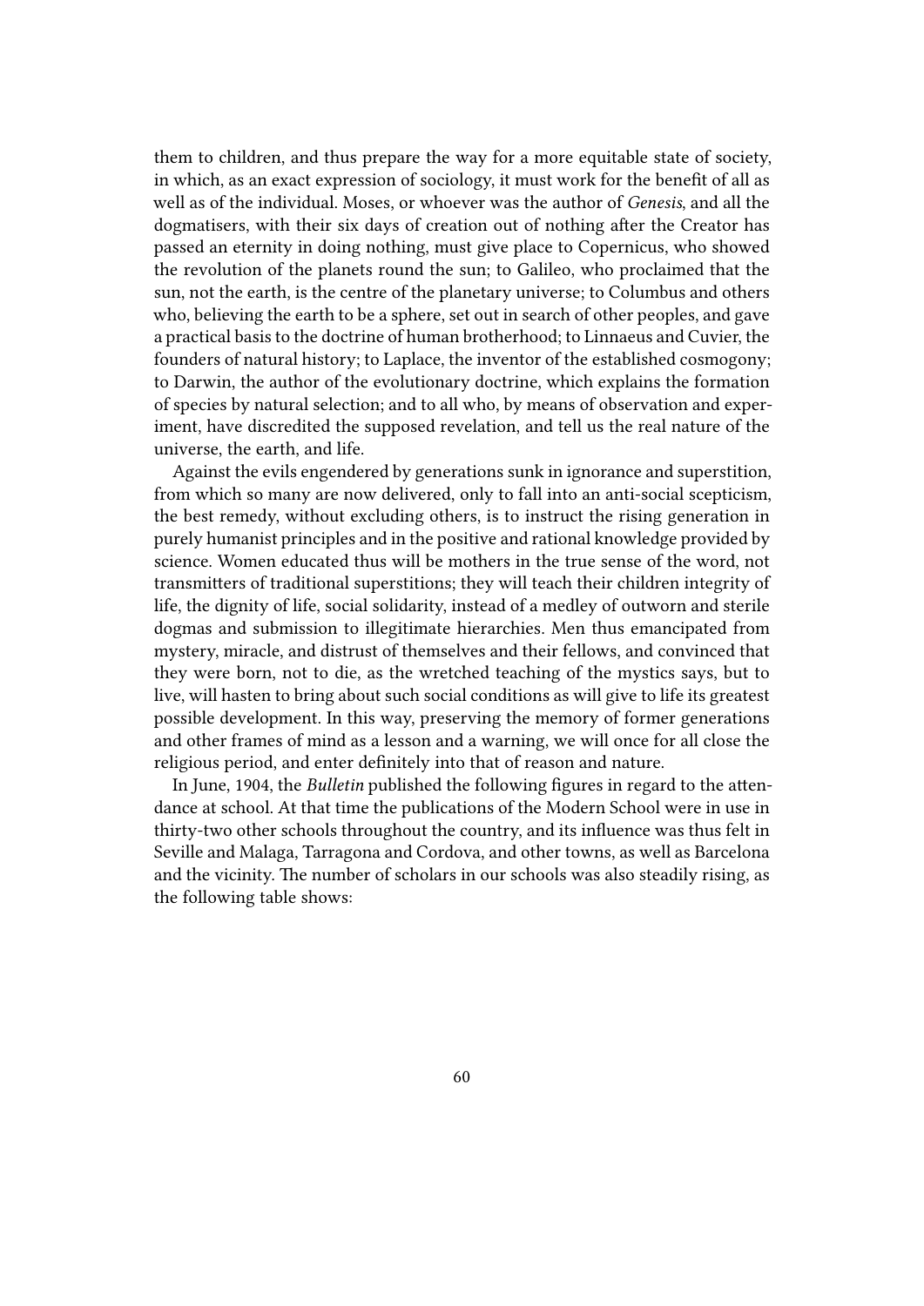them to children, and thus prepare the way for a more equitable state of society, in which, as an exact expression of sociology, it must work for the benefit of all as well as of the individual. Moses, or whoever was the author of *Genesis*, and all the dogmatisers, with their six days of creation out of nothing after the Creator has passed an eternity in doing nothing, must give place to Copernicus, who showed the revolution of the planets round the sun; to Galileo, who proclaimed that the sun, not the earth, is the centre of the planetary universe; to Columbus and others who, believing the earth to be a sphere, set out in search of other peoples, and gave a practical basis to the doctrine of human brotherhood; to Linnaeus and Cuvier, the founders of natural history; to Laplace, the inventor of the established cosmogony; to Darwin, the author of the evolutionary doctrine, which explains the formation of species by natural selection; and to all who, by means of observation and experiment, have discredited the supposed revelation, and tell us the real nature of the universe, the earth, and life.

Against the evils engendered by generations sunk in ignorance and superstition, from which so many are now delivered, only to fall into an anti-social scepticism, the best remedy, without excluding others, is to instruct the rising generation in purely humanist principles and in the positive and rational knowledge provided by science. Women educated thus will be mothers in the true sense of the word, not transmitters of traditional superstitions; they will teach their children integrity of life, the dignity of life, social solidarity, instead of a medley of outworn and sterile dogmas and submission to illegitimate hierarchies. Men thus emancipated from mystery, miracle, and distrust of themselves and their fellows, and convinced that they were born, not to die, as the wretched teaching of the mystics says, but to live, will hasten to bring about such social conditions as will give to life its greatest possible development. In this way, preserving the memory of former generations and other frames of mind as a lesson and a warning, we will once for all close the religious period, and enter definitely into that of reason and nature.

In June, 1904, the *Bulletin* published the following figures in regard to the attendance at school. At that time the publications of the Modern School were in use in thirty-two other schools throughout the country, and its influence was thus felt in Seville and Malaga, Tarragona and Cordova, and other towns, as well as Barcelona and the vicinity. The number of scholars in our schools was also steadily rising, as the following table shows: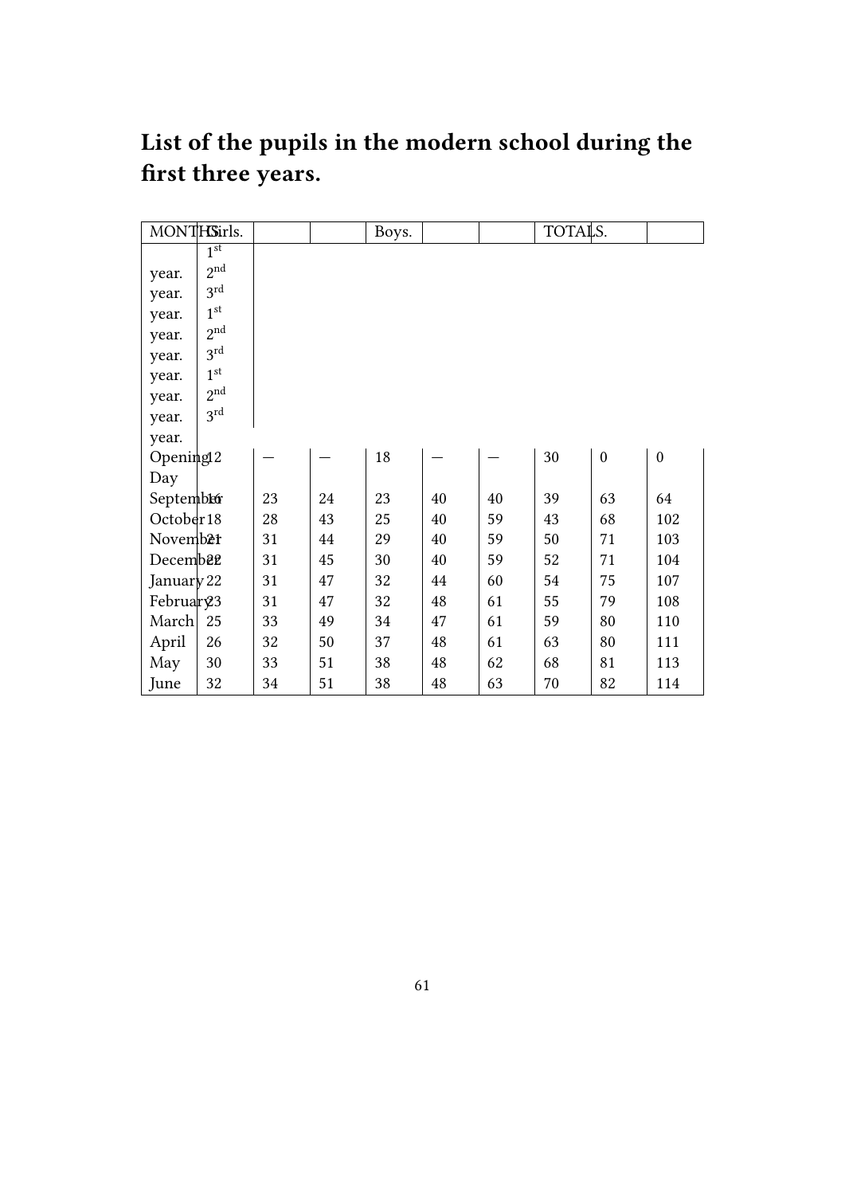## List of the pupils in the modern school during the first three years.

| MONTHS | Girls. | | | Boys. | | | TOTALS. | | |
|---|---|---|---|---|---|---|---|---|---|
| | 1st year. | 2nd year. | 3rd year. | 1st year. | 2nd year. | 3rd year. | 1st year. | 2nd year. | 3rd year. |
| Opening Day | 12 | — | — | 18 | — | — | 30 | 0 | 0 |
| September | 16 | 23 | 24 | 23 | 40 | 40 | 39 | 63 | 64 |
| October | 18 | 28 | 43 | 25 | 40 | 59 | 43 | 68 | 102 |
| November | 21 | 31 | 44 | 29 | 40 | 59 | 50 | 71 | 103 |
| December | 22 | 31 | 45 | 30 | 40 | 59 | 52 | 71 | 104 |
| January | 22 | 31 | 47 | 32 | 44 | 60 | 54 | 75 | 107 |
| February | 23 | 31 | 47 | 32 | 48 | 61 | 55 | 79 | 108 |
| March | 25 | 33 | 49 | 34 | 47 | 61 | 59 | 80 | 110 |
| April | 26 | 32 | 50 | 37 | 48 | 61 | 63 | 80 | 111 |
| May | 30 | 33 | 51 | 38 | 48 | 62 | 68 | 81 | 113 |
| June | 32 | 34 | 51 | 38 | 48 | 63 | 70 | 82 | 114 |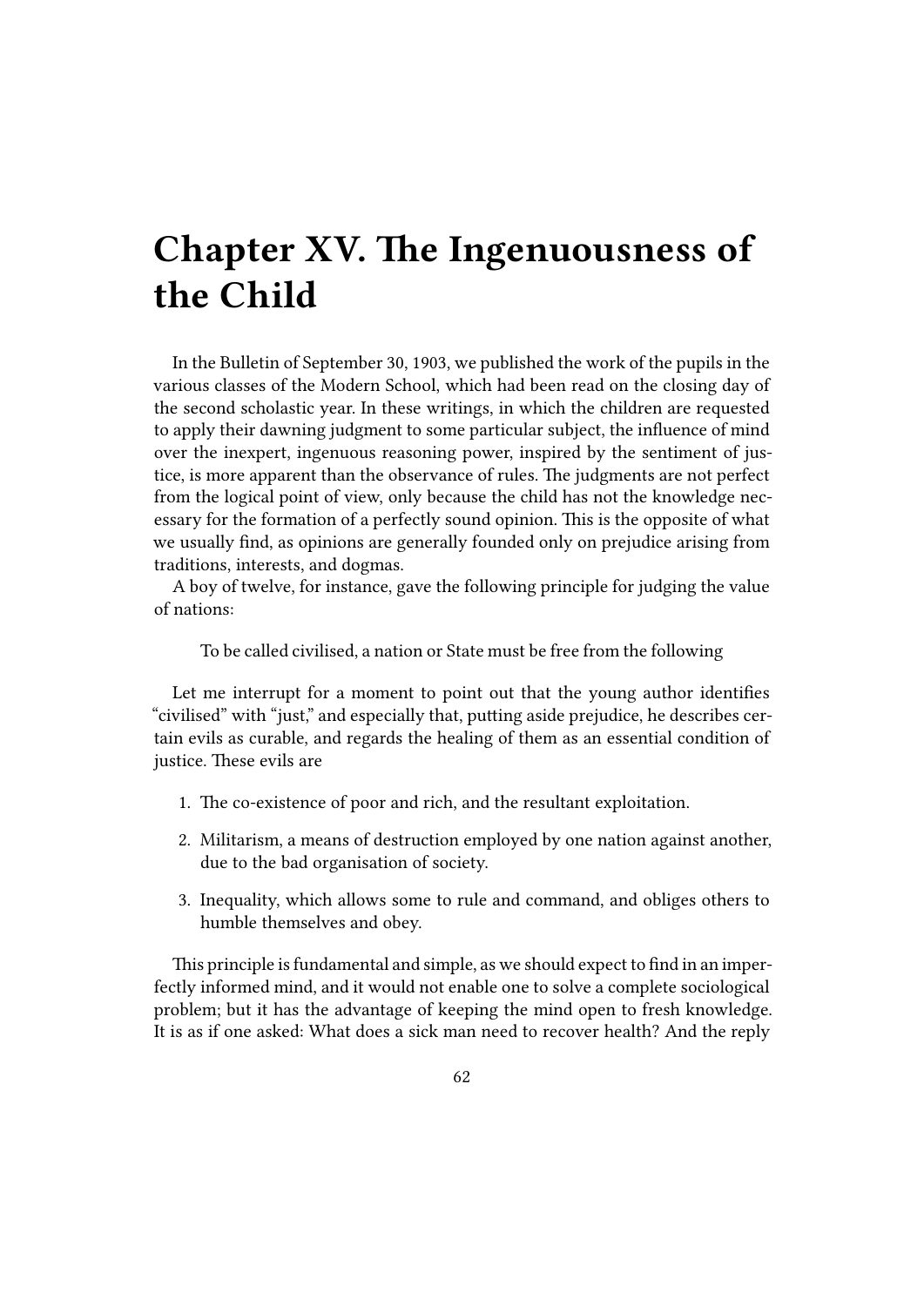# Chapter XV. The Ingenuousness of the Child

In the Bulletin of September 30, 1903, we published the work of the pupils in the various classes of the Modern School, which had been read on the closing day of the second scholastic year. In these writings, in which the children are requested to apply their dawning judgment to some particular subject, the influence of mind over the inexpert, ingenuous reasoning power, inspired by the sentiment of justice, is more apparent than the observance of rules. The judgments are not perfect from the logical point of view, only because the child has not the knowledge necessary for the formation of a perfectly sound opinion. This is the opposite of what we usually find, as opinions are generally founded only on prejudice arising from traditions, interests, and dogmas.

A boy of twelve, for instance, gave the following principle for judging the value of nations:

> To be called civilised, a nation or State must be free from the following

Let me interrupt for a moment to point out that the young author identifies "civilised" with "just," and especially that, putting aside prejudice, he describes certain evils as curable, and regards the healing of them as an essential condition of justice. These evils are

1. The co-existence of poor and rich, and the resultant exploitation.
2. Militarism, a means of destruction employed by one nation against another, due to the bad organisation of society.
3. Inequality, which allows some to rule and command, and obliges others to humble themselves and obey.

This principle is fundamental and simple, as we should expect to find in an imperfectly informed mind, and it would not enable one to solve a complete sociological problem; but it has the advantage of keeping the mind open to fresh knowledge. It is as if one asked: What does a sick man need to recover health? And the reply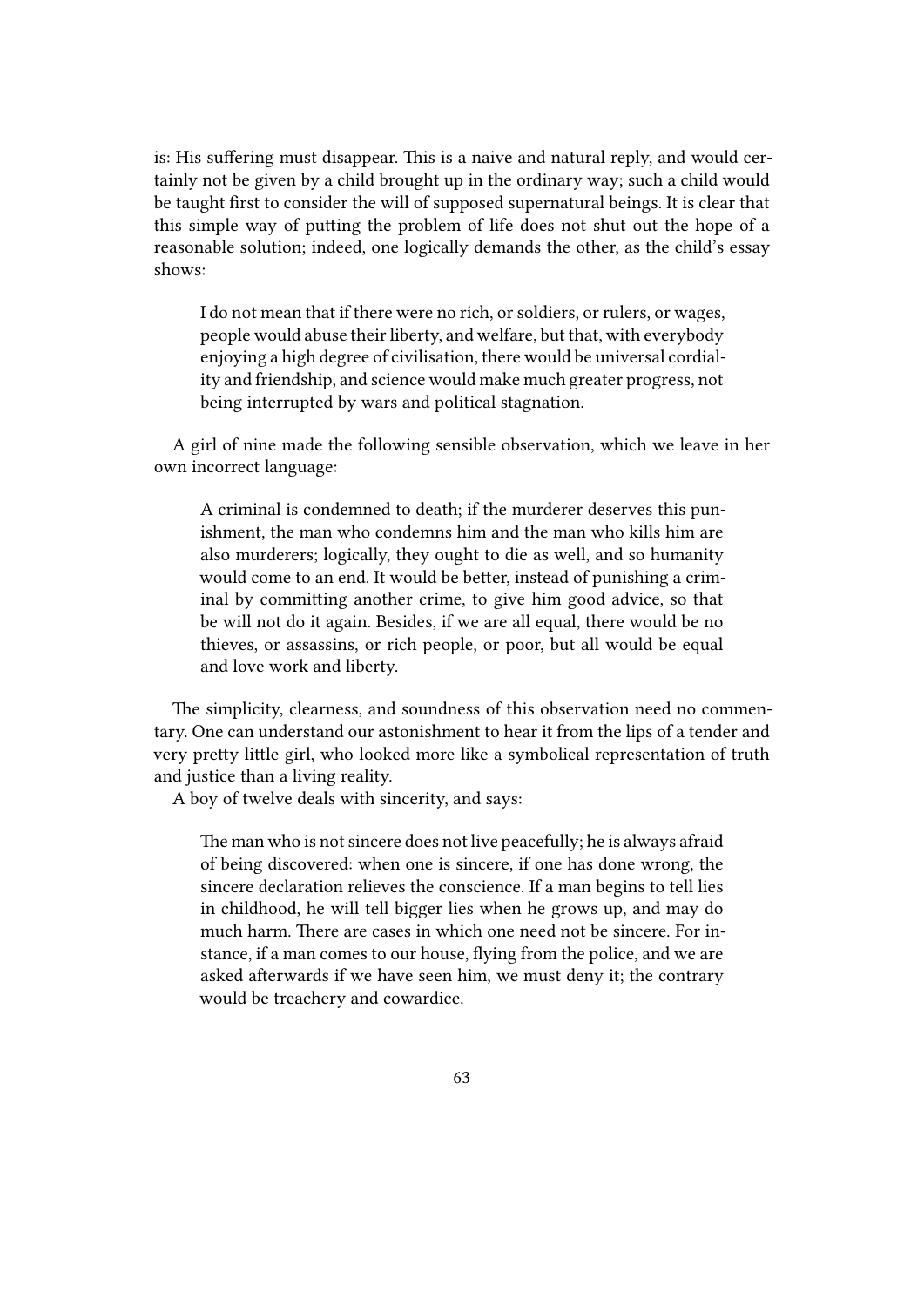is: His suffering must disappear. This is a naive and natural reply, and would certainly not be given by a child brought up in the ordinary way; such a child would be taught first to consider the will of supposed supernatural beings. It is clear that this simple way of putting the problem of life does not shut out the hope of a reasonable solution; indeed, one logically demands the other, as the child's essay shows:

> I do not mean that if there were no rich, or soldiers, or rulers, or wages, people would abuse their liberty, and welfare, but that, with everybody enjoying a high degree of civilisation, there would be universal cordiality and friendship, and science would make much greater progress, not being interrupted by wars and political stagnation.

A girl of nine made the following sensible observation, which we leave in her own incorrect language:

> A criminal is condemned to death; if the murderer deserves this punishment, the man who condemns him and the man who kills him are also murderers; logically, they ought to die as well, and so humanity would come to an end. It would be better, instead of punishing a criminal by committing another crime, to give him good advice, so that be will not do it again. Besides, if we are all equal, there would be no thieves, or assassins, or rich people, or poor, but all would be equal and love work and liberty.

The simplicity, clearness, and soundness of this observation need no commentary. One can understand our astonishment to hear it from the lips of a tender and very pretty little girl, who looked more like a symbolical representation of truth and justice than a living reality.

A boy of twelve deals with sincerity, and says:

> The man who is not sincere does not live peacefully; he is always afraid of being discovered: when one is sincere, if one has done wrong, the sincere declaration relieves the conscience. If a man begins to tell lies in childhood, he will tell bigger lies when he grows up, and may do much harm. There are cases in which one need not be sincere. For instance, if a man comes to our house, flying from the police, and we are asked afterwards if we have seen him, we must deny it; the contrary would be treachery and cowardice.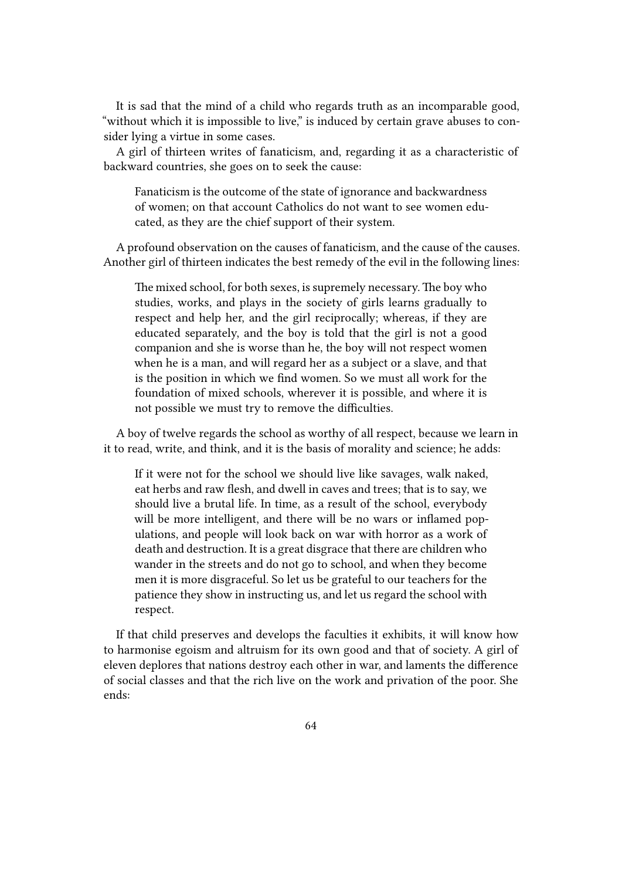It is sad that the mind of a child who regards truth as an incomparable good, "without which it is impossible to live," is induced by certain grave abuses to consider lying a virtue in some cases.

A girl of thirteen writes of fanaticism, and, regarding it as a characteristic of backward countries, she goes on to seek the cause:

> Fanaticism is the outcome of the state of ignorance and backwardness of women; on that account Catholics do not want to see women educated, as they are the chief support of their system.

A profound observation on the causes of fanaticism, and the cause of the causes. Another girl of thirteen indicates the best remedy of the evil in the following lines:

> The mixed school, for both sexes, is supremely necessary. The boy who studies, works, and plays in the society of girls learns gradually to respect and help her, and the girl reciprocally; whereas, if they are educated separately, and the boy is told that the girl is not a good companion and she is worse than he, the boy will not respect women when he is a man, and will regard her as a subject or a slave, and that is the position in which we find women. So we must all work for the foundation of mixed schools, wherever it is possible, and where it is not possible we must try to remove the difficulties.

A boy of twelve regards the school as worthy of all respect, because we learn in it to read, write, and think, and it is the basis of morality and science; he adds:

> If it were not for the school we should live like savages, walk naked, eat herbs and raw flesh, and dwell in caves and trees; that is to say, we should live a brutal life. In time, as a result of the school, everybody will be more intelligent, and there will be no wars or inflamed populations, and people will look back on war with horror as a work of death and destruction. It is a great disgrace that there are children who wander in the streets and do not go to school, and when they become men it is more disgraceful. So let us be grateful to our teachers for the patience they show in instructing us, and let us regard the school with respect.

If that child preserves and develops the faculties it exhibits, it will know how to harmonise egoism and altruism for its own good and that of society. A girl of eleven deplores that nations destroy each other in war, and laments the difference of social classes and that the rich live on the work and privation of the poor. She ends: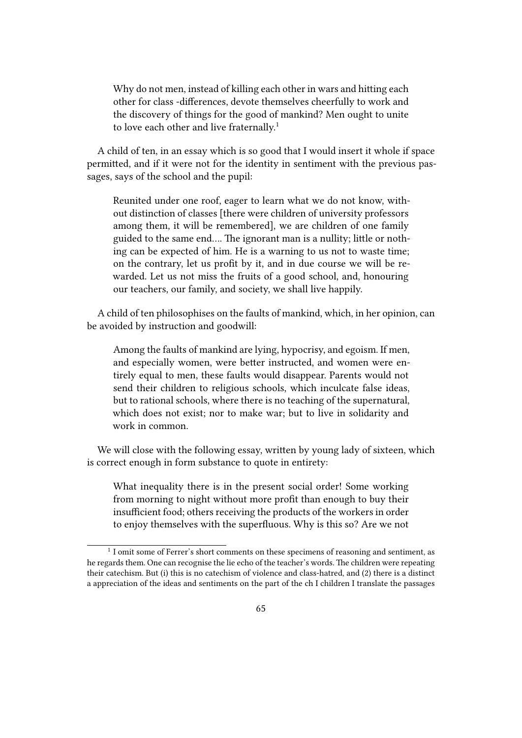> Why do not men, instead of killing each other in wars and hitting each other for class -differences, devote themselves cheerfully to work and the discovery of things for the good of mankind? Men ought to unite to love each other and live fraternally.[1]

A child of ten, in an essay which is so good that I would insert it whole if space permitted, and if it were not for the identity in sentiment with the previous passages, says of the school and the pupil:

> Reunited under one roof, eager to learn what we do not know, without distinction of classes [there were children of university professors among them, it will be remembered], we are children of one family guided to the same end.… The ignorant man is a nullity; little or nothing can be expected of him. He is a warning to us not to waste time; on the contrary, let us profit by it, and in due course we will be rewarded. Let us not miss the fruits of a good school, and, honouring our teachers, our family, and society, we shall live happily.

A child of ten philosophises on the faults of mankind, which, in her opinion, can be avoided by instruction and goodwill:

> Among the faults of mankind are lying, hypocrisy, and egoism. If men, and especially women, were better instructed, and women were entirely equal to men, these faults would disappear. Parents would not send their children to religious schools, which inculcate false ideas, but to rational schools, where there is no teaching of the supernatural, which does not exist; nor to make war; but to live in solidarity and work in common.

We will close with the following essay, written by young lady of sixteen, which is correct enough in form substance to quote in entirety:

> What inequality there is in the present social order! Some working from morning to night without more profit than enough to buy their insufficient food; others receiving the products of the workers in order to enjoy themselves with the superfluous. Why is this so? Are we not

---

[1] I omit some of Ferrer's short comments on these specimens of reasoning and sentiment, as he regards them. One can recognise the lie echo of the teacher's words. The children were repeating their catechism. But (i) this is no catechism of violence and class-hatred, and (2) there is a distinct a appreciation of the ideas and sentiments on the part of the ch I children I translate the passages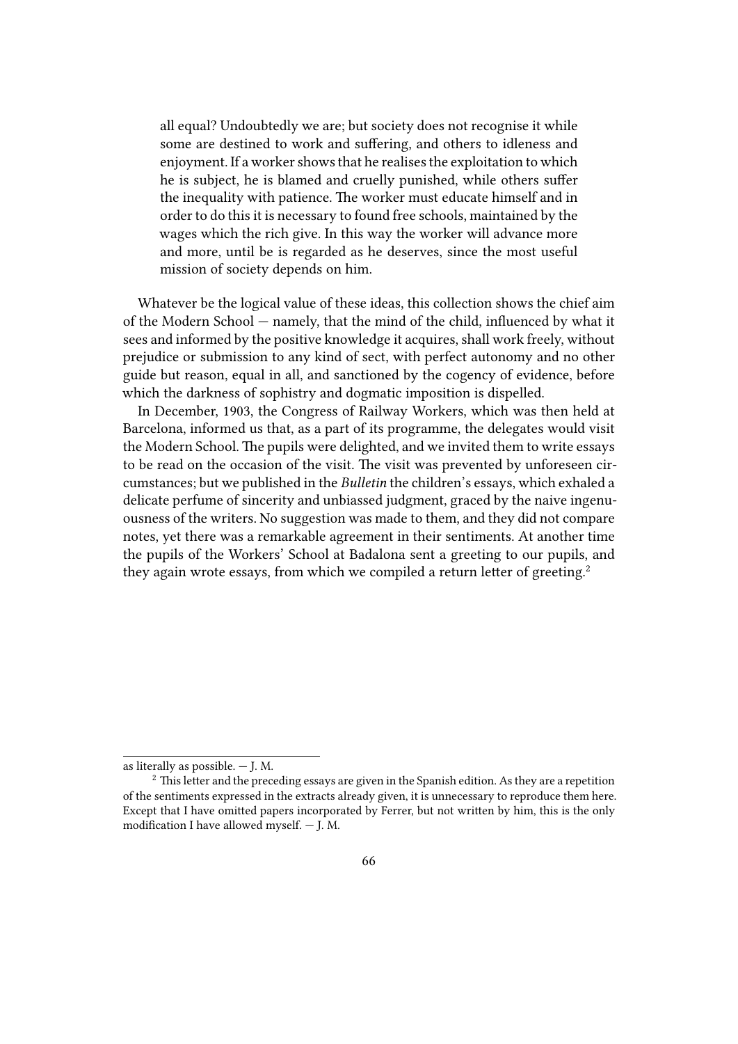> all equal? Undoubtedly we are; but society does not recognise it while some are destined to work and suffering, and others to idleness and enjoyment. If a worker shows that he realises the exploitation to which he is subject, he is blamed and cruelly punished, while others suffer the inequality with patience. The worker must educate himself and in order to do this it is necessary to found free schools, maintained by the wages which the rich give. In this way the worker will advance more and more, until be is regarded as he deserves, since the most useful mission of society depends on him.

Whatever be the logical value of these ideas, this collection shows the chief aim of the Modern School — namely, that the mind of the child, influenced by what it sees and informed by the positive knowledge it acquires, shall work freely, without prejudice or submission to any kind of sect, with perfect autonomy and no other guide but reason, equal in all, and sanctioned by the cogency of evidence, before which the darkness of sophistry and dogmatic imposition is dispelled.

In December, 1903, the Congress of Railway Workers, which was then held at Barcelona, informed us that, as a part of its programme, the delegates would visit the Modern School. The pupils were delighted, and we invited them to write essays to be read on the occasion of the visit. The visit was prevented by unforeseen circumstances; but we published in the *Bulletin* the children's essays, which exhaled a delicate perfume of sincerity and unbiassed judgment, graced by the naive ingenuousness of the writers. No suggestion was made to them, and they did not compare notes, yet there was a remarkable agreement in their sentiments. At another time the pupils of the Workers' School at Badalona sent a greeting to our pupils, and they again wrote essays, from which we compiled a return letter of greeting.[2]

---

as literally as possible. — J. M.

[2] This letter and the preceding essays are given in the Spanish edition. As they are a repetition of the sentiments expressed in the extracts already given, it is unnecessary to reproduce them here. Except that I have omitted papers incorporated by Ferrer, but not written by him, this is the only modification I have allowed myself. — J. M.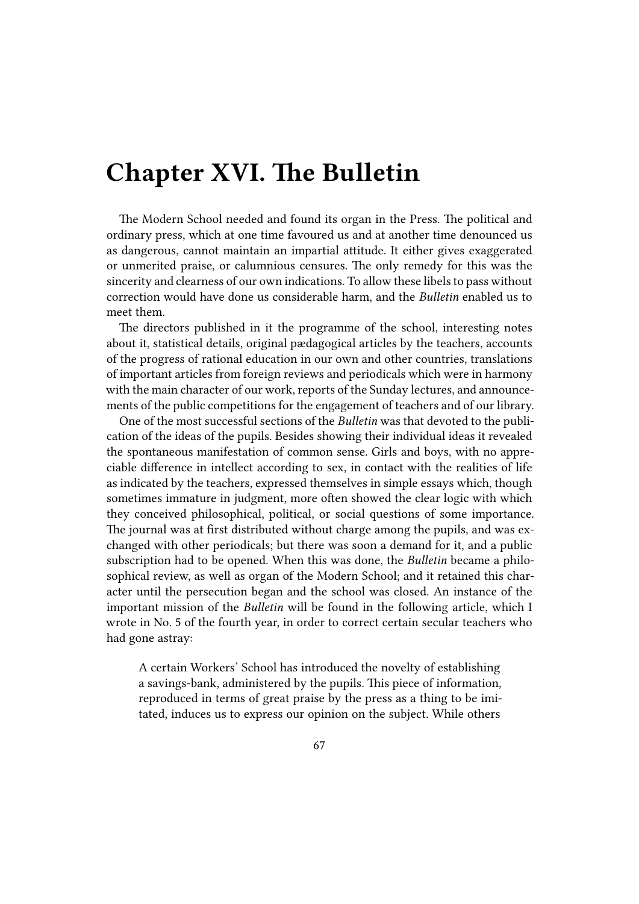# Chapter XVI. The Bulletin

The Modern School needed and found its organ in the Press. The political and ordinary press, which at one time favoured us and at another time denounced us as dangerous, cannot maintain an impartial attitude. It either gives exaggerated or unmerited praise, or calumnious censures. The only remedy for this was the sincerity and clearness of our own indications. To allow these libels to pass without correction would have done us considerable harm, and the *Bulletin* enabled us to meet them.

The directors published in it the programme of the school, interesting notes about it, statistical details, original pædagogical articles by the teachers, accounts of the progress of rational education in our own and other countries, translations of important articles from foreign reviews and periodicals which were in harmony with the main character of our work, reports of the Sunday lectures, and announcements of the public competitions for the engagement of teachers and of our library.

One of the most successful sections of the *Bulletin* was that devoted to the publication of the ideas of the pupils. Besides showing their individual ideas it revealed the spontaneous manifestation of common sense. Girls and boys, with no appreciable difference in intellect according to sex, in contact with the realities of life as indicated by the teachers, expressed themselves in simple essays which, though sometimes immature in judgment, more often showed the clear logic with which they conceived philosophical, political, or social questions of some importance. The journal was at first distributed without charge among the pupils, and was exchanged with other periodicals; but there was soon a demand for it, and a public subscription had to be opened. When this was done, the *Bulletin* became a philosophical review, as well as organ of the Modern School; and it retained this character until the persecution began and the school was closed. An instance of the important mission of the *Bulletin* will be found in the following article, which I wrote in No. 5 of the fourth year, in order to correct certain secular teachers who had gone astray:

> A certain Workers' School has introduced the novelty of establishing a savings-bank, administered by the pupils. This piece of information, reproduced in terms of great praise by the press as a thing to be imitated, induces us to express our opinion on the subject. While others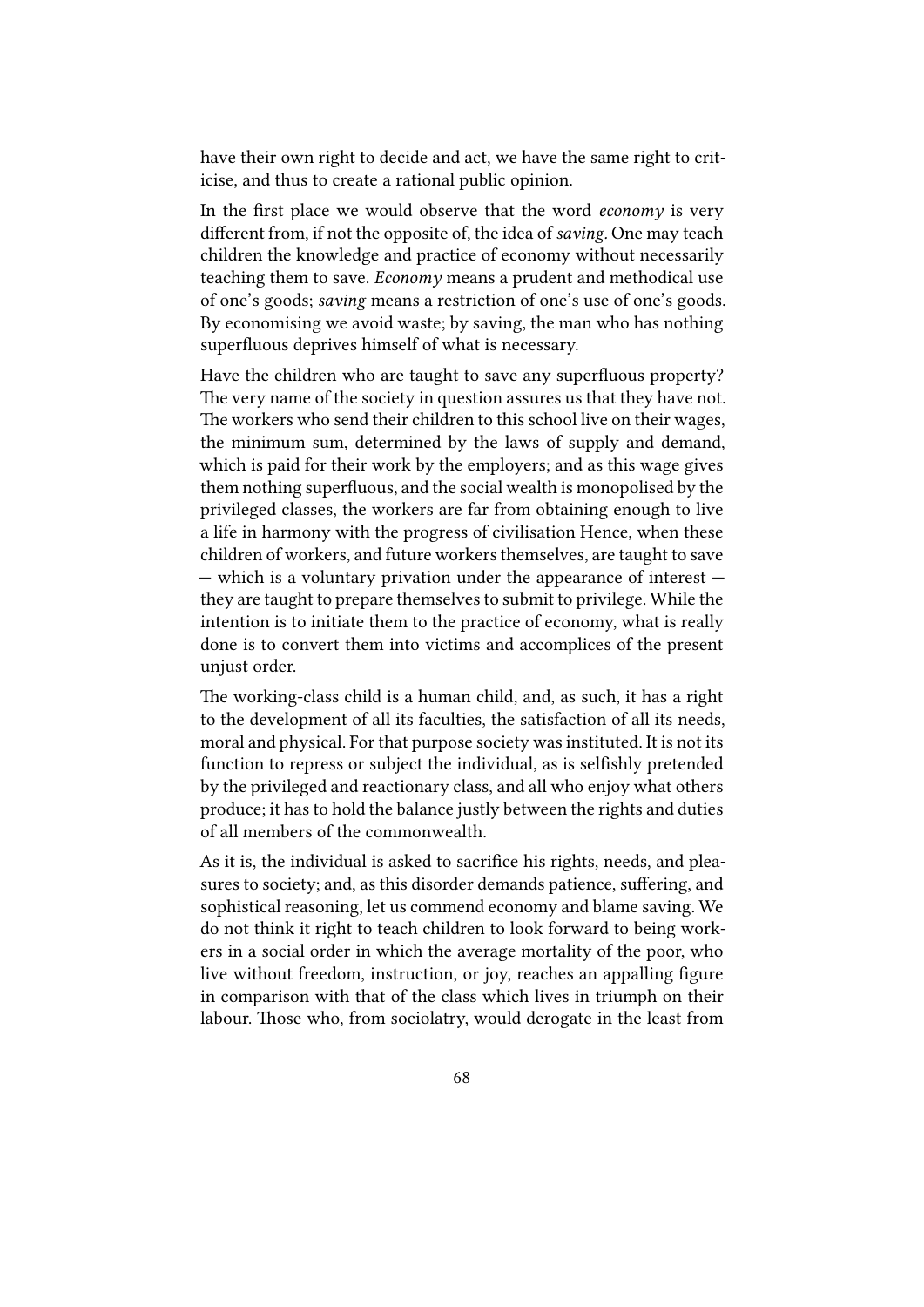have their own right to decide and act, we have the same right to criticise, and thus to create a rational public opinion.

In the first place we would observe that the word *economy* is very different from, if not the opposite of, the idea of *saving*. One may teach children the knowledge and practice of economy without necessarily teaching them to save. *Economy* means a prudent and methodical use of one's goods; *saving* means a restriction of one's use of one's goods. By economising we avoid waste; by saving, the man who has nothing superfluous deprives himself of what is necessary.

Have the children who are taught to save any superfluous property? The very name of the society in question assures us that they have not. The workers who send their children to this school live on their wages, the minimum sum, determined by the laws of supply and demand, which is paid for their work by the employers; and as this wage gives them nothing superfluous, and the social wealth is monopolised by the privileged classes, the workers are far from obtaining enough to live a life in harmony with the progress of civilisation Hence, when these children of workers, and future workers themselves, are taught to save — which is a voluntary privation under the appearance of interest — they are taught to prepare themselves to submit to privilege. While the intention is to initiate them to the practice of economy, what is really done is to convert them into victims and accomplices of the present unjust order.

The working-class child is a human child, and, as such, it has a right to the development of all its faculties, the satisfaction of all its needs, moral and physical. For that purpose society was instituted. It is not its function to repress or subject the individual, as is selfishly pretended by the privileged and reactionary class, and all who enjoy what others produce; it has to hold the balance justly between the rights and duties of all members of the commonwealth.

As it is, the individual is asked to sacrifice his rights, needs, and pleasures to society; and, as this disorder demands patience, suffering, and sophistical reasoning, let us commend economy and blame saving. We do not think it right to teach children to look forward to being workers in a social order in which the average mortality of the poor, who live without freedom, instruction, or joy, reaches an appalling figure in comparison with that of the class which lives in triumph on their labour. Those who, from sociolatry, would derogate in the least from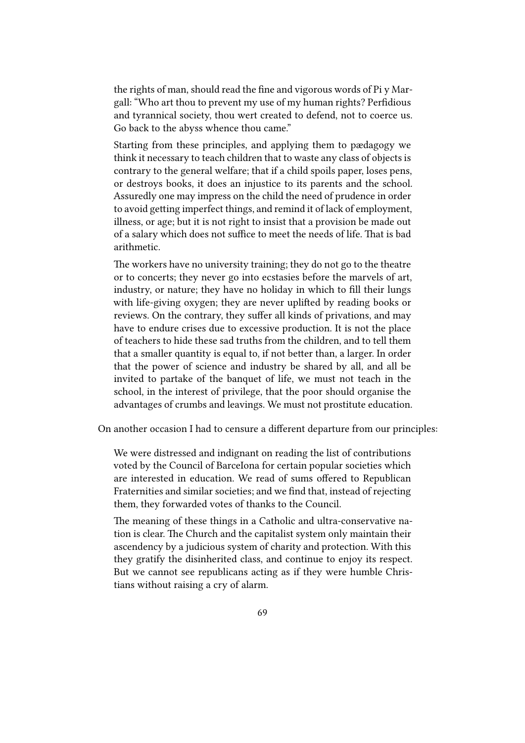the rights of man, should read the fine and vigorous words of Pi y Margall: "Who art thou to prevent my use of my human rights? Perfidious and tyrannical society, thou wert created to defend, not to coerce us. Go back to the abyss whence thou came."

> Starting from these principles, and applying them to pædagogy we think it necessary to teach children that to waste any class of objects is contrary to the general welfare; that if a child spoils paper, loses pens, or destroys books, it does an injustice to its parents and the school. Assuredly one may impress on the child the need of prudence in order to avoid getting imperfect things, and remind it of lack of employment, illness, or age; but it is not right to insist that a provision be made out of a salary which does not suffice to meet the needs of life. That is bad arithmetic.
>
> The workers have no university training; they do not go to the theatre or to concerts; they never go into ecstasies before the marvels of art, industry, or nature; they have no holiday in which to fill their lungs with life-giving oxygen; they are never uplifted by reading books or reviews. On the contrary, they suffer all kinds of privations, and may have to endure crises due to excessive production. It is not the place of teachers to hide these sad truths from the children, and to tell them that a smaller quantity is equal to, if not better than, a larger. In order that the power of science and industry be shared by all, and all be invited to partake of the banquet of life, we must not teach in the school, in the interest of privilege, that the poor should organise the advantages of crumbs and leavings. We must not prostitute education.

On another occasion I had to censure a different departure from our principles:

> We were distressed and indignant on reading the list of contributions voted by the Council of Barcelona for certain popular societies which are interested in education. We read of sums offered to Republican Fraternities and similar societies; and we find that, instead of rejecting them, they forwarded votes of thanks to the Council.
>
> The meaning of these things in a Catholic and ultra-conservative nation is clear. The Church and the capitalist system only maintain their ascendency by a judicious system of charity and protection. With this they gratify the disinherited class, and continue to enjoy its respect. But we cannot see republicans acting as if they were humble Christians without raising a cry of alarm.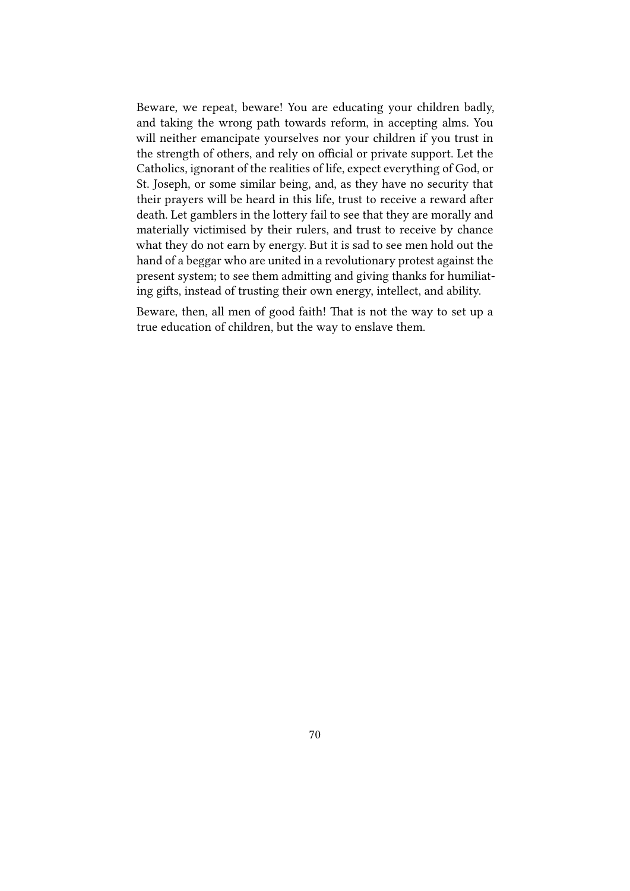Beware, we repeat, beware! You are educating your children badly, and taking the wrong path towards reform, in accepting alms. You will neither emancipate yourselves nor your children if you trust in the strength of others, and rely on official or private support. Let the Catholics, ignorant of the realities of life, expect everything of God, or St. Joseph, or some similar being, and, as they have no security that their prayers will be heard in this life, trust to receive a reward after death. Let gamblers in the lottery fail to see that they are morally and materially victimised by their rulers, and trust to receive by chance what they do not earn by energy. But it is sad to see men hold out the hand of a beggar who are united in a revolutionary protest against the present system; to see them admitting and giving thanks for humiliating gifts, instead of trusting their own energy, intellect, and ability.

Beware, then, all men of good faith! That is not the way to set up a true education of children, but the way to enslave them.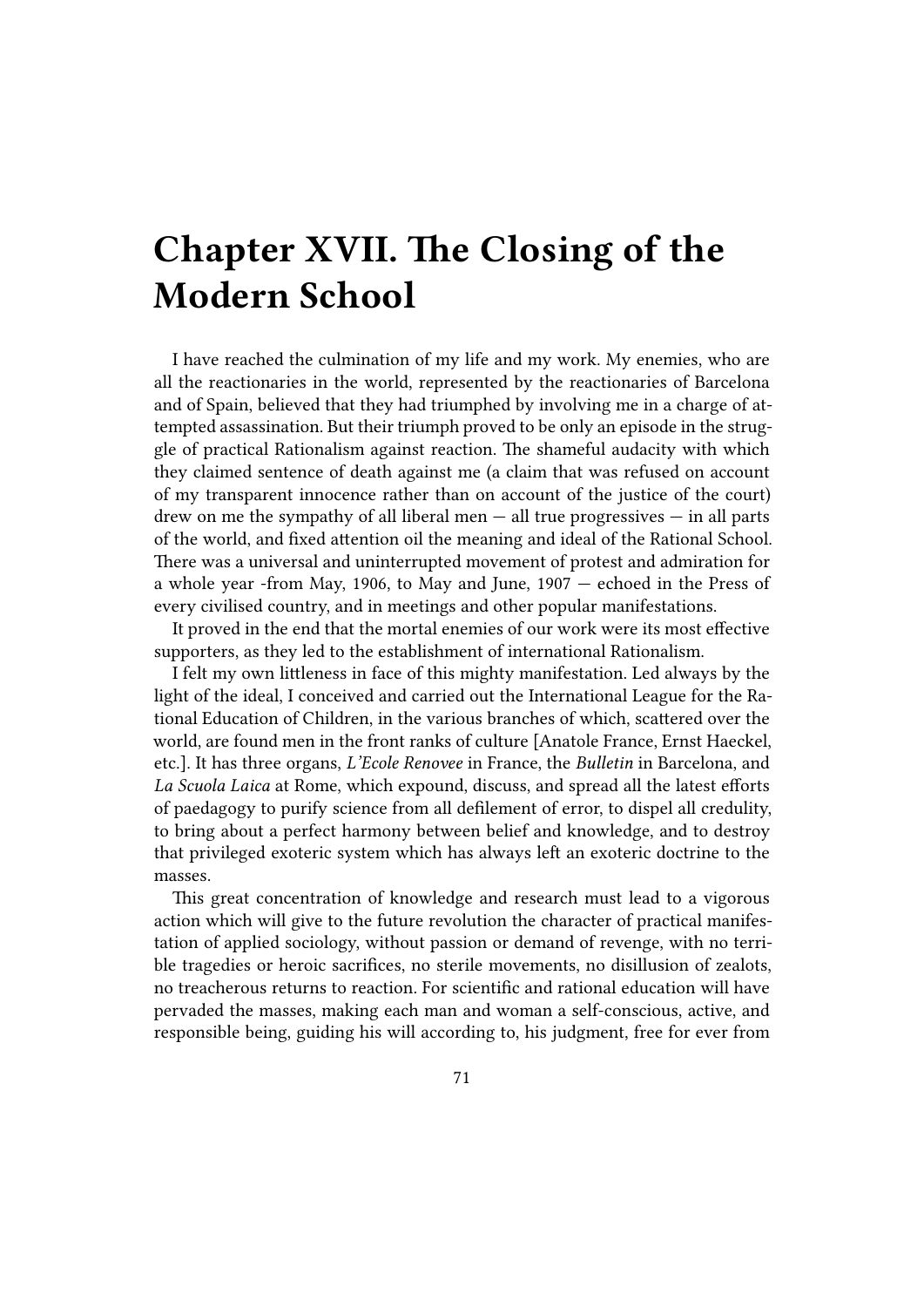# Chapter XVII. The Closing of the Modern School

I have reached the culmination of my life and my work. My enemies, who are all the reactionaries in the world, represented by the reactionaries of Barcelona and of Spain, believed that they had triumphed by involving me in a charge of attempted assassination. But their triumph proved to be only an episode in the struggle of practical Rationalism against reaction. The shameful audacity with which they claimed sentence of death against me (a claim that was refused on account of my transparent innocence rather than on account of the justice of the court) drew on me the sympathy of all liberal men — all true progressives — in all parts of the world, and fixed attention oil the meaning and ideal of the Rational School. There was a universal and uninterrupted movement of protest and admiration for a whole year -from May, 1906, to May and June, 1907 — echoed in the Press of every civilised country, and in meetings and other popular manifestations.

It proved in the end that the mortal enemies of our work were its most effective supporters, as they led to the establishment of international Rationalism.

I felt my own littleness in face of this mighty manifestation. Led always by the light of the ideal, I conceived and carried out the International League for the Rational Education of Children, in the various branches of which, scattered over the world, are found men in the front ranks of culture [Anatole France, Ernst Haeckel, etc.]. It has three organs, *L'Ecole Renovee* in France, the *Bulletin* in Barcelona, and *La Scuola Laica* at Rome, which expound, discuss, and spread all the latest efforts of paedagogy to purify science from all defilement of error, to dispel all credulity, to bring about a perfect harmony between belief and knowledge, and to destroy that privileged exoteric system which has always left an exoteric doctrine to the masses.

This great concentration of knowledge and research must lead to a vigorous action which will give to the future revolution the character of practical manifestation of applied sociology, without passion or demand of revenge, with no terrible tragedies or heroic sacrifices, no sterile movements, no disillusion of zealots, no treacherous returns to reaction. For scientific and rational education will have pervaded the masses, making each man and woman a self-conscious, active, and responsible being, guiding his will according to, his judgment, free for ever from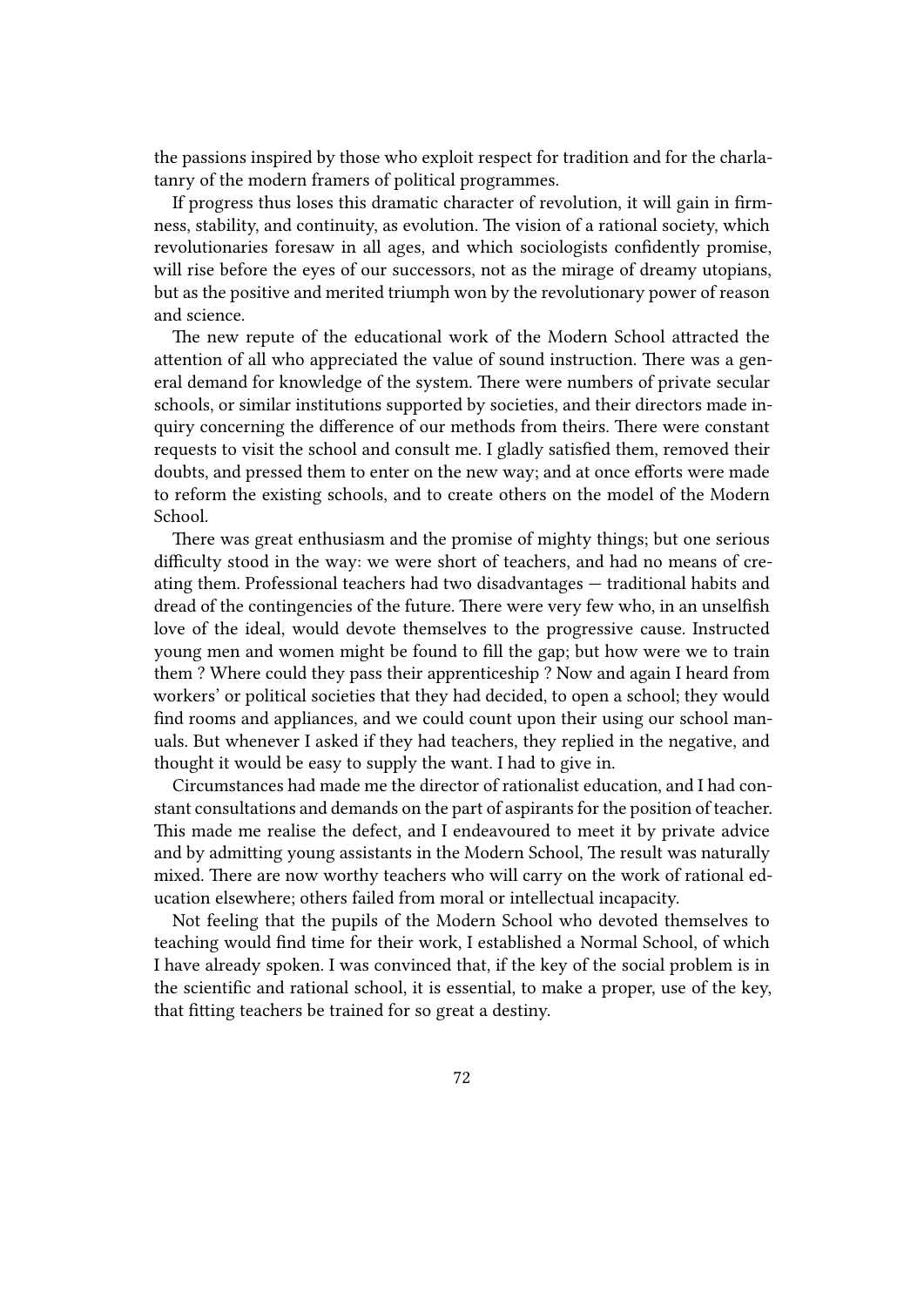the passions inspired by those who exploit respect for tradition and for the charlatanry of the modern framers of political programmes.

If progress thus loses this dramatic character of revolution, it will gain in firmness, stability, and continuity, as evolution. The vision of a rational society, which revolutionaries foresaw in all ages, and which sociologists confidently promise, will rise before the eyes of our successors, not as the mirage of dreamy utopians, but as the positive and merited triumph won by the revolutionary power of reason and science.

The new repute of the educational work of the Modern School attracted the attention of all who appreciated the value of sound instruction. There was a general demand for knowledge of the system. There were numbers of private secular schools, or similar institutions supported by societies, and their directors made inquiry concerning the difference of our methods from theirs. There were constant requests to visit the school and consult me. I gladly satisfied them, removed their doubts, and pressed them to enter on the new way; and at once efforts were made to reform the existing schools, and to create others on the model of the Modern School.

There was great enthusiasm and the promise of mighty things; but one serious difficulty stood in the way: we were short of teachers, and had no means of creating them. Professional teachers had two disadvantages — traditional habits and dread of the contingencies of the future. There were very few who, in an unselfish love of the ideal, would devote themselves to the progressive cause. Instructed young men and women might be found to fill the gap; but how were we to train them ? Where could they pass their apprenticeship ? Now and again I heard from workers' or political societies that they had decided, to open a school; they would find rooms and appliances, and we could count upon their using our school manuals. But whenever I asked if they had teachers, they replied in the negative, and thought it would be easy to supply the want. I had to give in.

Circumstances had made me the director of rationalist education, and I had constant consultations and demands on the part of aspirants for the position of teacher. This made me realise the defect, and I endeavoured to meet it by private advice and by admitting young assistants in the Modern School, The result was naturally mixed. There are now worthy teachers who will carry on the work of rational education elsewhere; others failed from moral or intellectual incapacity.

Not feeling that the pupils of the Modern School who devoted themselves to teaching would find time for their work, I established a Normal School, of which I have already spoken. I was convinced that, if the key of the social problem is in the scientific and rational school, it is essential, to make a proper, use of the key, that fitting teachers be trained for so great a destiny.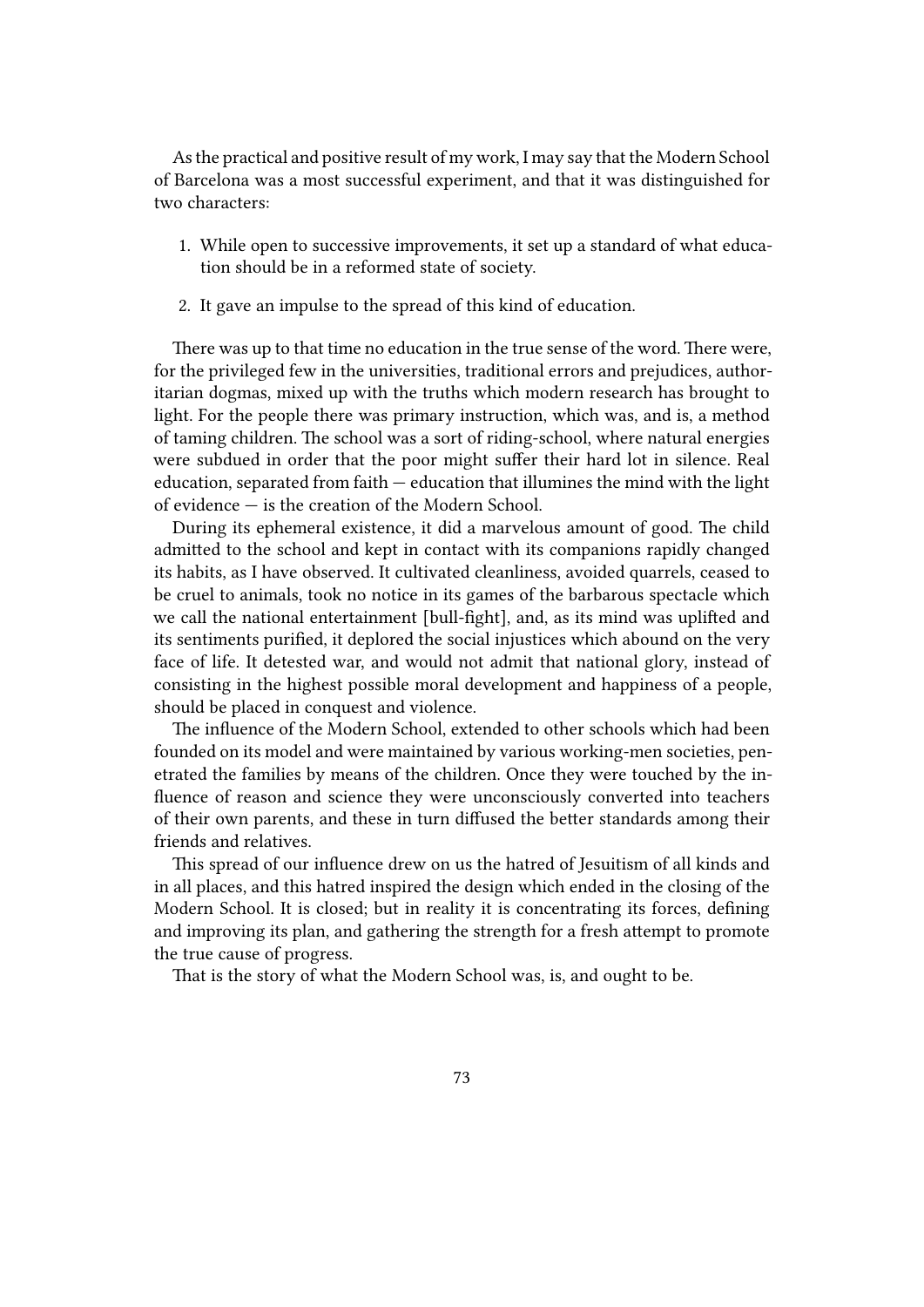As the practical and positive result of my work, I may say that the Modern School of Barcelona was a most successful experiment, and that it was distinguished for two characters:

1. While open to successive improvements, it set up a standard of what education should be in a reformed state of society.
2. It gave an impulse to the spread of this kind of education.

There was up to that time no education in the true sense of the word. There were, for the privileged few in the universities, traditional errors and prejudices, authoritarian dogmas, mixed up with the truths which modern research has brought to light. For the people there was primary instruction, which was, and is, a method of taming children. The school was a sort of riding-school, where natural energies were subdued in order that the poor might suffer their hard lot in silence. Real education, separated from faith — education that illumines the mind with the light of evidence — is the creation of the Modern School.

During its ephemeral existence, it did a marvelous amount of good. The child admitted to the school and kept in contact with its companions rapidly changed its habits, as I have observed. It cultivated cleanliness, avoided quarrels, ceased to be cruel to animals, took no notice in its games of the barbarous spectacle which we call the national entertainment [bull-fight], and, as its mind was uplifted and its sentiments purified, it deplored the social injustices which abound on the very face of life. It detested war, and would not admit that national glory, instead of consisting in the highest possible moral development and happiness of a people, should be placed in conquest and violence.

The influence of the Modern School, extended to other schools which had been founded on its model and were maintained by various working-men societies, penetrated the families by means of the children. Once they were touched by the influence of reason and science they were unconsciously converted into teachers of their own parents, and these in turn diffused the better standards among their friends and relatives.

This spread of our influence drew on us the hatred of Jesuitism of all kinds and in all places, and this hatred inspired the design which ended in the closing of the Modern School. It is closed; but in reality it is concentrating its forces, defining and improving its plan, and gathering the strength for a fresh attempt to promote the true cause of progress.

That is the story of what the Modern School was, is, and ought to be.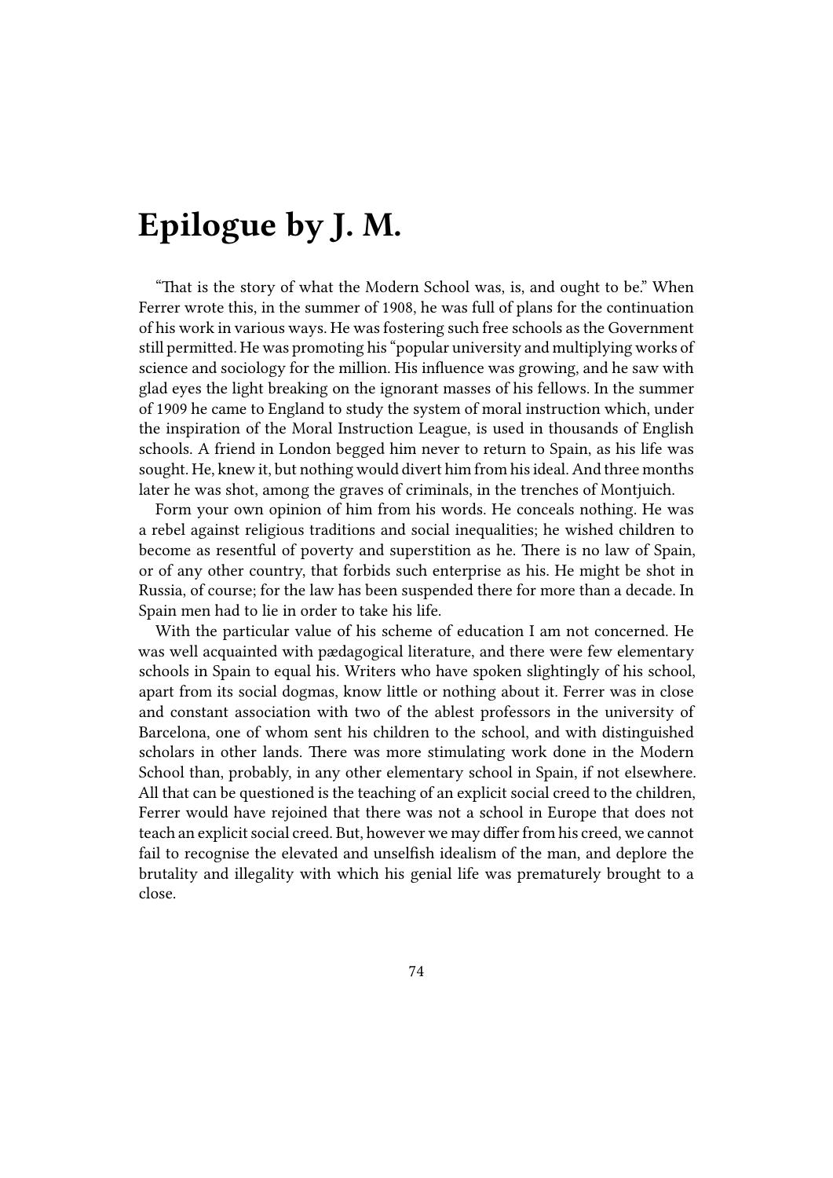# Epilogue by J. M.

"That is the story of what the Modern School was, is, and ought to be." When Ferrer wrote this, in the summer of 1908, he was full of plans for the continuation of his work in various ways. He was fostering such free schools as the Government still permitted. He was promoting his "popular university and multiplying works of science and sociology for the million. His influence was growing, and he saw with glad eyes the light breaking on the ignorant masses of his fellows. In the summer of 1909 he came to England to study the system of moral instruction which, under the inspiration of the Moral Instruction League, is used in thousands of English schools. A friend in London begged him never to return to Spain, as his life was sought. He, knew it, but nothing would divert him from his ideal. And three months later he was shot, among the graves of criminals, in the trenches of Montjuich.

Form your own opinion of him from his words. He conceals nothing. He was a rebel against religious traditions and social inequalities; he wished children to become as resentful of poverty and superstition as he. There is no law of Spain, or of any other country, that forbids such enterprise as his. He might be shot in Russia, of course; for the law has been suspended there for more than a decade. In Spain men had to lie in order to take his life.

With the particular value of his scheme of education I am not concerned. He was well acquainted with pædagogical literature, and there were few elementary schools in Spain to equal his. Writers who have spoken slightingly of his school, apart from its social dogmas, know little or nothing about it. Ferrer was in close and constant association with two of the ablest professors in the university of Barcelona, one of whom sent his children to the school, and with distinguished scholars in other lands. There was more stimulating work done in the Modern School than, probably, in any other elementary school in Spain, if not elsewhere. All that can be questioned is the teaching of an explicit social creed to the children, Ferrer would have rejoined that there was not a school in Europe that does not teach an explicit social creed. But, however we may differ from his creed, we cannot fail to recognise the elevated and unselfish idealism of the man, and deplore the brutality and illegality with which his genial life was prematurely brought to a close.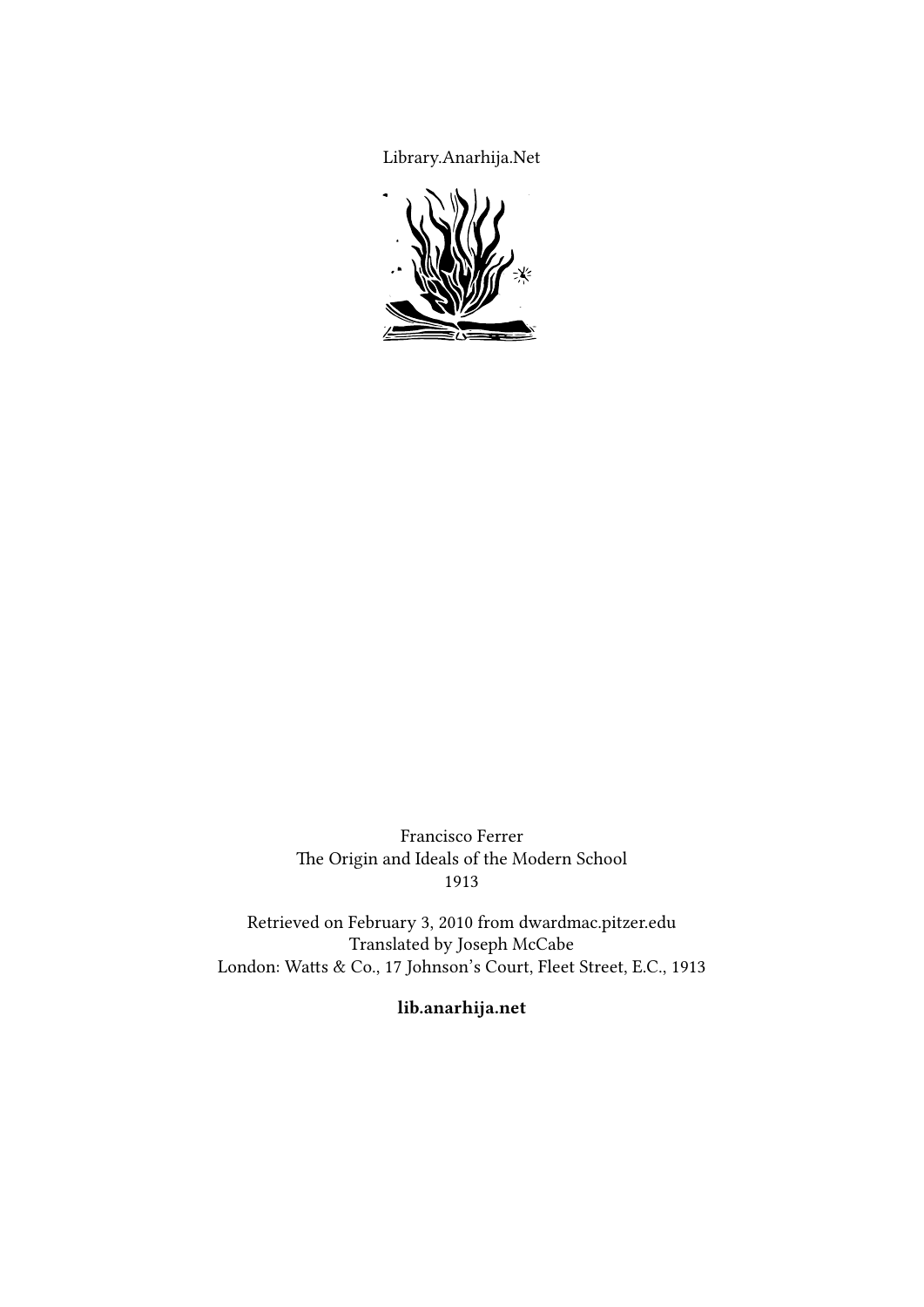Library.Anarhija.Net

Francisco Ferrer
The Origin and Ideals of the Modern School
1913

Retrieved on February 3, 2010 from dwardmac.pitzer.edu
Translated by Joseph McCabe
London: Watts & Co., 17 Johnson's Court, Fleet Street, E.C., 1913

**lib.anarhija.net**